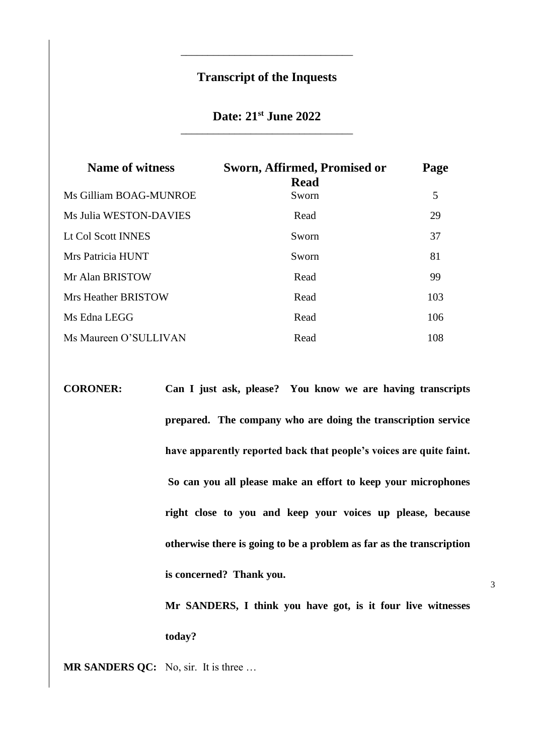## Transcript of the Inquests

## Date: 21st June 2022

| Name of witness | Sworn, Affirmed, Promised or Read | Page |
|---|---|---|
| Ms Gilliam BOAG-MUNROE | Sworn | 5 |
| Ms Julia WESTON-DAVIES | Read | 29 |
| Lt Col Scott INNES | Sworn | 37 |
| Mrs Patricia HUNT | Sworn | 81 |
| Mr Alan BRISTOW | Read | 99 |
| Mrs Heather BRISTOW | Read | 103 |
| Ms Edna LEGG | Read | 106 |
| Ms Maureen O'SULLIVAN | Read | 108 |

**CORONER:** **Can I just ask, please? You know we are having transcripts prepared. The company who are doing the transcription service have apparently reported back that people's voices are quite faint. So can you all please make an effort to keep your microphones right close to you and keep your voices up please, because otherwise there is going to be a problem as far as the transcription is concerned? Thank you.**

**Mr SANDERS, I think you have got, is it four live witnesses today?**

**MR SANDERS QC:** No, sir. It is three …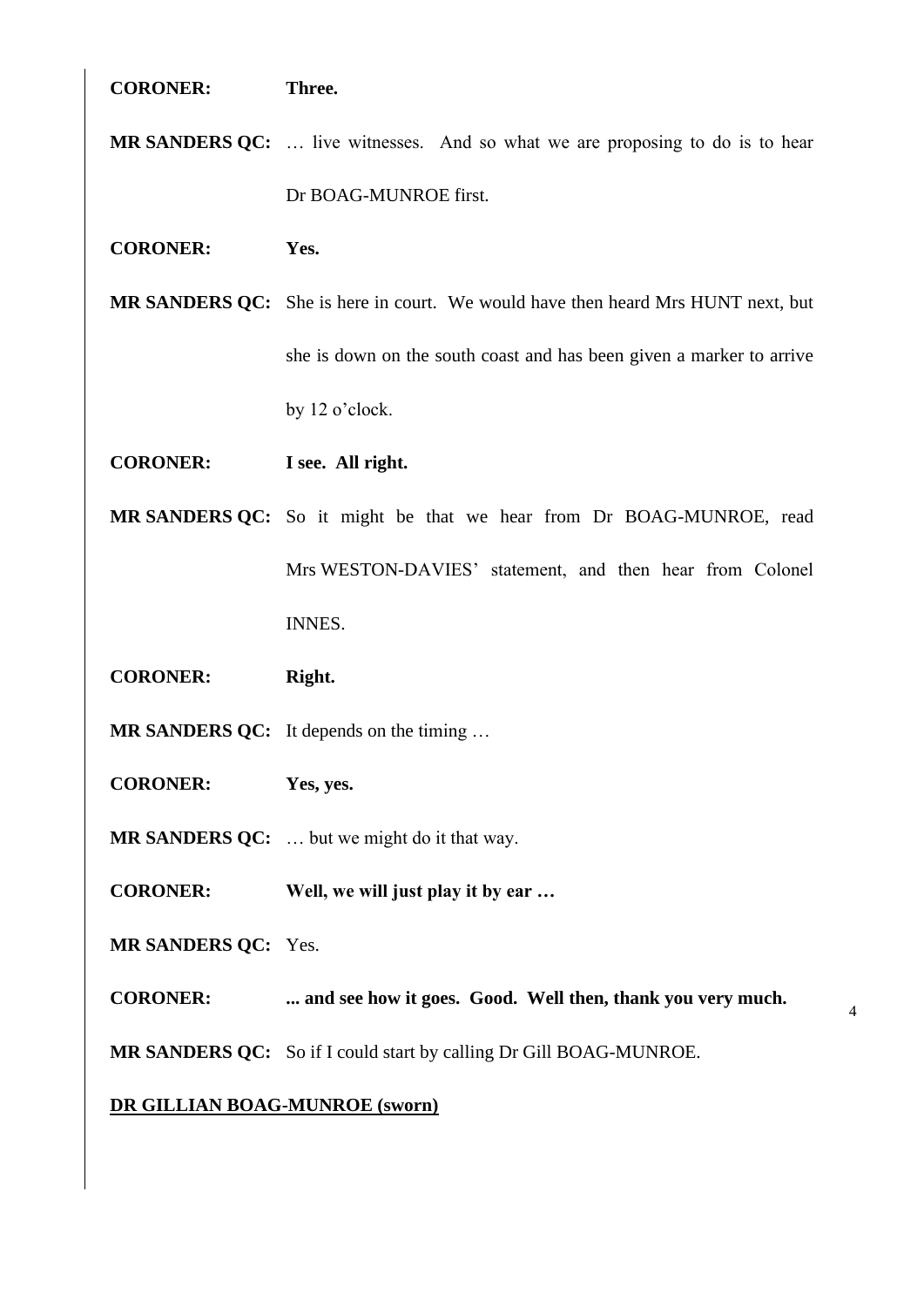**CORONER:** **Three.**

**MR SANDERS QC:** … live witnesses. And so what we are proposing to do is to hear Dr BOAG-MUNROE first.

**CORONER:** **Yes.**

**MR SANDERS QC:** She is here in court. We would have then heard Mrs HUNT next, but she is down on the south coast and has been given a marker to arrive by 12 o'clock.

**CORONER:** **I see. All right.**

**MR SANDERS QC:** So it might be that we hear from Dr BOAG-MUNROE, read Mrs WESTON-DAVIES' statement, and then hear from Colonel INNES.

**CORONER:** **Right.**

**MR SANDERS QC:** It depends on the timing …

**CORONER:** **Yes, yes.**

**MR SANDERS QC:** … but we might do it that way.

**CORONER:** **Well, we will just play it by ear …**

**MR SANDERS QC:** Yes.

**CORONER:** **... and see how it goes. Good. Well then, thank you very much.**

**MR SANDERS QC:** So if I could start by calling Dr Gill BOAG-MUNROE.

**DR GILLIAN BOAG-MUNROE (sworn)**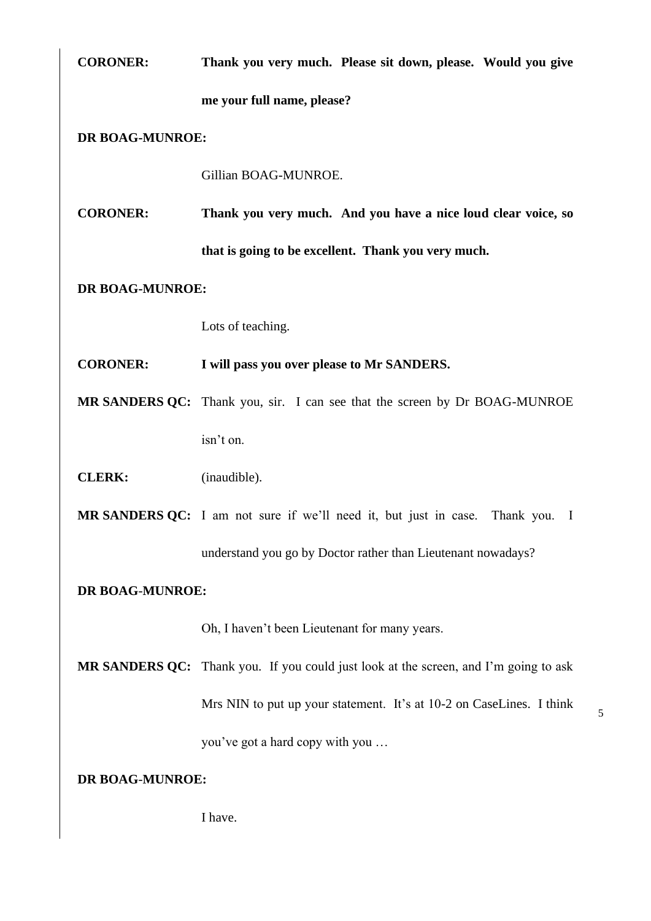**CORONER:** **Thank you very much. Please sit down, please. Would you give me your full name, please?**

**DR BOAG-MUNROE:**

Gillian BOAG-MUNROE.

**CORONER:** **Thank you very much. And you have a nice loud clear voice, so that is going to be excellent. Thank you very much.**

**DR BOAG-MUNROE:**

Lots of teaching.

**CORONER:** **I will pass you over please to Mr SANDERS.**

**MR SANDERS QC:** Thank you, sir. I can see that the screen by Dr BOAG-MUNROE isn't on.

**CLERK:** (inaudible).

**MR SANDERS QC:** I am not sure if we'll need it, but just in case. Thank you. I understand you go by Doctor rather than Lieutenant nowadays?

**DR BOAG-MUNROE:**

Oh, I haven't been Lieutenant for many years.

**MR SANDERS QC:** Thank you. If you could just look at the screen, and I'm going to ask Mrs NIN to put up your statement. It's at 10-2 on CaseLines. I think you've got a hard copy with you …

**DR BOAG-MUNROE:**

I have.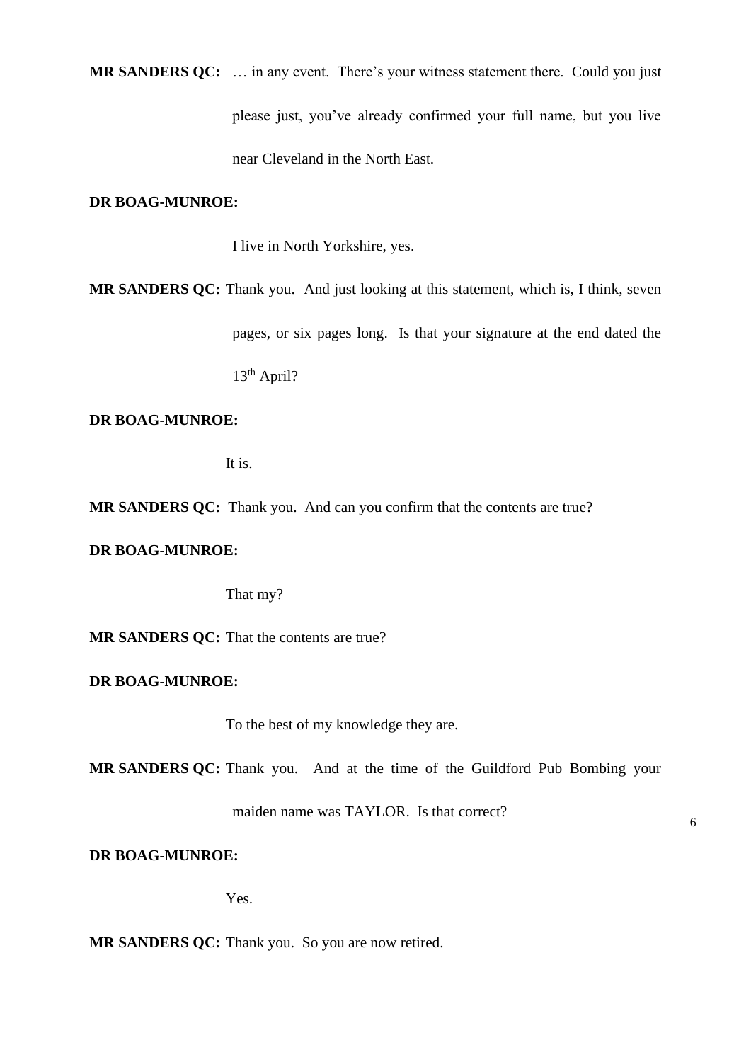**MR SANDERS QC:** … in any event. There's your witness statement there. Could you just please just, you've already confirmed your full name, but you live near Cleveland in the North East.

**DR BOAG-MUNROE:**

I live in North Yorkshire, yes.

**MR SANDERS QC:** Thank you. And just looking at this statement, which is, I think, seven pages, or six pages long. Is that your signature at the end dated the 13th April?

**DR BOAG-MUNROE:**

It is.

**MR SANDERS QC:** Thank you. And can you confirm that the contents are true?

**DR BOAG-MUNROE:**

That my?

**MR SANDERS QC:** That the contents are true?

**DR BOAG-MUNROE:**

To the best of my knowledge they are.

**MR SANDERS QC:** Thank you. And at the time of the Guildford Pub Bombing your maiden name was TAYLOR. Is that correct?

**DR BOAG-MUNROE:**

Yes.

**MR SANDERS QC:** Thank you. So you are now retired.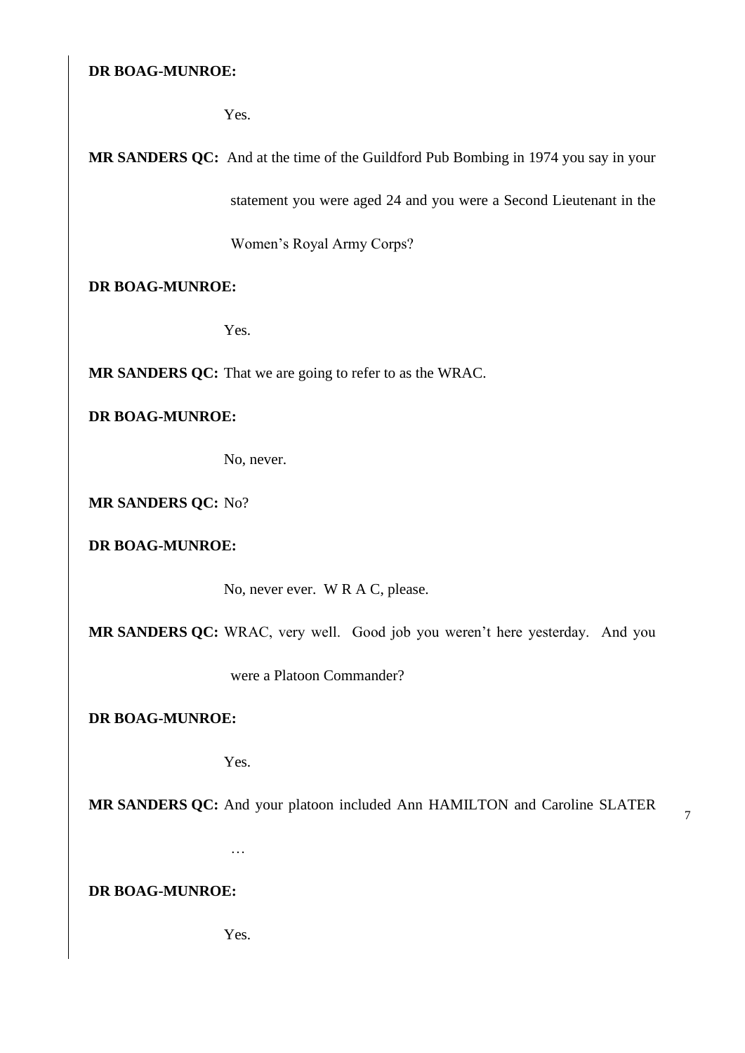**DR BOAG-MUNROE:**

Yes.

**MR SANDERS QC:** And at the time of the Guildford Pub Bombing in 1974 you say in your statement you were aged 24 and you were a Second Lieutenant in the Women's Royal Army Corps?

**DR BOAG-MUNROE:**

Yes.

**MR SANDERS QC:** That we are going to refer to as the WRAC.

**DR BOAG-MUNROE:**

No, never.

**MR SANDERS QC:** No?

**DR BOAG-MUNROE:**

No, never ever. W R A C, please.

**MR SANDERS QC:** WRAC, very well. Good job you weren't here yesterday. And you were a Platoon Commander?

**DR BOAG-MUNROE:**

Yes.

**MR SANDERS QC:** And your platoon included Ann HAMILTON and Caroline SLATER …

**DR BOAG-MUNROE:**

Yes.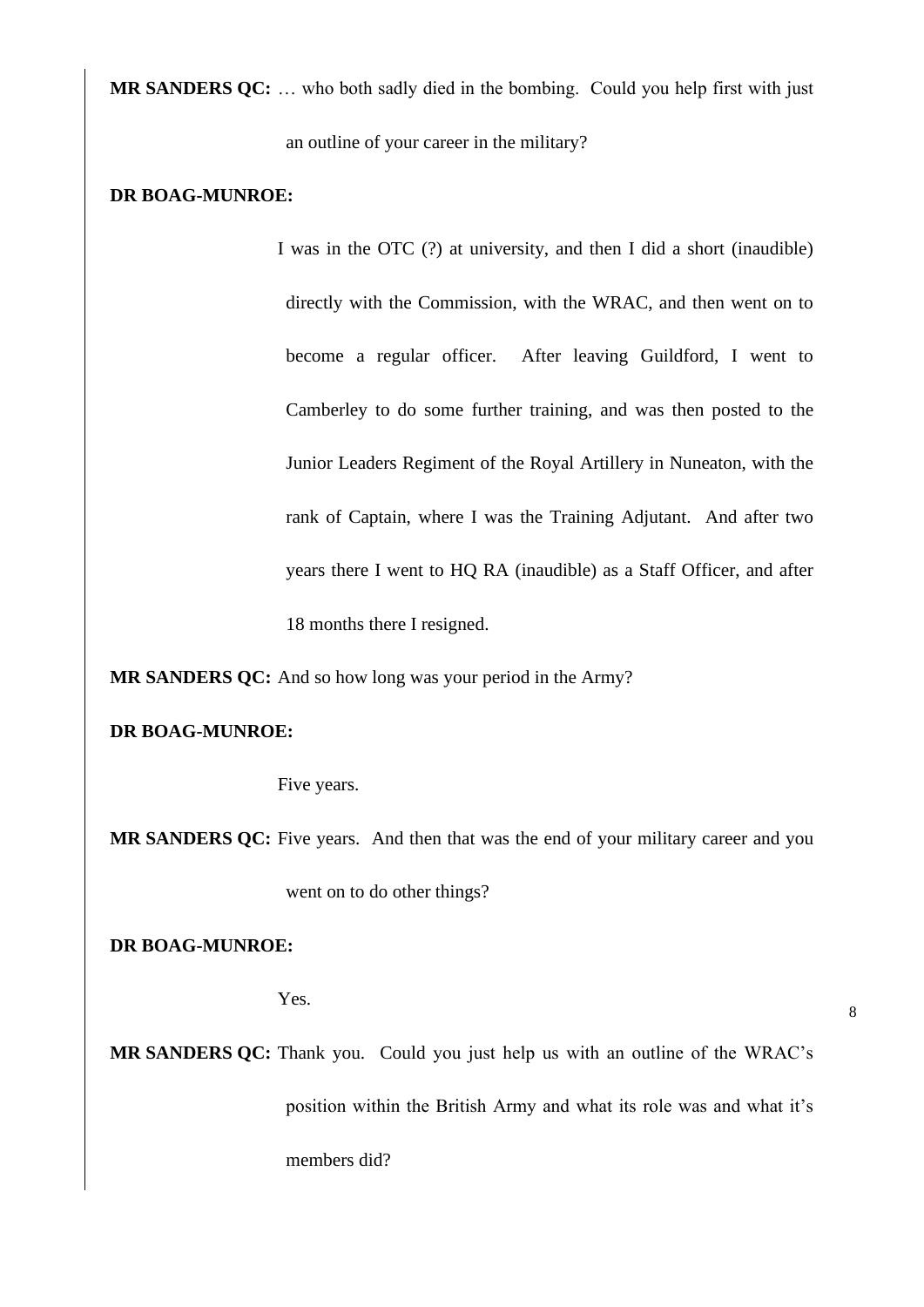**MR SANDERS QC:** … who both sadly died in the bombing. Could you help first with just an outline of your career in the military?

**DR BOAG-MUNROE:**

I was in the OTC (?) at university, and then I did a short (inaudible) directly with the Commission, with the WRAC, and then went on to become a regular officer. After leaving Guildford, I went to Camberley to do some further training, and was then posted to the Junior Leaders Regiment of the Royal Artillery in Nuneaton, with the rank of Captain, where I was the Training Adjutant. And after two years there I went to HQ RA (inaudible) as a Staff Officer, and after 18 months there I resigned.

**MR SANDERS QC:** And so how long was your period in the Army?

**DR BOAG-MUNROE:**

Five years.

**MR SANDERS QC:** Five years. And then that was the end of your military career and you went on to do other things?

**DR BOAG-MUNROE:**

Yes.

**MR SANDERS QC:** Thank you. Could you just help us with an outline of the WRAC's position within the British Army and what its role was and what it's members did?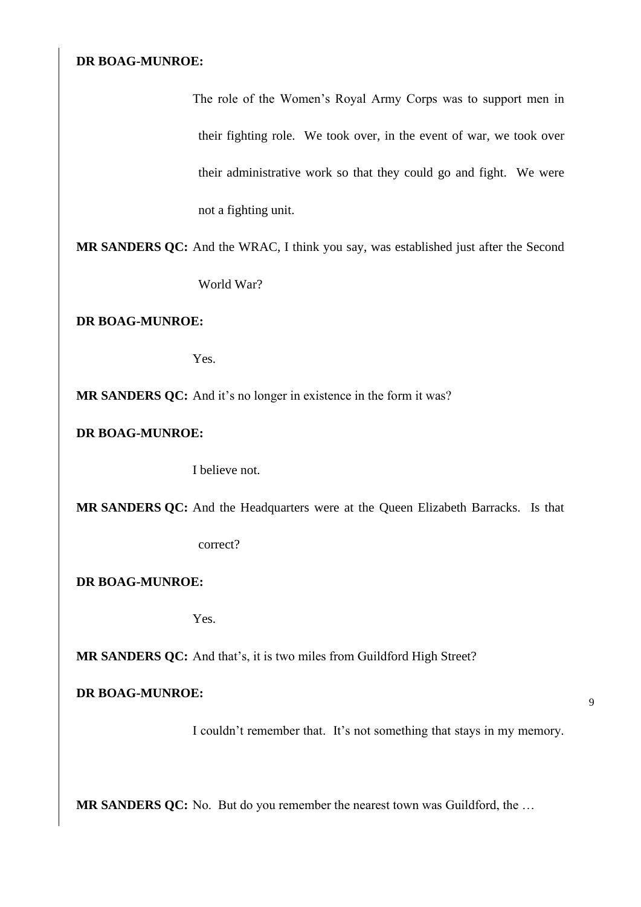**DR BOAG-MUNROE:**

The role of the Women's Royal Army Corps was to support men in their fighting role. We took over, in the event of war, we took over their administrative work so that they could go and fight. We were not a fighting unit.

**MR SANDERS QC:** And the WRAC, I think you say, was established just after the Second World War?

**DR BOAG-MUNROE:**

Yes.

**MR SANDERS QC:** And it's no longer in existence in the form it was?

**DR BOAG-MUNROE:**

I believe not.

**MR SANDERS QC:** And the Headquarters were at the Queen Elizabeth Barracks. Is that correct?

**DR BOAG-MUNROE:**

Yes.

**MR SANDERS QC:** And that's, it is two miles from Guildford High Street?

**DR BOAG-MUNROE:**

I couldn't remember that. It's not something that stays in my memory.

**MR SANDERS QC:** No. But do you remember the nearest town was Guildford, the …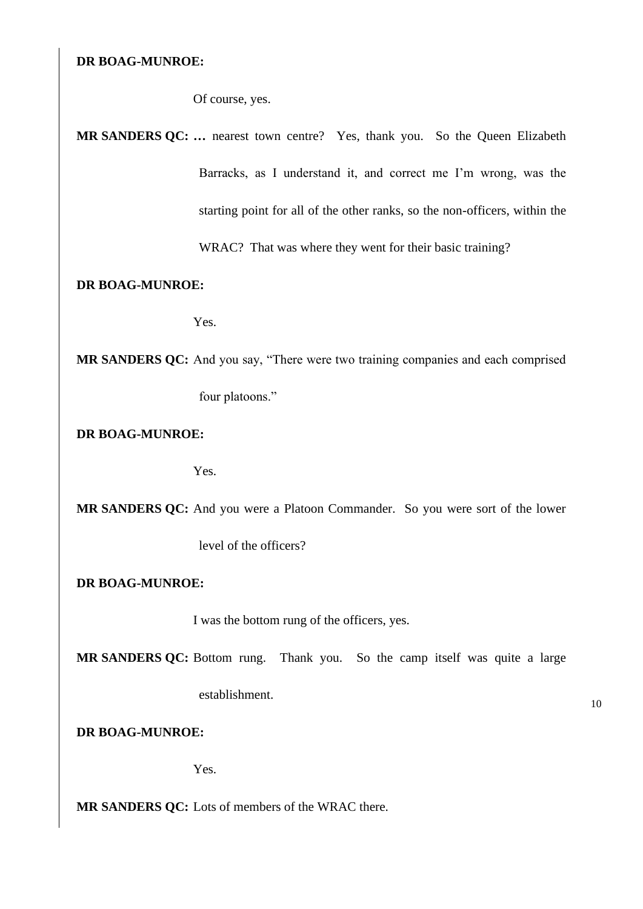**DR BOAG-MUNROE:**

Of course, yes.

**MR SANDERS QC:** **…** nearest town centre? Yes, thank you. So the Queen Elizabeth Barracks, as I understand it, and correct me I'm wrong, was the starting point for all of the other ranks, so the non-officers, within the WRAC? That was where they went for their basic training?

**DR BOAG-MUNROE:**

Yes.

**MR SANDERS QC:** And you say, "There were two training companies and each comprised four platoons."

**DR BOAG-MUNROE:**

Yes.

**MR SANDERS QC:** And you were a Platoon Commander. So you were sort of the lower level of the officers?

**DR BOAG-MUNROE:**

I was the bottom rung of the officers, yes.

**MR SANDERS QC:** Bottom rung. Thank you. So the camp itself was quite a large establishment.

**DR BOAG-MUNROE:**

Yes.

**MR SANDERS QC:** Lots of members of the WRAC there.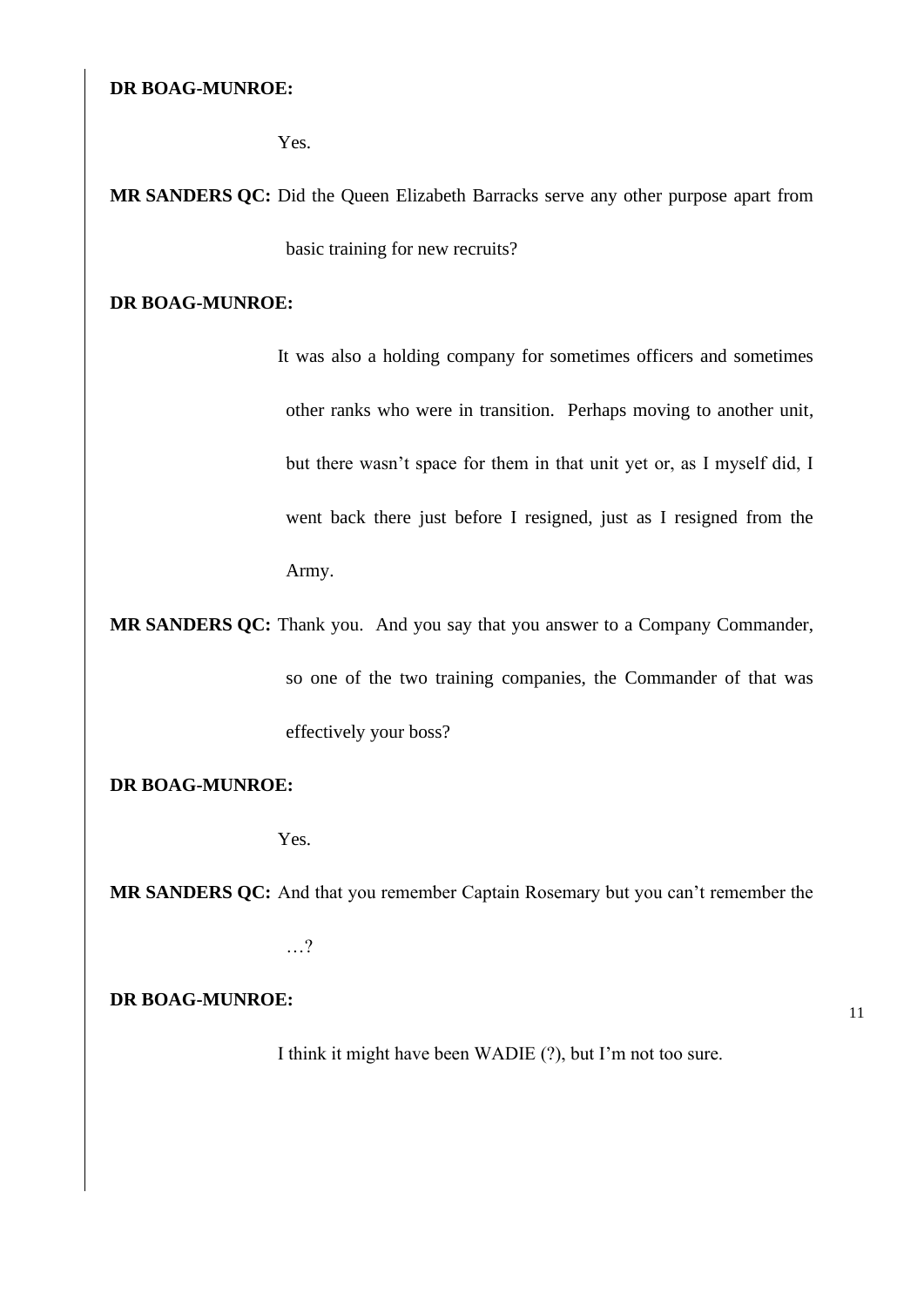**DR BOAG-MUNROE:**

Yes.

**MR SANDERS QC:** Did the Queen Elizabeth Barracks serve any other purpose apart from basic training for new recruits?

**DR BOAG-MUNROE:**

It was also a holding company for sometimes officers and sometimes other ranks who were in transition. Perhaps moving to another unit, but there wasn't space for them in that unit yet or, as I myself did, I went back there just before I resigned, just as I resigned from the Army.

**MR SANDERS QC:** Thank you. And you say that you answer to a Company Commander, so one of the two training companies, the Commander of that was effectively your boss?

**DR BOAG-MUNROE:**

Yes.

**MR SANDERS QC:** And that you remember Captain Rosemary but you can't remember the …?

**DR BOAG-MUNROE:**

I think it might have been WADIE (?), but I'm not too sure.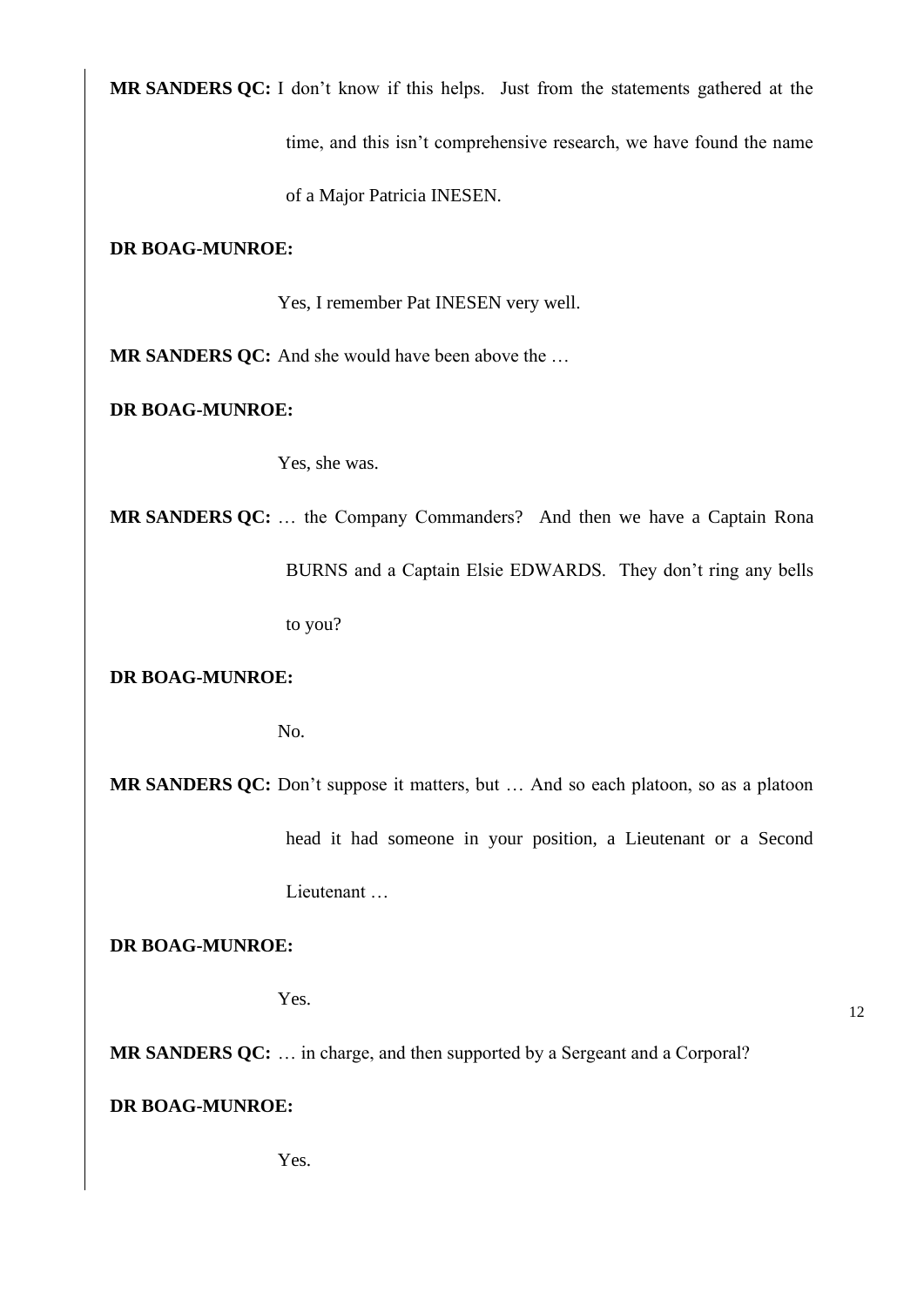**MR SANDERS QC:** I don't know if this helps. Just from the statements gathered at the time, and this isn't comprehensive research, we have found the name of a Major Patricia INESEN.

**DR BOAG-MUNROE:**

Yes, I remember Pat INESEN very well.

**MR SANDERS QC:** And she would have been above the …

**DR BOAG-MUNROE:**

Yes, she was.

**MR SANDERS QC:** … the Company Commanders? And then we have a Captain Rona BURNS and a Captain Elsie EDWARDS. They don't ring any bells to you?

**DR BOAG-MUNROE:**

No.

**MR SANDERS QC:** Don't suppose it matters, but … And so each platoon, so as a platoon head it had someone in your position, a Lieutenant or a Second Lieutenant …

**DR BOAG-MUNROE:**

Yes.

**MR SANDERS QC:** … in charge, and then supported by a Sergeant and a Corporal?

**DR BOAG-MUNROE:**

Yes.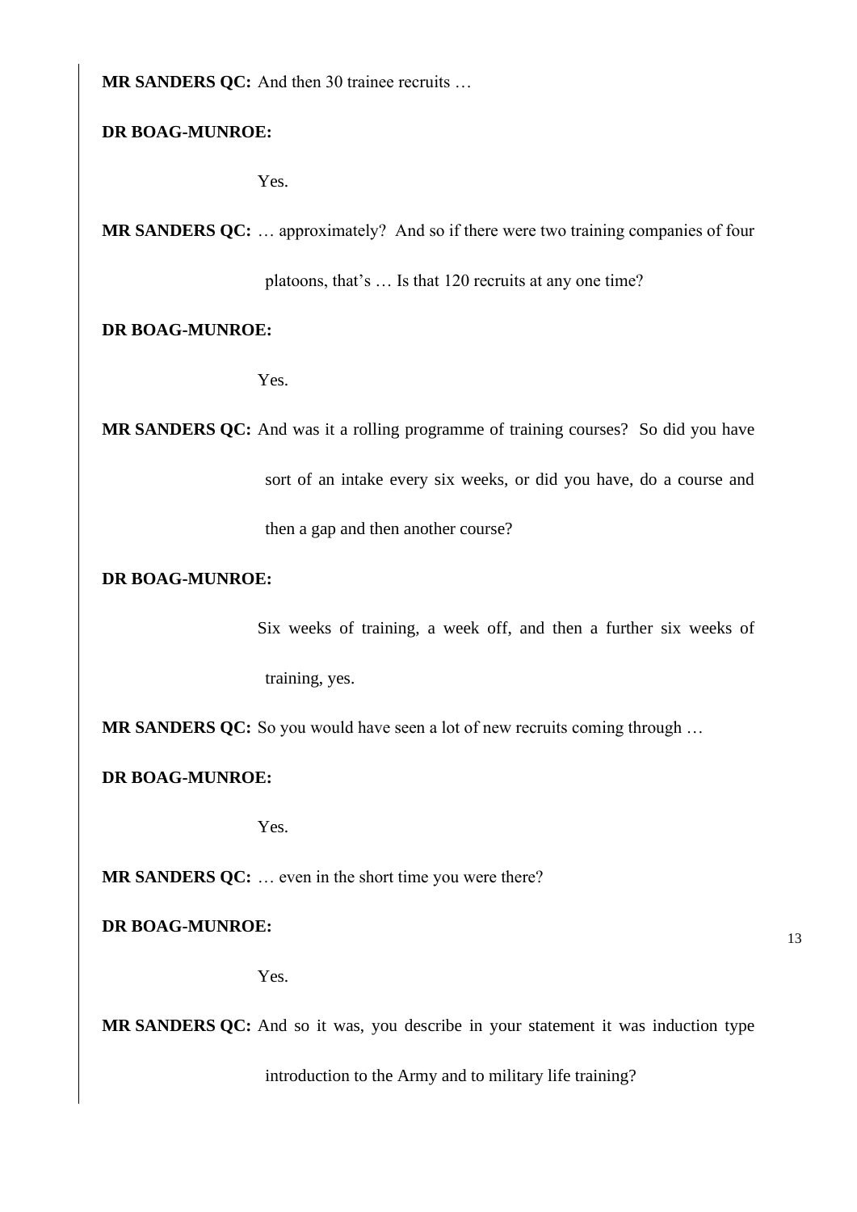**MR SANDERS QC:** And then 30 trainee recruits …

**DR BOAG-MUNROE:**

Yes.

**MR SANDERS QC:** … approximately? And so if there were two training companies of four platoons, that's … Is that 120 recruits at any one time?

**DR BOAG-MUNROE:**

Yes.

**MR SANDERS QC:** And was it a rolling programme of training courses? So did you have sort of an intake every six weeks, or did you have, do a course and then a gap and then another course?

**DR BOAG-MUNROE:**

Six weeks of training, a week off, and then a further six weeks of training, yes.

**MR SANDERS QC:** So you would have seen a lot of new recruits coming through …

**DR BOAG-MUNROE:**

Yes.

**MR SANDERS QC:** … even in the short time you were there?

**DR BOAG-MUNROE:**

Yes.

**MR SANDERS QC:** And so it was, you describe in your statement it was induction type introduction to the Army and to military life training?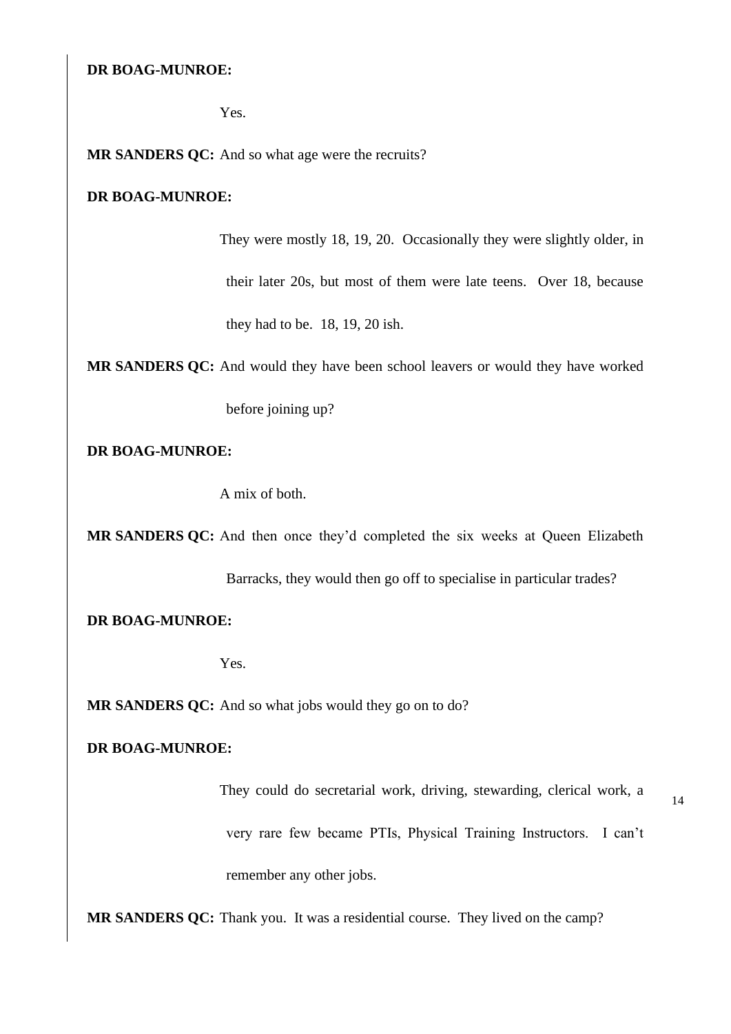**DR BOAG-MUNROE:**

Yes.

**MR SANDERS QC:** And so what age were the recruits?

**DR BOAG-MUNROE:**

They were mostly 18, 19, 20. Occasionally they were slightly older, in their later 20s, but most of them were late teens. Over 18, because they had to be. 18, 19, 20 ish.

**MR SANDERS QC:** And would they have been school leavers or would they have worked before joining up?

**DR BOAG-MUNROE:**

A mix of both.

**MR SANDERS QC:** And then once they'd completed the six weeks at Queen Elizabeth Barracks, they would then go off to specialise in particular trades?

**DR BOAG-MUNROE:**

Yes.

**MR SANDERS QC:** And so what jobs would they go on to do?

**DR BOAG-MUNROE:**

They could do secretarial work, driving, stewarding, clerical work, a very rare few became PTIs, Physical Training Instructors. I can't remember any other jobs.

**MR SANDERS QC:** Thank you. It was a residential course. They lived on the camp?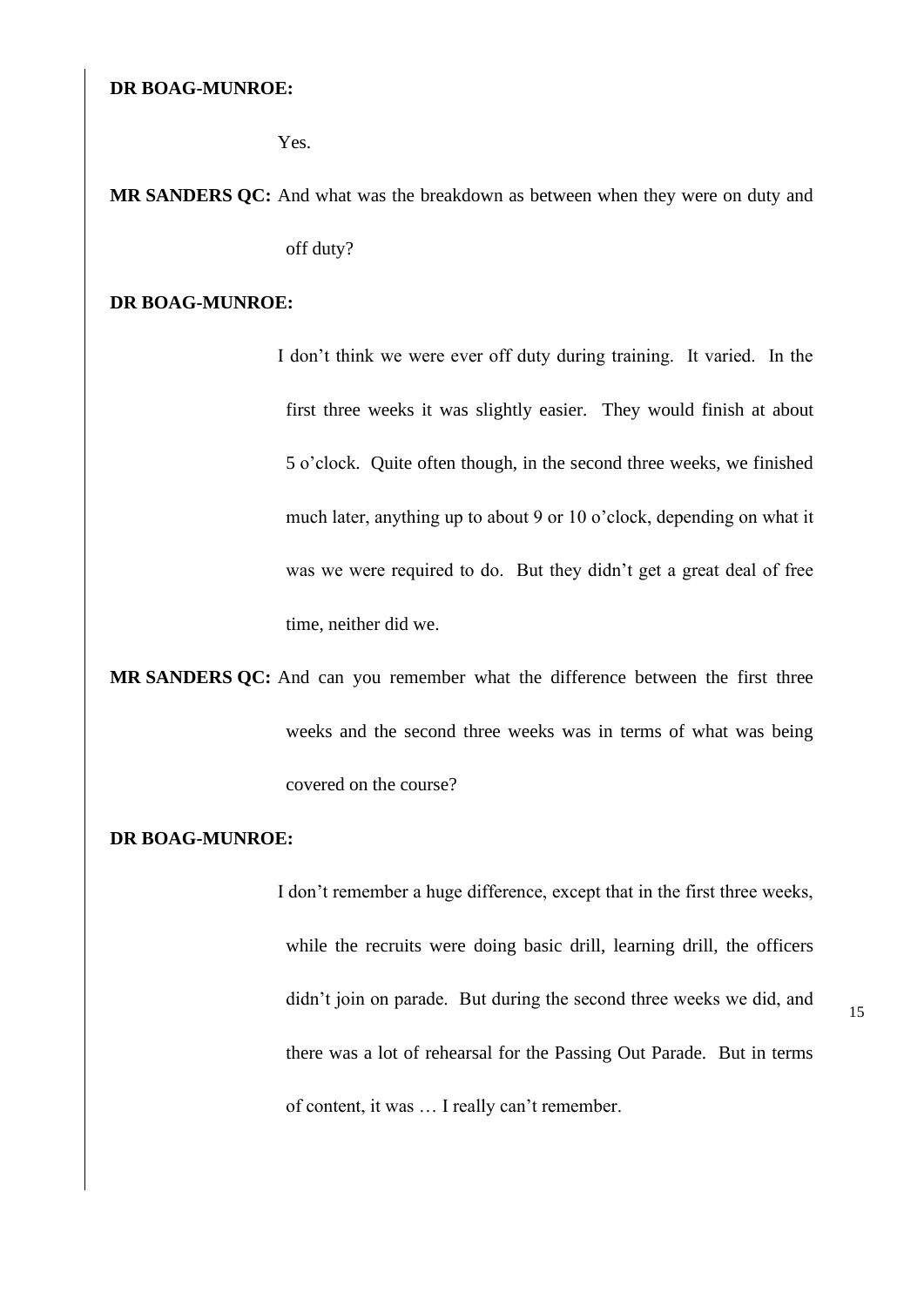**DR BOAG-MUNROE:**

Yes.

**MR SANDERS QC:** And what was the breakdown as between when they were on duty and off duty?

**DR BOAG-MUNROE:**

I don't think we were ever off duty during training. It varied. In the first three weeks it was slightly easier. They would finish at about 5 o'clock. Quite often though, in the second three weeks, we finished much later, anything up to about 9 or 10 o'clock, depending on what it was we were required to do. But they didn't get a great deal of free time, neither did we.

**MR SANDERS QC:** And can you remember what the difference between the first three weeks and the second three weeks was in terms of what was being covered on the course?

**DR BOAG-MUNROE:**

I don't remember a huge difference, except that in the first three weeks, while the recruits were doing basic drill, learning drill, the officers didn't join on parade. But during the second three weeks we did, and there was a lot of rehearsal for the Passing Out Parade. But in terms of content, it was … I really can't remember.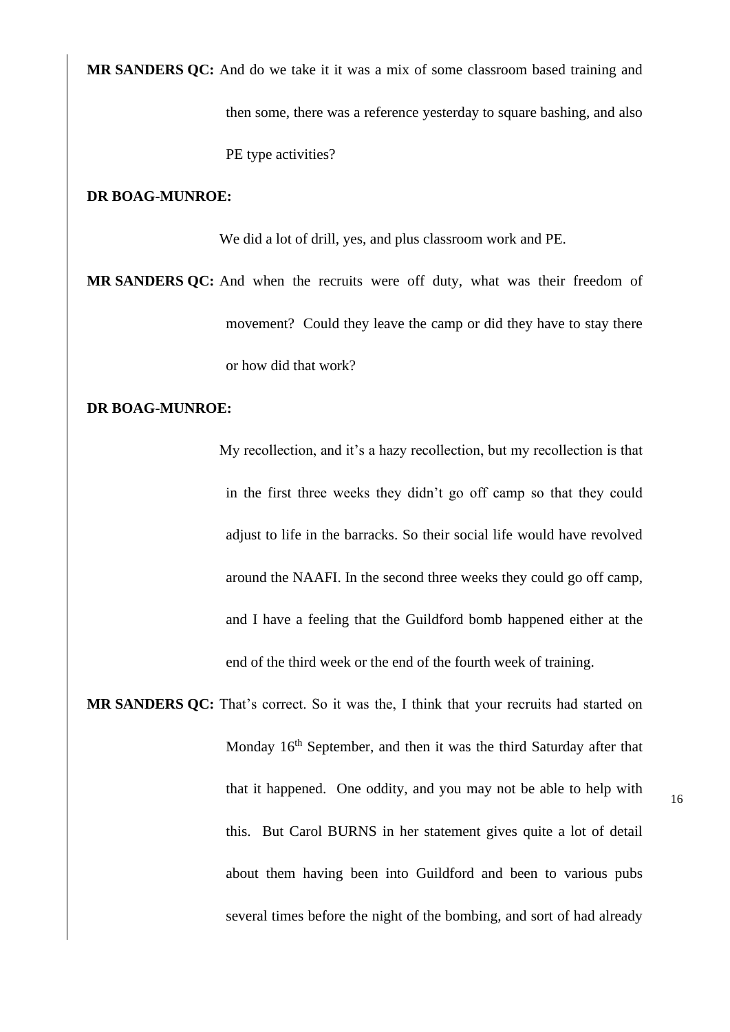**MR SANDERS QC:** And do we take it it was a mix of some classroom based training and then some, there was a reference yesterday to square bashing, and also PE type activities?

**DR BOAG-MUNROE:**

We did a lot of drill, yes, and plus classroom work and PE.

**MR SANDERS QC:** And when the recruits were off duty, what was their freedom of movement? Could they leave the camp or did they have to stay there or how did that work?

**DR BOAG-MUNROE:**

My recollection, and it's a hazy recollection, but my recollection is that in the first three weeks they didn't go off camp so that they could adjust to life in the barracks. So their social life would have revolved around the NAAFI. In the second three weeks they could go off camp, and I have a feeling that the Guildford bomb happened either at the end of the third week or the end of the fourth week of training.

**MR SANDERS QC:** That's correct. So it was the, I think that your recruits had started on Monday 16th September, and then it was the third Saturday after that that it happened. One oddity, and you may not be able to help with this. But Carol BURNS in her statement gives quite a lot of detail about them having been into Guildford and been to various pubs several times before the night of the bombing, and sort of had already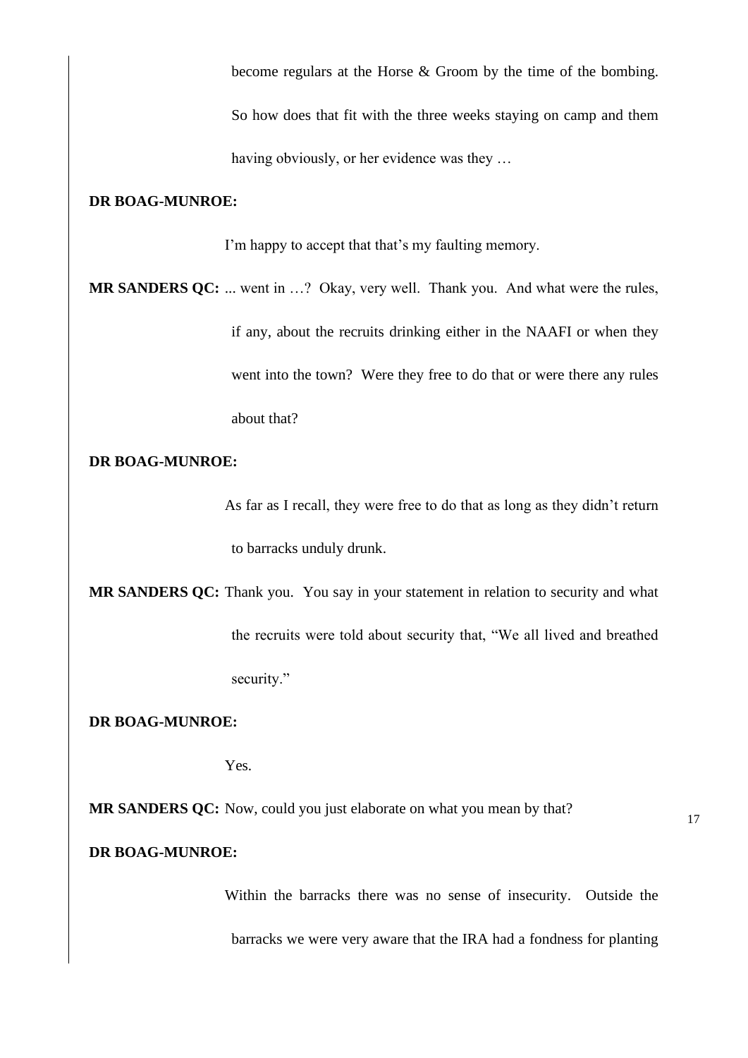become regulars at the Horse & Groom by the time of the bombing. So how does that fit with the three weeks staying on camp and them having obviously, or her evidence was they …

**DR BOAG-MUNROE:**

I'm happy to accept that that's my faulting memory.

**MR SANDERS QC:** ... went in …? Okay, very well. Thank you. And what were the rules, if any, about the recruits drinking either in the NAAFI or when they went into the town? Were they free to do that or were there any rules about that?

**DR BOAG-MUNROE:**

As far as I recall, they were free to do that as long as they didn't return to barracks unduly drunk.

**MR SANDERS QC:** Thank you. You say in your statement in relation to security and what the recruits were told about security that, "We all lived and breathed security."

**DR BOAG-MUNROE:**

Yes.

**MR SANDERS QC:** Now, could you just elaborate on what you mean by that?

**DR BOAG-MUNROE:**

Within the barracks there was no sense of insecurity. Outside the barracks we were very aware that the IRA had a fondness for planting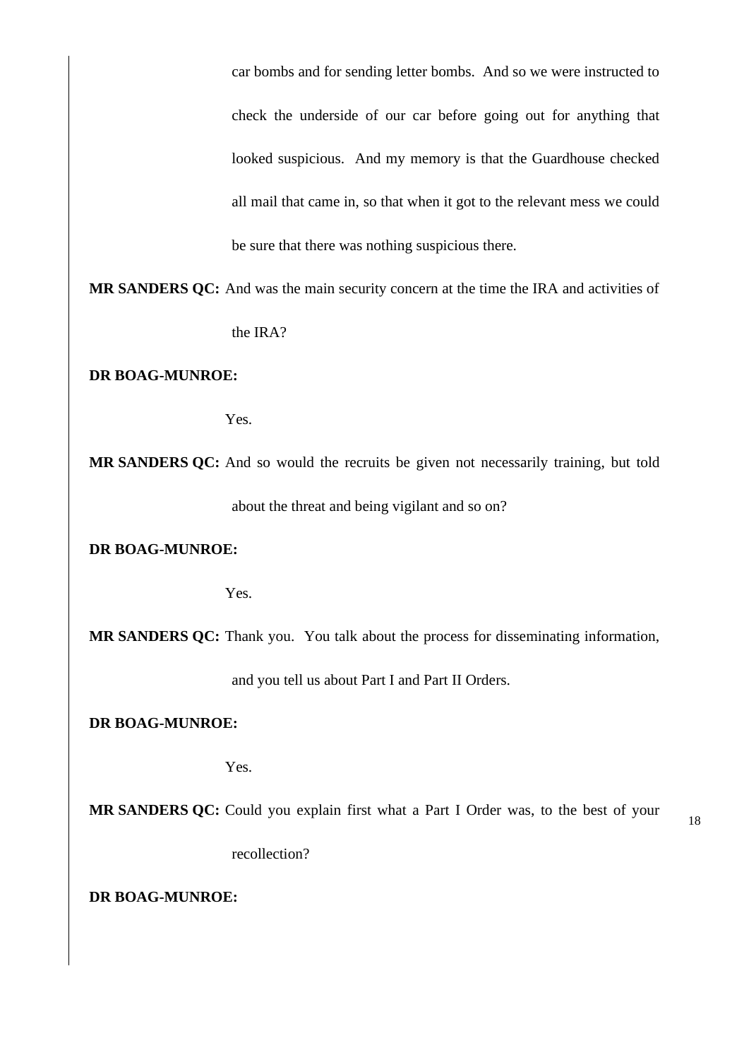car bombs and for sending letter bombs. And so we were instructed to check the underside of our car before going out for anything that looked suspicious. And my memory is that the Guardhouse checked all mail that came in, so that when it got to the relevant mess we could be sure that there was nothing suspicious there.

**MR SANDERS QC:** And was the main security concern at the time the IRA and activities of the IRA?

**DR BOAG-MUNROE:**

Yes.

**MR SANDERS QC:** And so would the recruits be given not necessarily training, but told about the threat and being vigilant and so on?

**DR BOAG-MUNROE:**

Yes.

**MR SANDERS QC:** Thank you. You talk about the process for disseminating information, and you tell us about Part I and Part II Orders.

**DR BOAG-MUNROE:**

Yes.

**MR SANDERS QC:** Could you explain first what a Part I Order was, to the best of your recollection?

**DR BOAG-MUNROE:**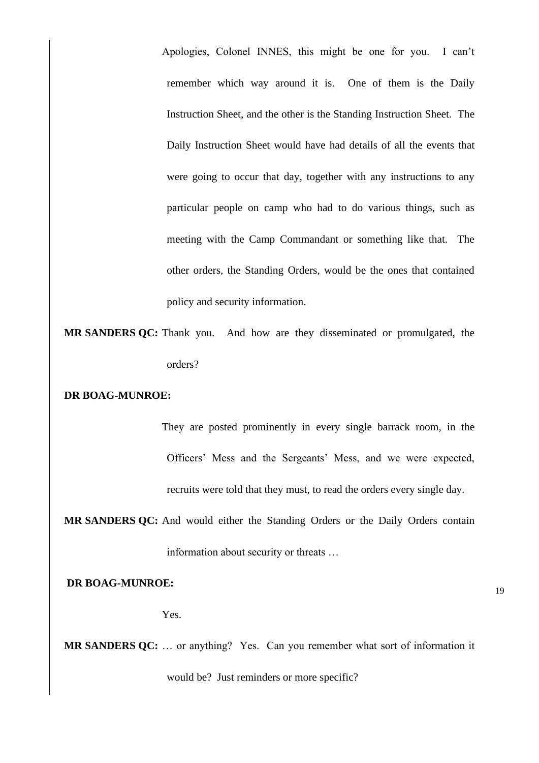Apologies, Colonel INNES, this might be one for you. I can't remember which way around it is. One of them is the Daily Instruction Sheet, and the other is the Standing Instruction Sheet. The Daily Instruction Sheet would have had details of all the events that were going to occur that day, together with any instructions to any particular people on camp who had to do various things, such as meeting with the Camp Commandant or something like that. The other orders, the Standing Orders, would be the ones that contained policy and security information.

**MR SANDERS QC:** Thank you. And how are they disseminated or promulgated, the orders?

**DR BOAG-MUNROE:**

They are posted prominently in every single barrack room, in the Officers' Mess and the Sergeants' Mess, and we were expected, recruits were told that they must, to read the orders every single day.

**MR SANDERS QC:** And would either the Standing Orders or the Daily Orders contain information about security or threats …

**DR BOAG-MUNROE:**

Yes.

**MR SANDERS QC:** … or anything? Yes. Can you remember what sort of information it would be? Just reminders or more specific?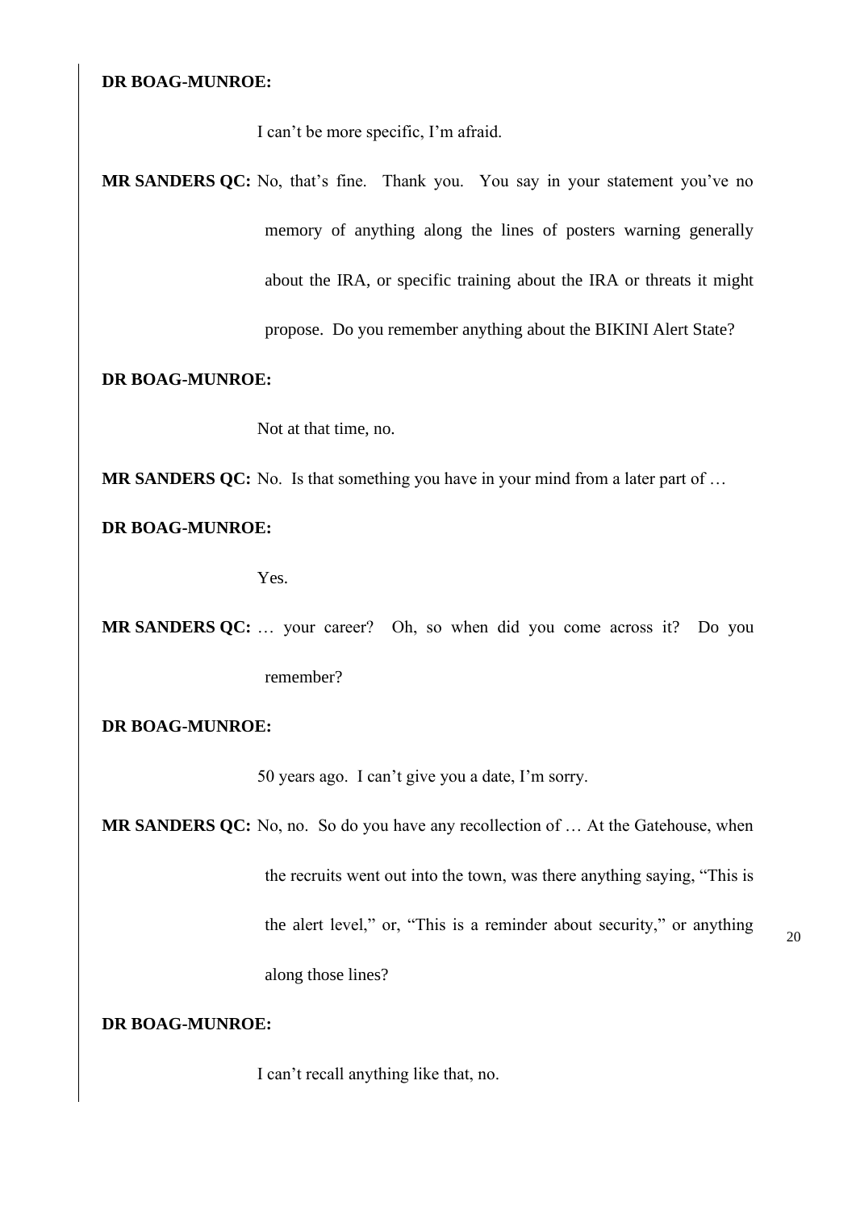**DR BOAG-MUNROE:**

I can't be more specific, I'm afraid.

**MR SANDERS QC:** No, that's fine. Thank you. You say in your statement you've no memory of anything along the lines of posters warning generally about the IRA, or specific training about the IRA or threats it might propose. Do you remember anything about the BIKINI Alert State?

**DR BOAG-MUNROE:**

Not at that time, no.

**MR SANDERS QC:** No. Is that something you have in your mind from a later part of …

**DR BOAG-MUNROE:**

Yes.

**MR SANDERS QC:** … your career? Oh, so when did you come across it? Do you remember?

**DR BOAG-MUNROE:**

50 years ago. I can't give you a date, I'm sorry.

**MR SANDERS QC:** No, no. So do you have any recollection of … At the Gatehouse, when the recruits went out into the town, was there anything saying, "This is the alert level," or, "This is a reminder about security," or anything along those lines?

**DR BOAG-MUNROE:**

I can't recall anything like that, no.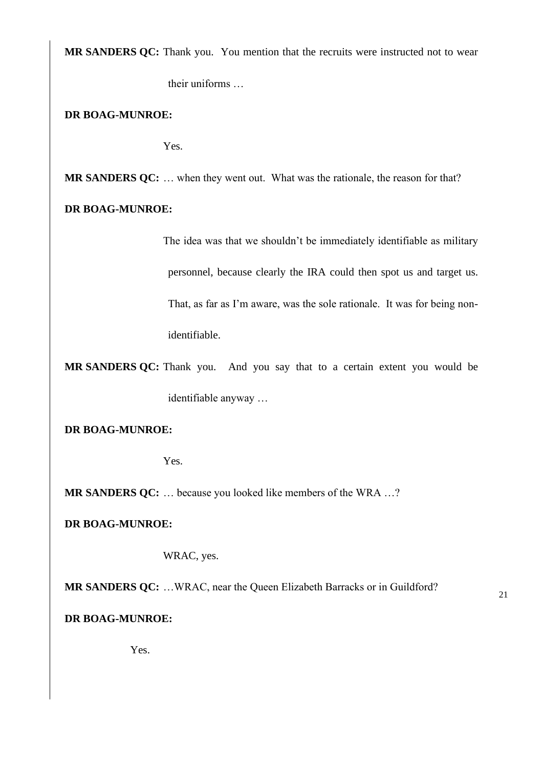**MR SANDERS QC:** Thank you. You mention that the recruits were instructed not to wear their uniforms …

**DR BOAG-MUNROE:**

Yes.

**MR SANDERS QC:** … when they went out. What was the rationale, the reason for that?

**DR BOAG-MUNROE:**

The idea was that we shouldn't be immediately identifiable as military personnel, because clearly the IRA could then spot us and target us. That, as far as I'm aware, was the sole rationale. It was for being non-identifiable.

**MR SANDERS QC:** Thank you. And you say that to a certain extent you would be identifiable anyway …

**DR BOAG-MUNROE:**

Yes.

**MR SANDERS QC:** … because you looked like members of the WRA …?

**DR BOAG-MUNROE:**

WRAC, yes.

**MR SANDERS QC:** …WRAC, near the Queen Elizabeth Barracks or in Guildford?

**DR BOAG-MUNROE:**

Yes.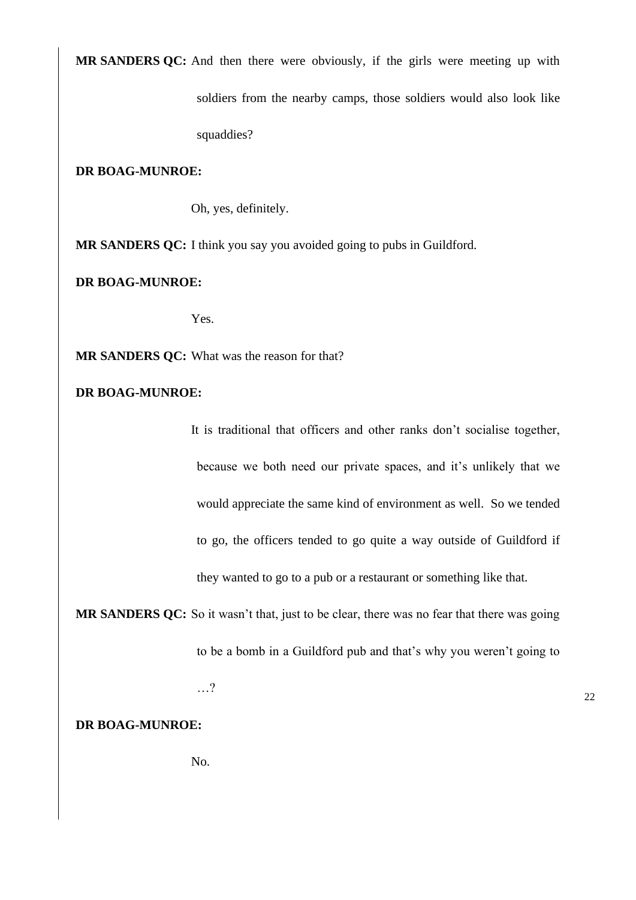**MR SANDERS QC:** And then there were obviously, if the girls were meeting up with soldiers from the nearby camps, those soldiers would also look like squaddies?

**DR BOAG-MUNROE:**

Oh, yes, definitely.

**MR SANDERS QC:** I think you say you avoided going to pubs in Guildford.

**DR BOAG-MUNROE:**

Yes.

**MR SANDERS QC:** What was the reason for that?

**DR BOAG-MUNROE:**

It is traditional that officers and other ranks don't socialise together, because we both need our private spaces, and it's unlikely that we would appreciate the same kind of environment as well. So we tended to go, the officers tended to go quite a way outside of Guildford if they wanted to go to a pub or a restaurant or something like that.

**MR SANDERS QC:** So it wasn't that, just to be clear, there was no fear that there was going to be a bomb in a Guildford pub and that's why you weren't going to …?

**DR BOAG-MUNROE:**

No.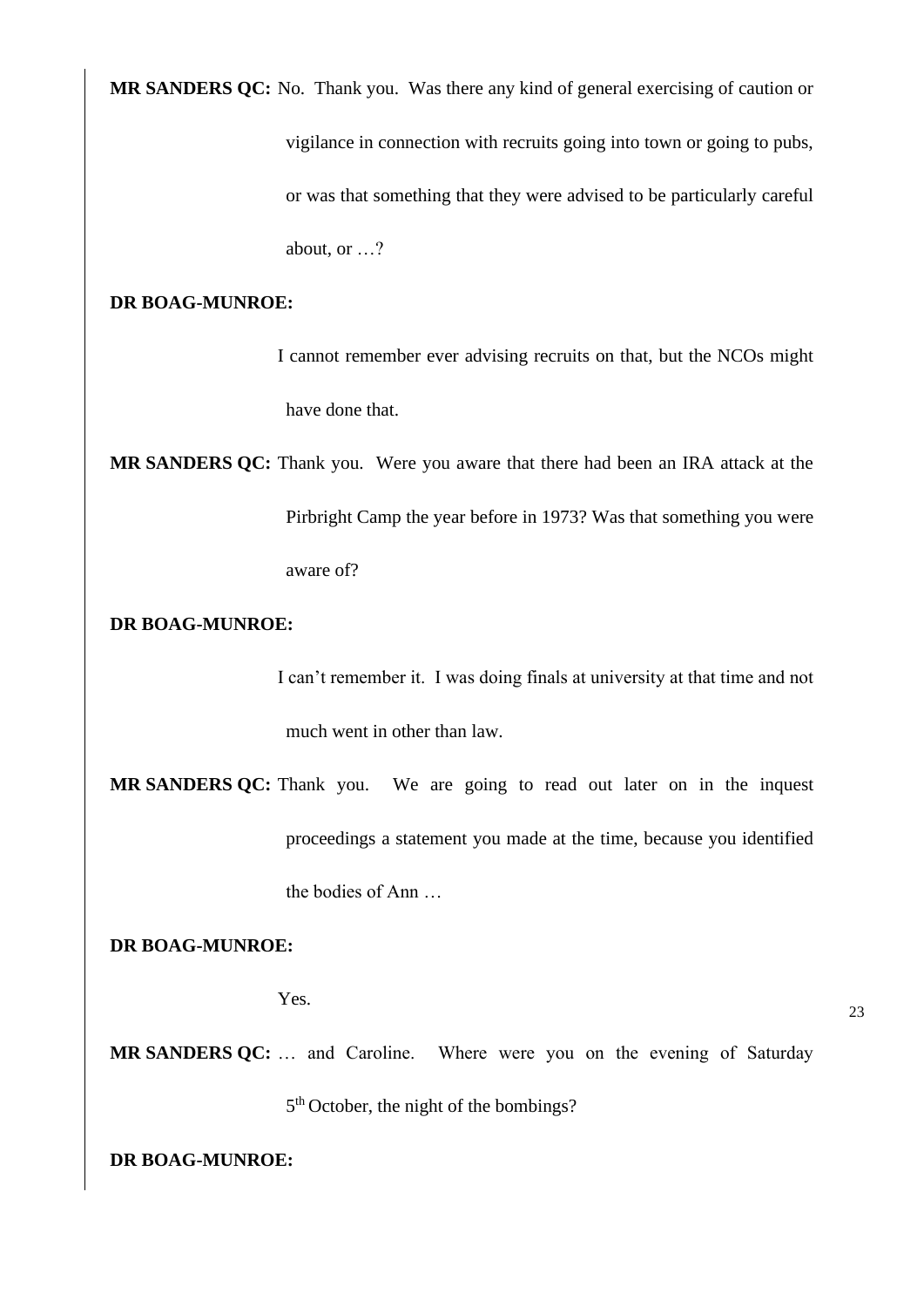**MR SANDERS QC:** No. Thank you. Was there any kind of general exercising of caution or vigilance in connection with recruits going into town or going to pubs, or was that something that they were advised to be particularly careful about, or …?

**DR BOAG-MUNROE:**

I cannot remember ever advising recruits on that, but the NCOs might have done that.

**MR SANDERS QC:** Thank you. Were you aware that there had been an IRA attack at the Pirbright Camp the year before in 1973? Was that something you were aware of?

**DR BOAG-MUNROE:**

I can't remember it. I was doing finals at university at that time and not much went in other than law.

**MR SANDERS QC:** Thank you. We are going to read out later on in the inquest proceedings a statement you made at the time, because you identified the bodies of Ann …

**DR BOAG-MUNROE:**

Yes.

**MR SANDERS QC:** … and Caroline. Where were you on the evening of Saturday 5th October, the night of the bombings?

**DR BOAG-MUNROE:**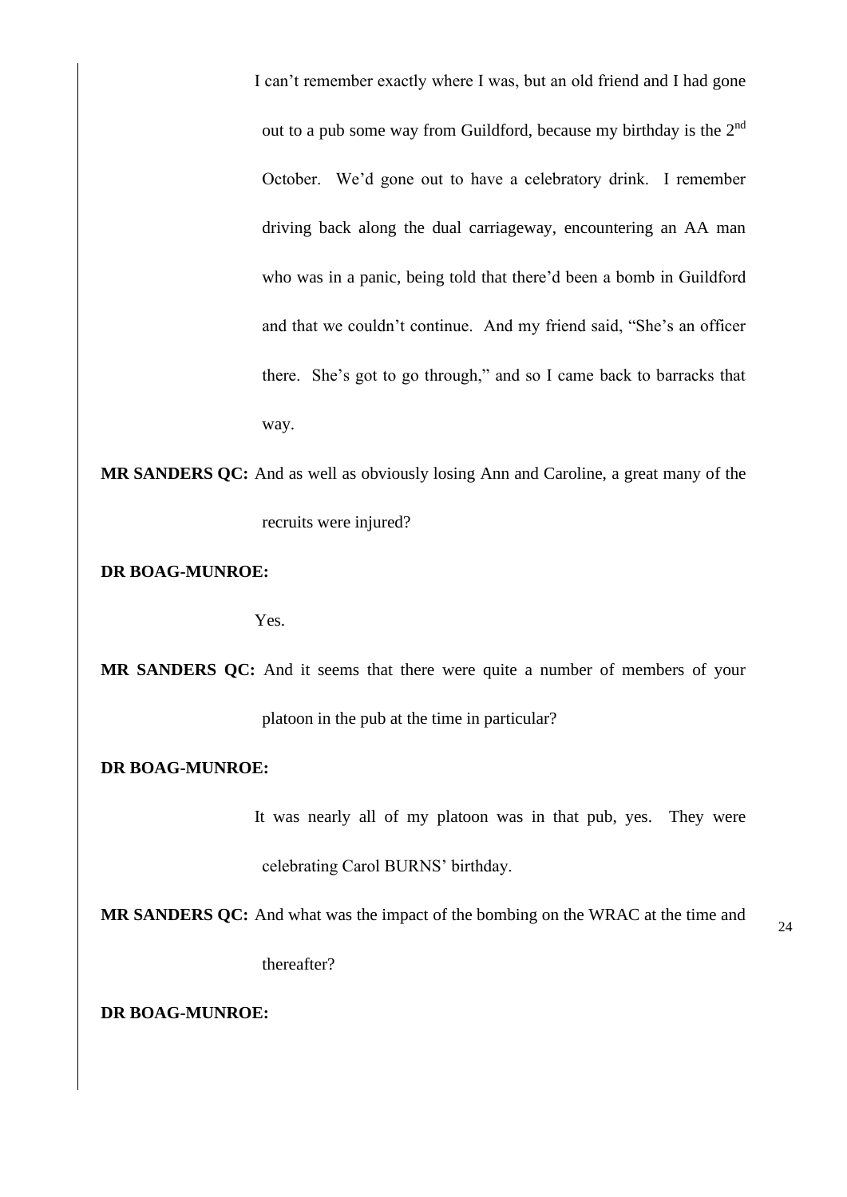I can't remember exactly where I was, but an old friend and I had gone out to a pub some way from Guildford, because my birthday is the 2nd October. We'd gone out to have a celebratory drink. I remember driving back along the dual carriageway, encountering an AA man who was in a panic, being told that there'd been a bomb in Guildford and that we couldn't continue. And my friend said, "She's an officer there. She's got to go through," and so I came back to barracks that way.

**MR SANDERS QC:** And as well as obviously losing Ann and Caroline, a great many of the recruits were injured?

**DR BOAG-MUNROE:**

Yes.

**MR SANDERS QC:** And it seems that there were quite a number of members of your platoon in the pub at the time in particular?

**DR BOAG-MUNROE:**

It was nearly all of my platoon was in that pub, yes. They were celebrating Carol BURNS' birthday.

**MR SANDERS QC:** And what was the impact of the bombing on the WRAC at the time and thereafter?

**DR BOAG-MUNROE:**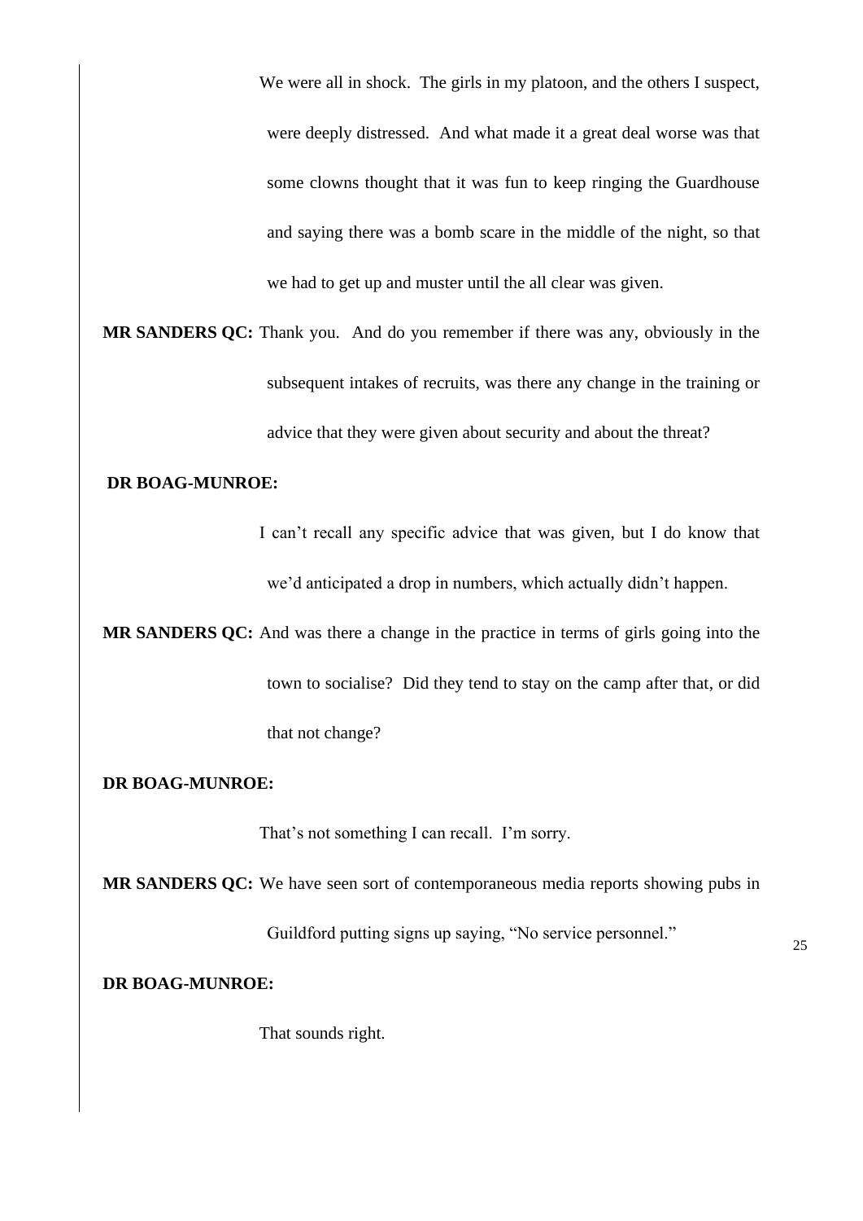We were all in shock. The girls in my platoon, and the others I suspect, were deeply distressed. And what made it a great deal worse was that some clowns thought that it was fun to keep ringing the Guardhouse and saying there was a bomb scare in the middle of the night, so that we had to get up and muster until the all clear was given.

**MR SANDERS QC:** Thank you. And do you remember if there was any, obviously in the subsequent intakes of recruits, was there any change in the training or advice that they were given about security and about the threat?

**DR BOAG-MUNROE:**

I can't recall any specific advice that was given, but I do know that we'd anticipated a drop in numbers, which actually didn't happen.

**MR SANDERS QC:** And was there a change in the practice in terms of girls going into the town to socialise? Did they tend to stay on the camp after that, or did that not change?

**DR BOAG-MUNROE:**

That's not something I can recall. I'm sorry.

**MR SANDERS QC:** We have seen sort of contemporaneous media reports showing pubs in Guildford putting signs up saying, "No service personnel."

**DR BOAG-MUNROE:**

That sounds right.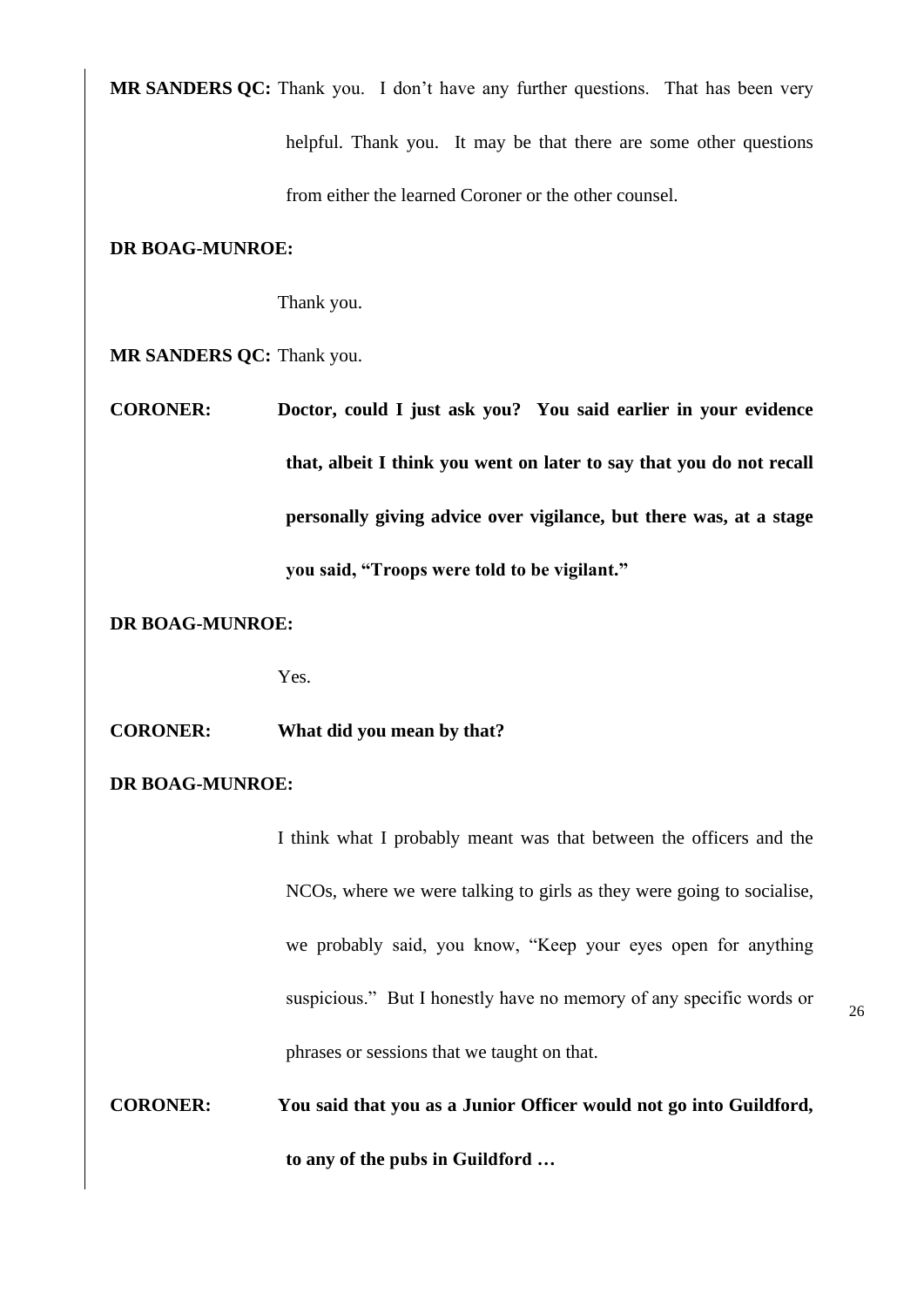**MR SANDERS QC:** Thank you. I don't have any further questions. That has been very helpful. Thank you. It may be that there are some other questions from either the learned Coroner or the other counsel.

**DR BOAG-MUNROE:**

Thank you.

**MR SANDERS QC:** Thank you.

**CORONER:** **Doctor, could I just ask you? You said earlier in your evidence that, albeit I think you went on later to say that you do not recall personally giving advice over vigilance, but there was, at a stage you said, "Troops were told to be vigilant."**

**DR BOAG-MUNROE:**

Yes.

**CORONER:** **What did you mean by that?**

**DR BOAG-MUNROE:**

I think what I probably meant was that between the officers and the NCOs, where we were talking to girls as they were going to socialise, we probably said, you know, "Keep your eyes open for anything suspicious." But I honestly have no memory of any specific words or phrases or sessions that we taught on that.

**CORONER:** **You said that you as a Junior Officer would not go into Guildford, to any of the pubs in Guildford …**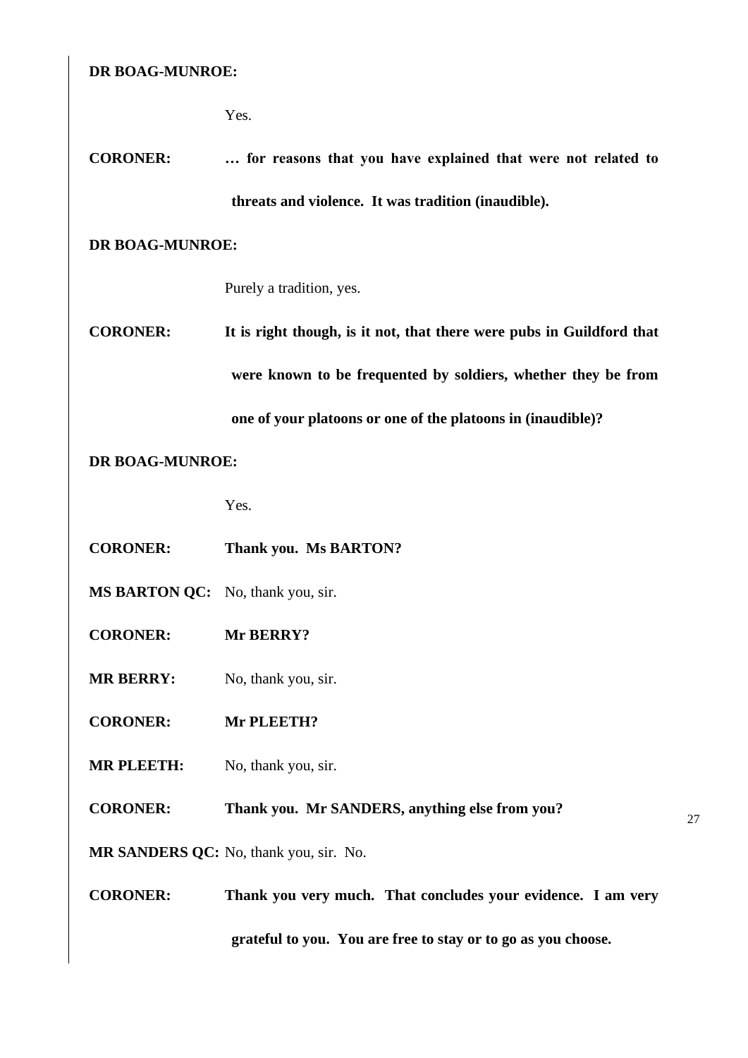**DR BOAG-MUNROE:**

Yes.

**CORONER:** **… for reasons that you have explained that were not related to threats and violence. It was tradition (inaudible).**

**DR BOAG-MUNROE:**

Purely a tradition, yes.

**CORONER:** **It is right though, is it not, that there were pubs in Guildford that were known to be frequented by soldiers, whether they be from one of your platoons or one of the platoons in (inaudible)?**

**DR BOAG-MUNROE:**

Yes.

**CORONER:** **Thank you. Ms BARTON?**

**MS BARTON QC:** No, thank you, sir.

**CORONER:** **Mr BERRY?**

**MR BERRY:** No, thank you, sir.

**CORONER:** **Mr PLEETH?**

**MR PLEETH:** No, thank you, sir.

**CORONER:** **Thank you. Mr SANDERS, anything else from you?**

**MR SANDERS QC:** No, thank you, sir. No.

**CORONER:** **Thank you very much. That concludes your evidence. I am very grateful to you. You are free to stay or to go as you choose.**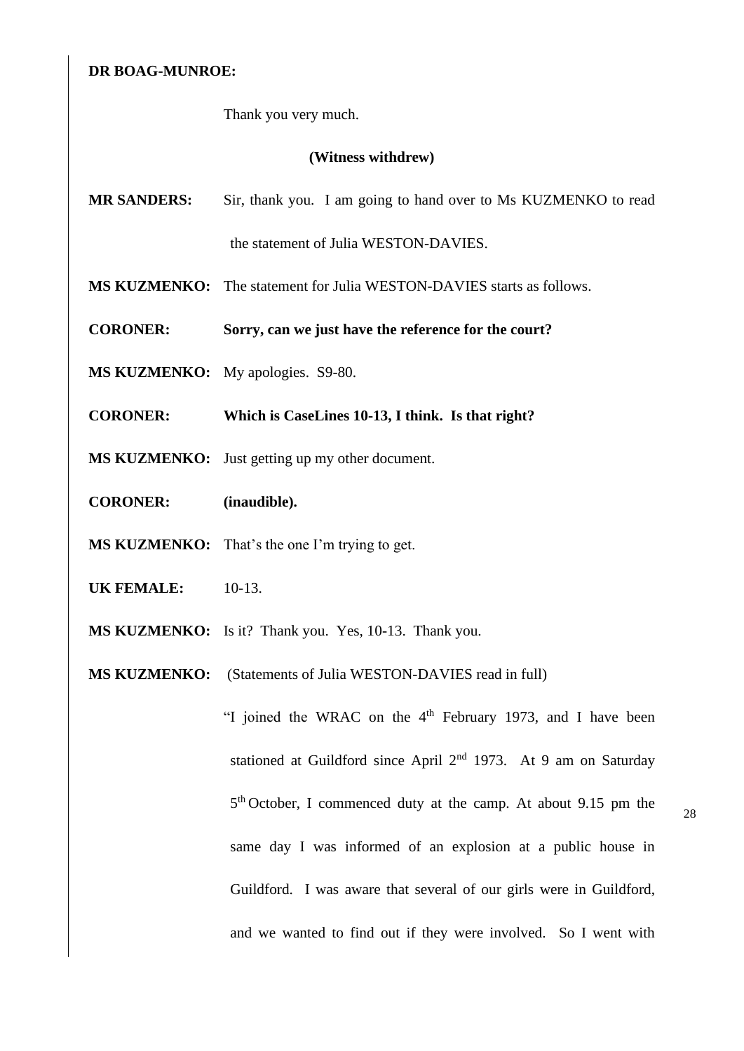**DR BOAG-MUNROE:**

Thank you very much.

**(Witness withdrew)**

**MR SANDERS:** Sir, thank you. I am going to hand over to Ms KUZMENKO to read the statement of Julia WESTON-DAVIES.

**MS KUZMENKO:** The statement for Julia WESTON-DAVIES starts as follows.

**CORONER:** **Sorry, can we just have the reference for the court?**

**MS KUZMENKO:** My apologies. S9-80.

**CORONER:** **Which is CaseLines 10-13, I think. Is that right?**

**MS KUZMENKO:** Just getting up my other document.

**CORONER:** **(inaudible).**

**MS KUZMENKO:** That's the one I'm trying to get.

**UK FEMALE:** 10-13.

**MS KUZMENKO:** Is it? Thank you. Yes, 10-13. Thank you.

**MS KUZMENKO:** (Statements of Julia WESTON-DAVIES read in full)

"I joined the WRAC on the 4th February 1973, and I have been stationed at Guildford since April 2nd 1973. At 9 am on Saturday 5th October, I commenced duty at the camp. At about 9.15 pm the same day I was informed of an explosion at a public house in Guildford. I was aware that several of our girls were in Guildford, and we wanted to find out if they were involved. So I went with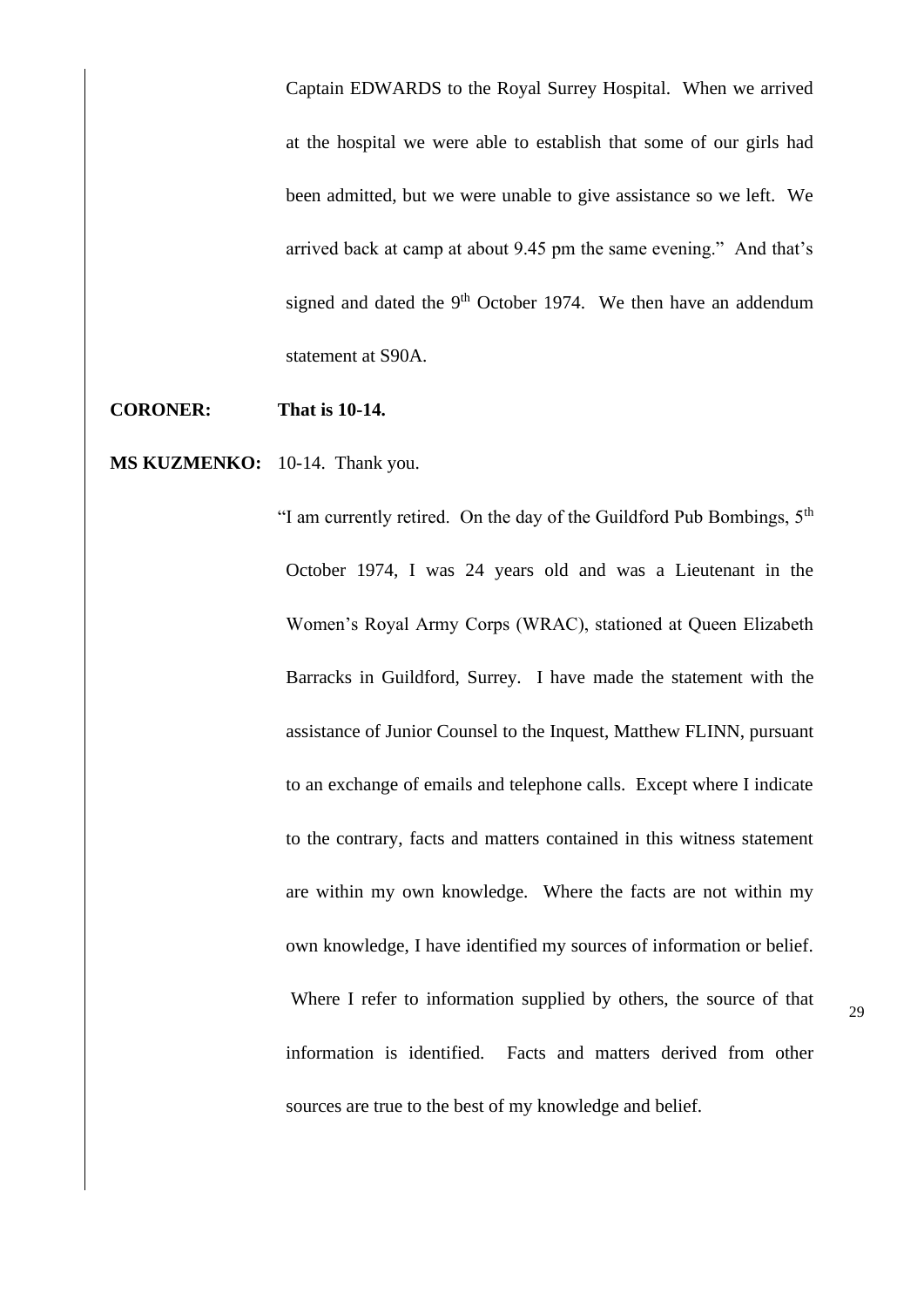Captain EDWARDS to the Royal Surrey Hospital. When we arrived at the hospital we were able to establish that some of our girls had been admitted, but we were unable to give assistance so we left. We arrived back at camp at about 9.45 pm the same evening." And that's signed and dated the 9th October 1974. We then have an addendum statement at S90A.

**CORONER:** **That is 10-14.**

**MS KUZMENKO:** 10-14. Thank you.

"I am currently retired. On the day of the Guildford Pub Bombings, 5th October 1974, I was 24 years old and was a Lieutenant in the Women's Royal Army Corps (WRAC), stationed at Queen Elizabeth Barracks in Guildford, Surrey. I have made the statement with the assistance of Junior Counsel to the Inquest, Matthew FLINN, pursuant to an exchange of emails and telephone calls. Except where I indicate to the contrary, facts and matters contained in this witness statement are within my own knowledge. Where the facts are not within my own knowledge, I have identified my sources of information or belief. Where I refer to information supplied by others, the source of that information is identified. Facts and matters derived from other sources are true to the best of my knowledge and belief.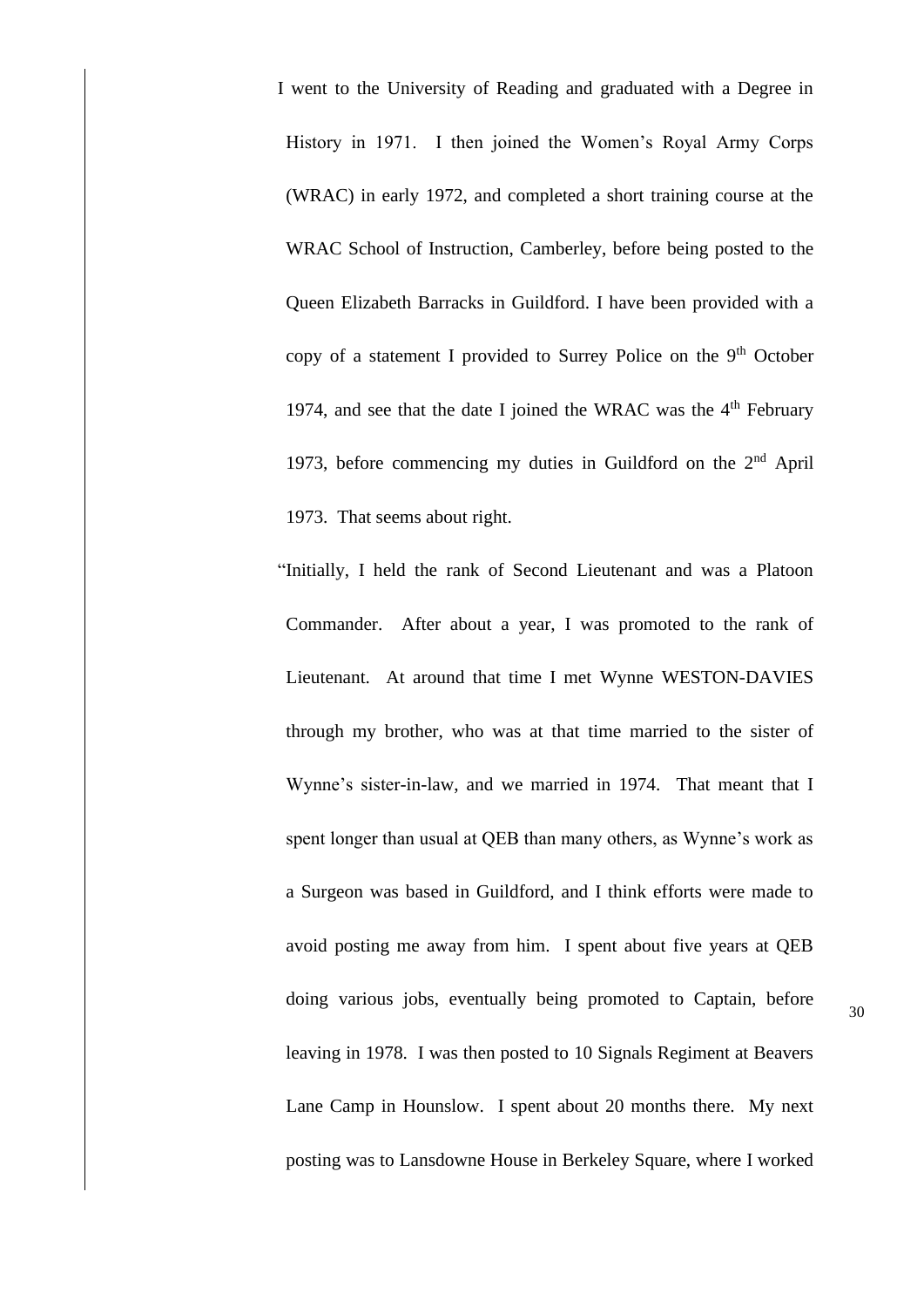I went to the University of Reading and graduated with a Degree in History in 1971. I then joined the Women's Royal Army Corps (WRAC) in early 1972, and completed a short training course at the WRAC School of Instruction, Camberley, before being posted to the Queen Elizabeth Barracks in Guildford. I have been provided with a copy of a statement I provided to Surrey Police on the 9th October 1974, and see that the date I joined the WRAC was the 4th February 1973, before commencing my duties in Guildford on the 2nd April 1973. That seems about right.

"Initially, I held the rank of Second Lieutenant and was a Platoon Commander. After about a year, I was promoted to the rank of Lieutenant. At around that time I met Wynne WESTON-DAVIES through my brother, who was at that time married to the sister of Wynne's sister-in-law, and we married in 1974. That meant that I spent longer than usual at QEB than many others, as Wynne's work as a Surgeon was based in Guildford, and I think efforts were made to avoid posting me away from him. I spent about five years at QEB doing various jobs, eventually being promoted to Captain, before leaving in 1978. I was then posted to 10 Signals Regiment at Beavers Lane Camp in Hounslow. I spent about 20 months there. My next posting was to Lansdowne House in Berkeley Square, where I worked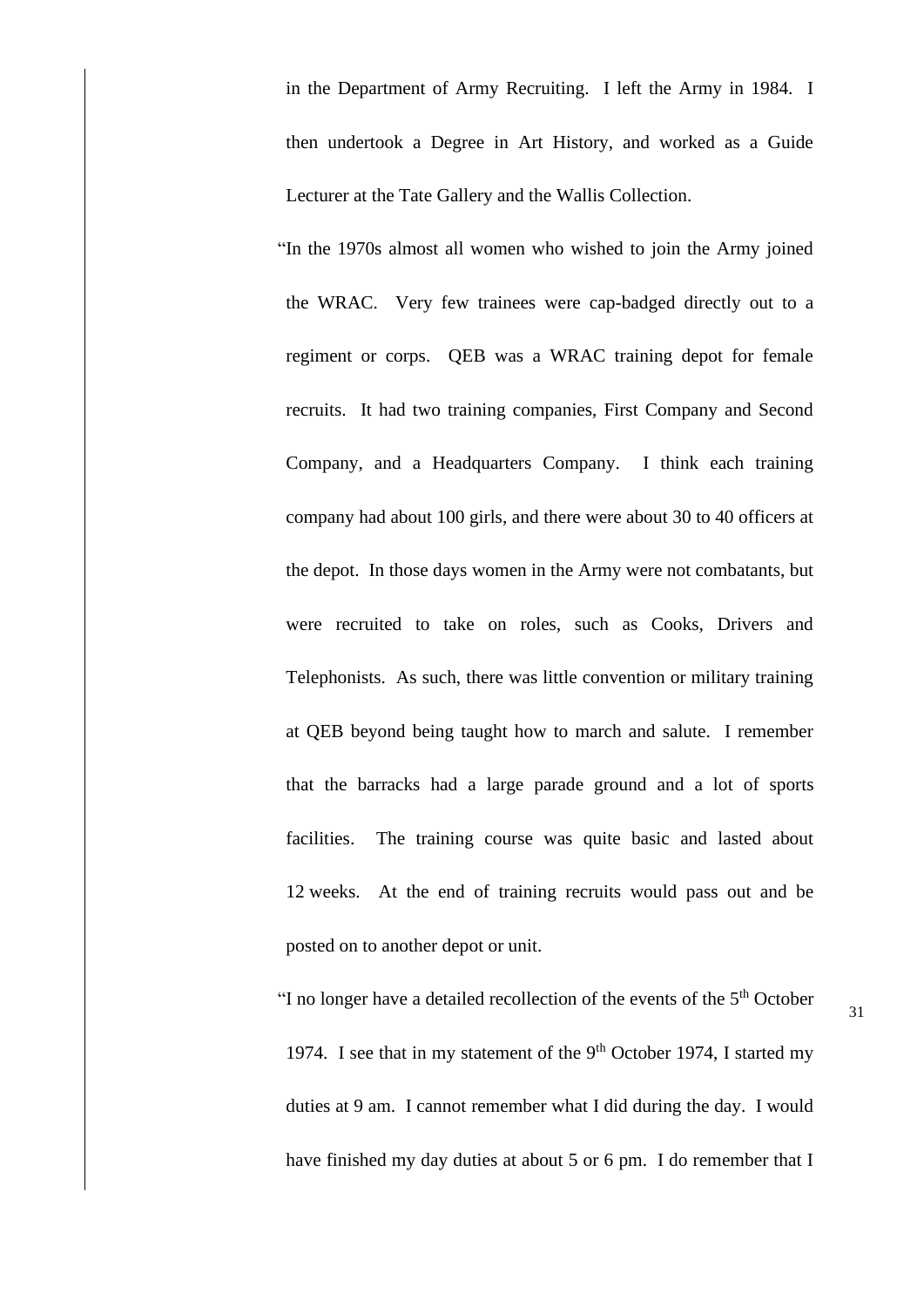in the Department of Army Recruiting. I left the Army in 1984. I then undertook a Degree in Art History, and worked as a Guide Lecturer at the Tate Gallery and the Wallis Collection.

"In the 1970s almost all women who wished to join the Army joined the WRAC. Very few trainees were cap-badged directly out to a regiment or corps. QEB was a WRAC training depot for female recruits. It had two training companies, First Company and Second Company, and a Headquarters Company. I think each training company had about 100 girls, and there were about 30 to 40 officers at the depot. In those days women in the Army were not combatants, but were recruited to take on roles, such as Cooks, Drivers and Telephonists. As such, there was little convention or military training at QEB beyond being taught how to march and salute. I remember that the barracks had a large parade ground and a lot of sports facilities. The training course was quite basic and lasted about 12 weeks. At the end of training recruits would pass out and be posted on to another depot or unit.

"I no longer have a detailed recollection of the events of the 5th October 1974. I see that in my statement of the 9th October 1974, I started my duties at 9 am. I cannot remember what I did during the day. I would have finished my day duties at about 5 or 6 pm. I do remember that I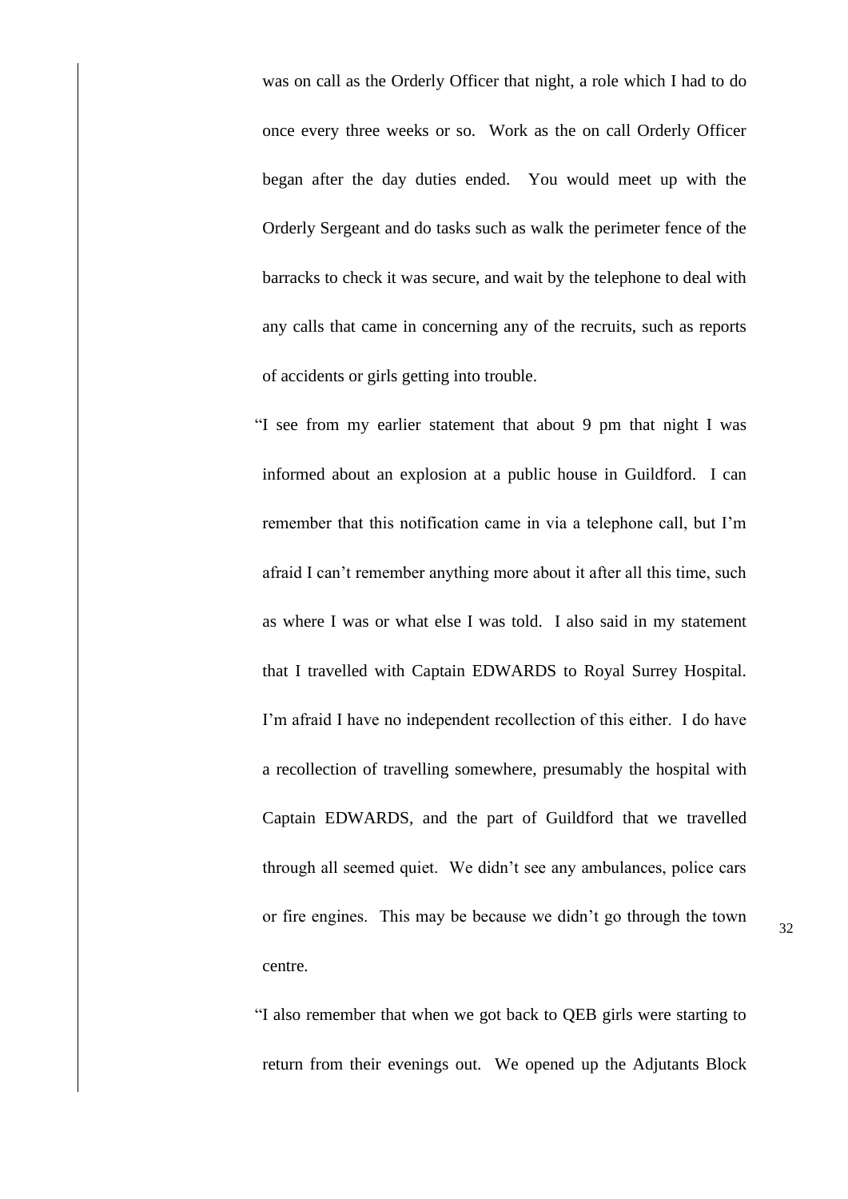was on call as the Orderly Officer that night, a role which I had to do once every three weeks or so. Work as the on call Orderly Officer began after the day duties ended. You would meet up with the Orderly Sergeant and do tasks such as walk the perimeter fence of the barracks to check it was secure, and wait by the telephone to deal with any calls that came in concerning any of the recruits, such as reports of accidents or girls getting into trouble.

"I see from my earlier statement that about 9 pm that night I was informed about an explosion at a public house in Guildford. I can remember that this notification came in via a telephone call, but I'm afraid I can't remember anything more about it after all this time, such as where I was or what else I was told. I also said in my statement that I travelled with Captain EDWARDS to Royal Surrey Hospital. I'm afraid I have no independent recollection of this either. I do have a recollection of travelling somewhere, presumably the hospital with Captain EDWARDS, and the part of Guildford that we travelled through all seemed quiet. We didn't see any ambulances, police cars or fire engines. This may be because we didn't go through the town centre.

"I also remember that when we got back to QEB girls were starting to return from their evenings out. We opened up the Adjutants Block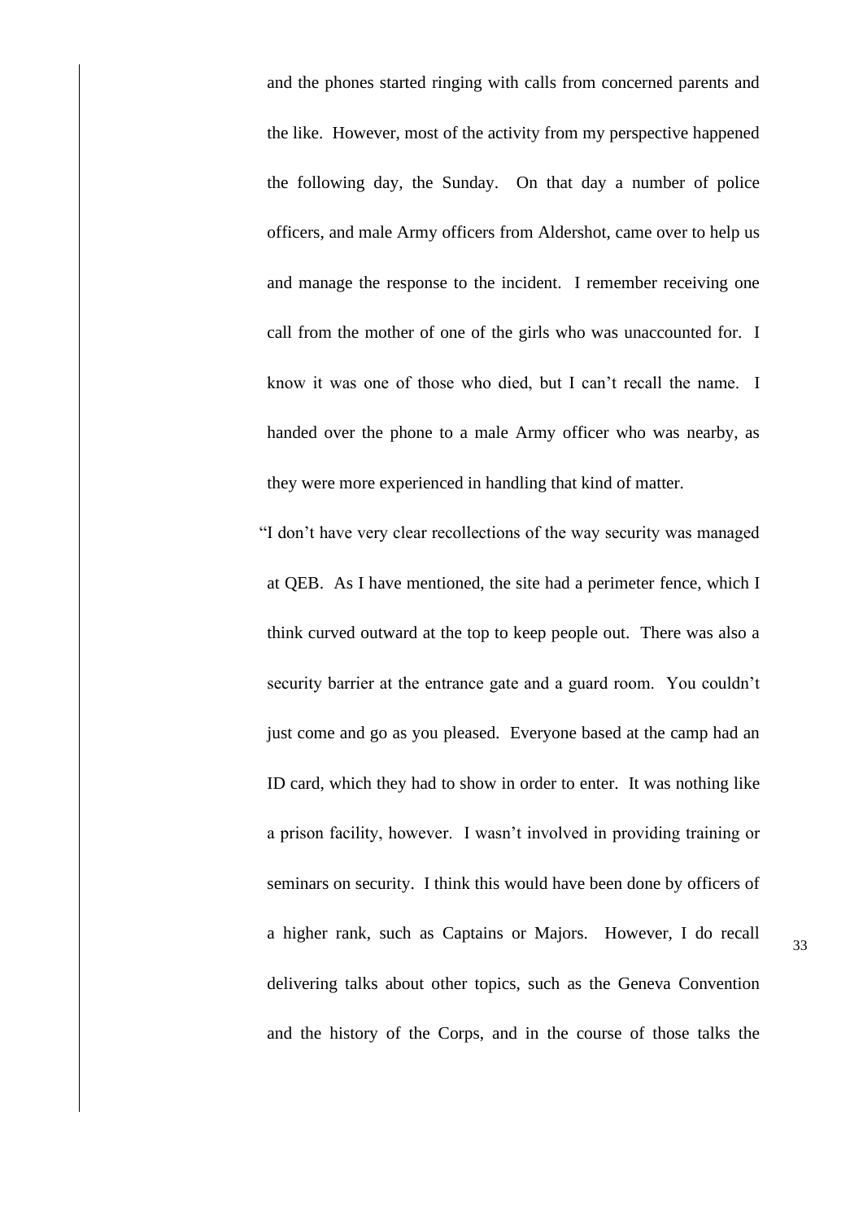and the phones started ringing with calls from concerned parents and the like. However, most of the activity from my perspective happened the following day, the Sunday. On that day a number of police officers, and male Army officers from Aldershot, came over to help us and manage the response to the incident. I remember receiving one call from the mother of one of the girls who was unaccounted for. I know it was one of those who died, but I can't recall the name. I handed over the phone to a male Army officer who was nearby, as they were more experienced in handling that kind of matter.

"I don't have very clear recollections of the way security was managed at QEB. As I have mentioned, the site had a perimeter fence, which I think curved outward at the top to keep people out. There was also a security barrier at the entrance gate and a guard room. You couldn't just come and go as you pleased. Everyone based at the camp had an ID card, which they had to show in order to enter. It was nothing like a prison facility, however. I wasn't involved in providing training or seminars on security. I think this would have been done by officers of a higher rank, such as Captains or Majors. However, I do recall delivering talks about other topics, such as the Geneva Convention and the history of the Corps, and in the course of those talks the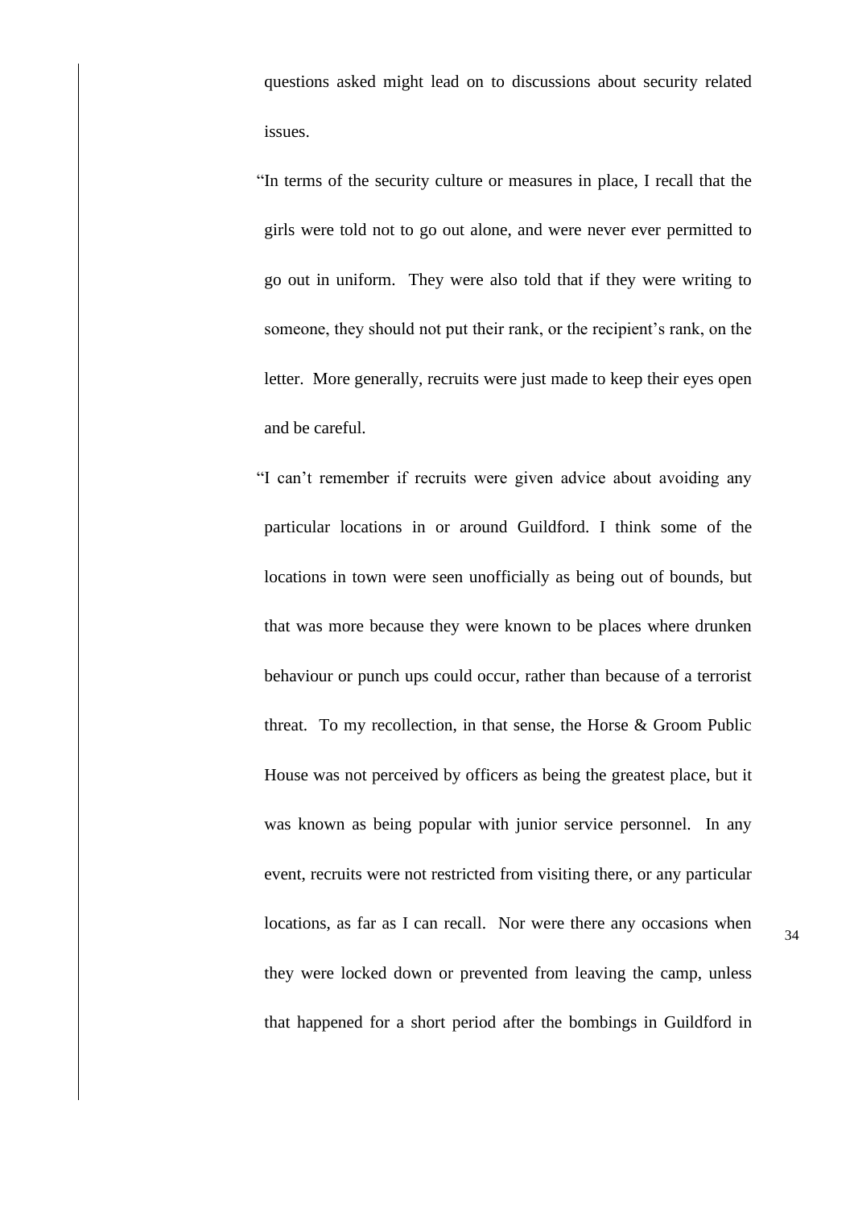questions asked might lead on to discussions about security related issues.

"In terms of the security culture or measures in place, I recall that the girls were told not to go out alone, and were never ever permitted to go out in uniform. They were also told that if they were writing to someone, they should not put their rank, or the recipient's rank, on the letter. More generally, recruits were just made to keep their eyes open and be careful.

"I can't remember if recruits were given advice about avoiding any particular locations in or around Guildford. I think some of the locations in town were seen unofficially as being out of bounds, but that was more because they were known to be places where drunken behaviour or punch ups could occur, rather than because of a terrorist threat. To my recollection, in that sense, the Horse & Groom Public House was not perceived by officers as being the greatest place, but it was known as being popular with junior service personnel. In any event, recruits were not restricted from visiting there, or any particular locations, as far as I can recall. Nor were there any occasions when they were locked down or prevented from leaving the camp, unless that happened for a short period after the bombings in Guildford in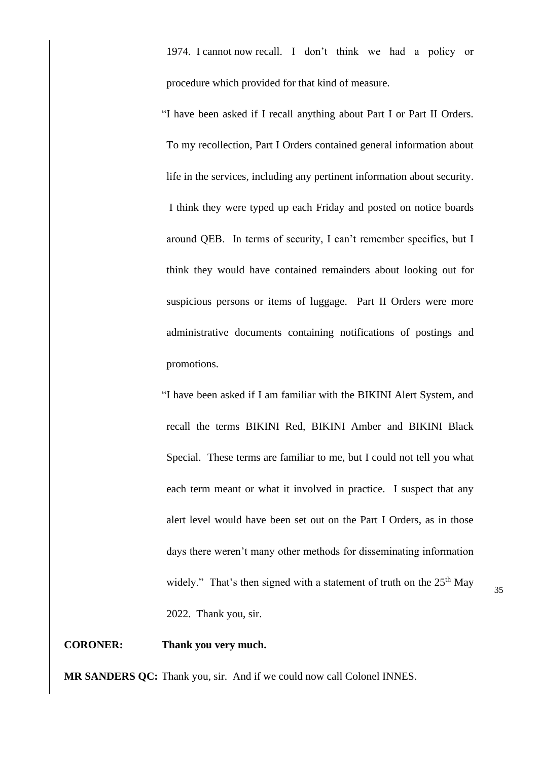1974. I cannot now recall. I don't think we had a policy or procedure which provided for that kind of measure.

"I have been asked if I recall anything about Part I or Part II Orders. To my recollection, Part I Orders contained general information about life in the services, including any pertinent information about security. I think they were typed up each Friday and posted on notice boards around QEB. In terms of security, I can't remember specifics, but I think they would have contained remainders about looking out for suspicious persons or items of luggage. Part II Orders were more administrative documents containing notifications of postings and promotions.

"I have been asked if I am familiar with the BIKINI Alert System, and recall the terms BIKINI Red, BIKINI Amber and BIKINI Black Special. These terms are familiar to me, but I could not tell you what each term meant or what it involved in practice. I suspect that any alert level would have been set out on the Part I Orders, as in those days there weren't many other methods for disseminating information widely." That's then signed with a statement of truth on the 25th May 2022. Thank you, sir.

**CORONER:** **Thank you very much.**

**MR SANDERS QC:** Thank you, sir. And if we could now call Colonel INNES.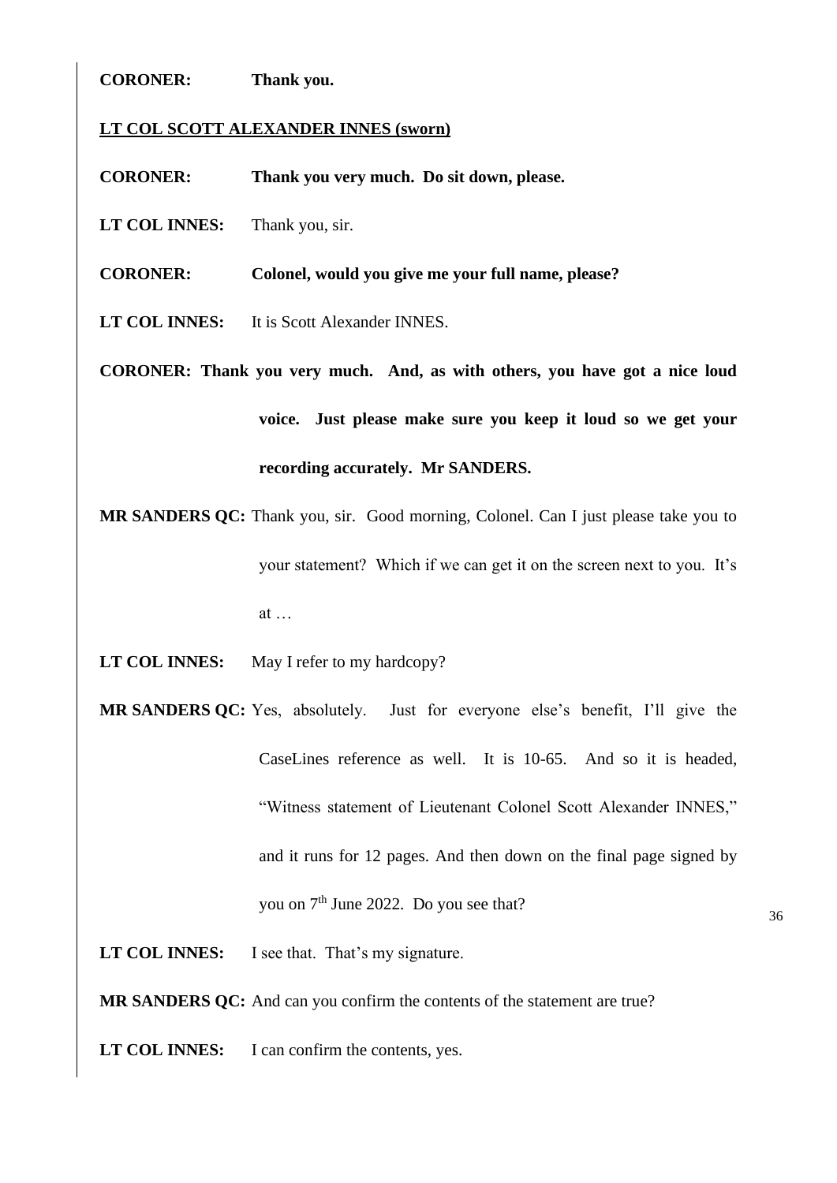**CORONER:** **Thank you.**

**LT COL SCOTT ALEXANDER INNES (sworn)**

**CORONER:** **Thank you very much. Do sit down, please.**

**LT COL INNES:** Thank you, sir.

**CORONER:** **Colonel, would you give me your full name, please?**

**LT COL INNES:** It is Scott Alexander INNES.

**CORONER:** **Thank you very much. And, as with others, you have got a nice loud voice. Just please make sure you keep it loud so we get your recording accurately. Mr SANDERS.**

**MR SANDERS QC:** Thank you, sir. Good morning, Colonel. Can I just please take you to your statement? Which if we can get it on the screen next to you. It's at …

**LT COL INNES:** May I refer to my hardcopy?

**MR SANDERS QC:** Yes, absolutely. Just for everyone else's benefit, I'll give the CaseLines reference as well. It is 10-65. And so it is headed, "Witness statement of Lieutenant Colonel Scott Alexander INNES," and it runs for 12 pages. And then down on the final page signed by you on 7th June 2022. Do you see that?

**LT COL INNES:** I see that. That's my signature.

**MR SANDERS QC:** And can you confirm the contents of the statement are true?

**LT COL INNES:** I can confirm the contents, yes.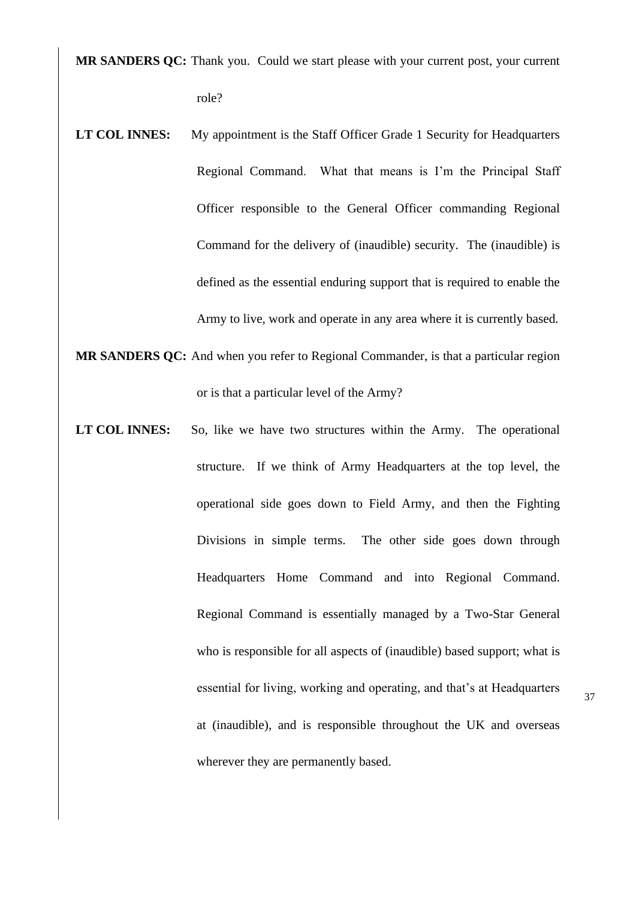**MR SANDERS QC:** Thank you. Could we start please with your current post, your current role?

**LT COL INNES:** My appointment is the Staff Officer Grade 1 Security for Headquarters Regional Command. What that means is I'm the Principal Staff Officer responsible to the General Officer commanding Regional Command for the delivery of (inaudible) security. The (inaudible) is defined as the essential enduring support that is required to enable the Army to live, work and operate in any area where it is currently based.

**MR SANDERS QC:** And when you refer to Regional Commander, is that a particular region or is that a particular level of the Army?

**LT COL INNES:** So, like we have two structures within the Army. The operational structure. If we think of Army Headquarters at the top level, the operational side goes down to Field Army, and then the Fighting Divisions in simple terms. The other side goes down through Headquarters Home Command and into Regional Command. Regional Command is essentially managed by a Two-Star General who is responsible for all aspects of (inaudible) based support; what is essential for living, working and operating, and that's at Headquarters at (inaudible), and is responsible throughout the UK and overseas wherever they are permanently based.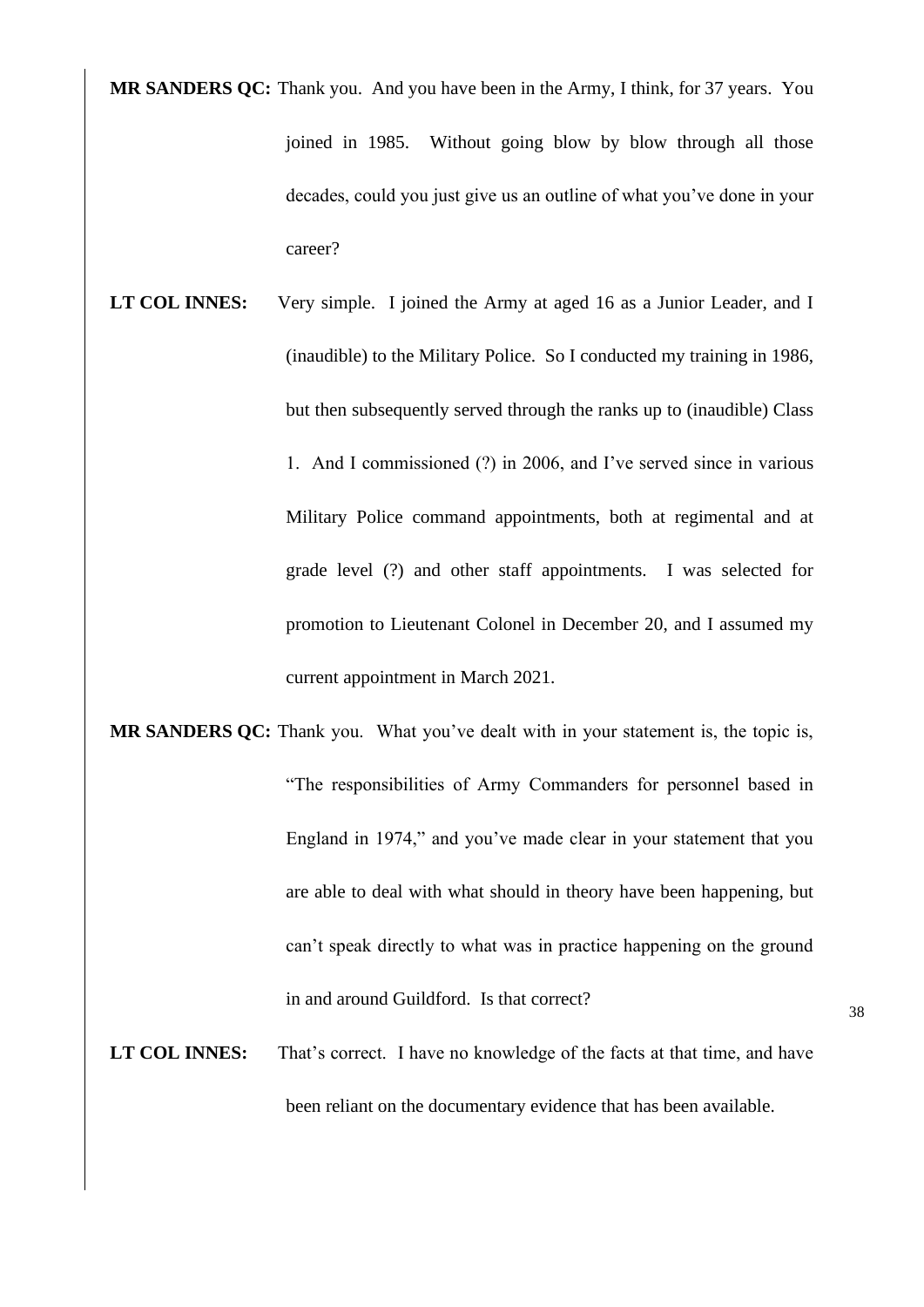**MR SANDERS QC:** Thank you. And you have been in the Army, I think, for 37 years. You joined in 1985. Without going blow by blow through all those decades, could you just give us an outline of what you've done in your career?

**LT COL INNES:** Very simple. I joined the Army at aged 16 as a Junior Leader, and I (inaudible) to the Military Police. So I conducted my training in 1986, but then subsequently served through the ranks up to (inaudible) Class 1. And I commissioned (?) in 2006, and I've served since in various Military Police command appointments, both at regimental and at grade level (?) and other staff appointments. I was selected for promotion to Lieutenant Colonel in December 20, and I assumed my current appointment in March 2021.

**MR SANDERS QC:** Thank you. What you've dealt with in your statement is, the topic is, "The responsibilities of Army Commanders for personnel based in England in 1974," and you've made clear in your statement that you are able to deal with what should in theory have been happening, but can't speak directly to what was in practice happening on the ground in and around Guildford. Is that correct?

**LT COL INNES:** That's correct. I have no knowledge of the facts at that time, and have been reliant on the documentary evidence that has been available.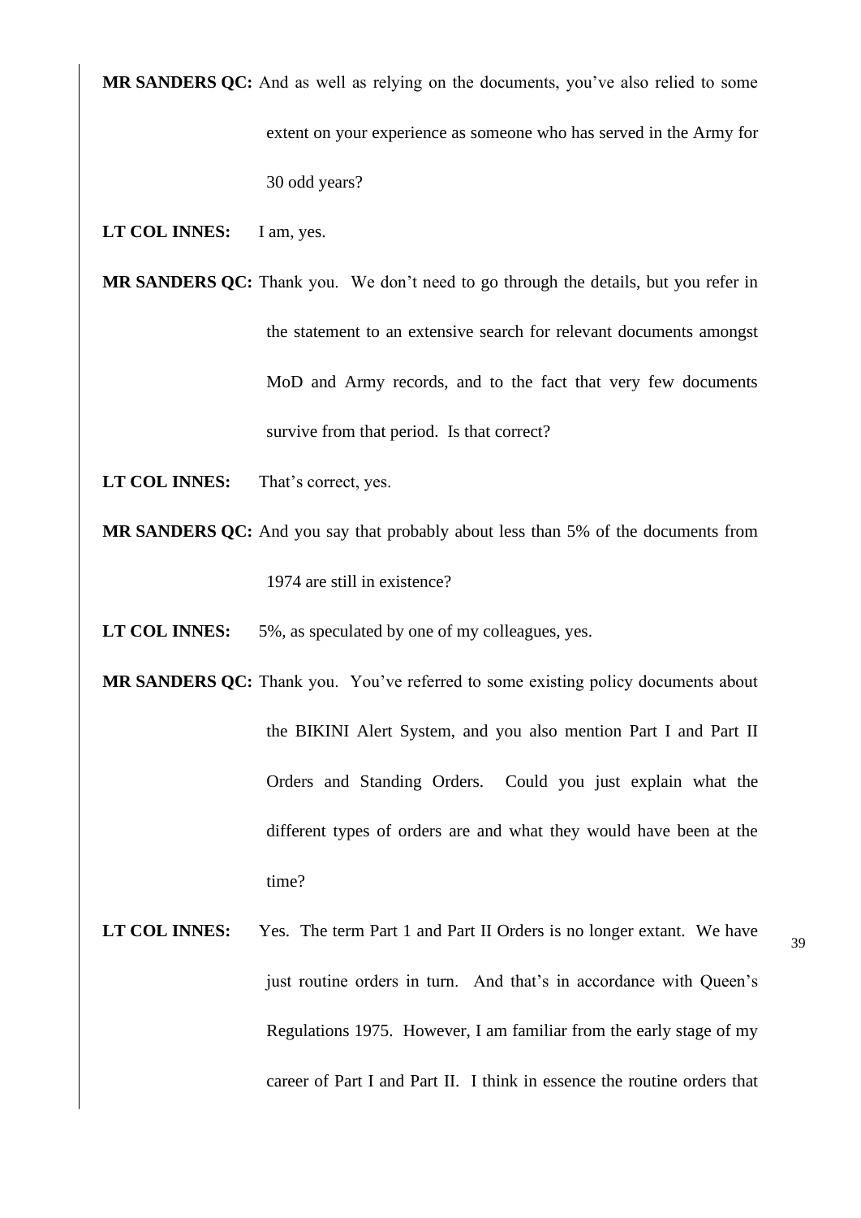**MR SANDERS QC:** And as well as relying on the documents, you've also relied to some extent on your experience as someone who has served in the Army for 30 odd years?

**LT COL INNES:** I am, yes.

**MR SANDERS QC:** Thank you. We don't need to go through the details, but you refer in the statement to an extensive search for relevant documents amongst MoD and Army records, and to the fact that very few documents survive from that period. Is that correct?

**LT COL INNES:** That's correct, yes.

**MR SANDERS QC:** And you say that probably about less than 5% of the documents from 1974 are still in existence?

**LT COL INNES:** 5%, as speculated by one of my colleagues, yes.

**MR SANDERS QC:** Thank you. You've referred to some existing policy documents about the BIKINI Alert System, and you also mention Part I and Part II Orders and Standing Orders. Could you just explain what the different types of orders are and what they would have been at the time?

**LT COL INNES:** Yes. The term Part 1 and Part II Orders is no longer extant. We have just routine orders in turn. And that's in accordance with Queen's Regulations 1975. However, I am familiar from the early stage of my career of Part I and Part II. I think in essence the routine orders that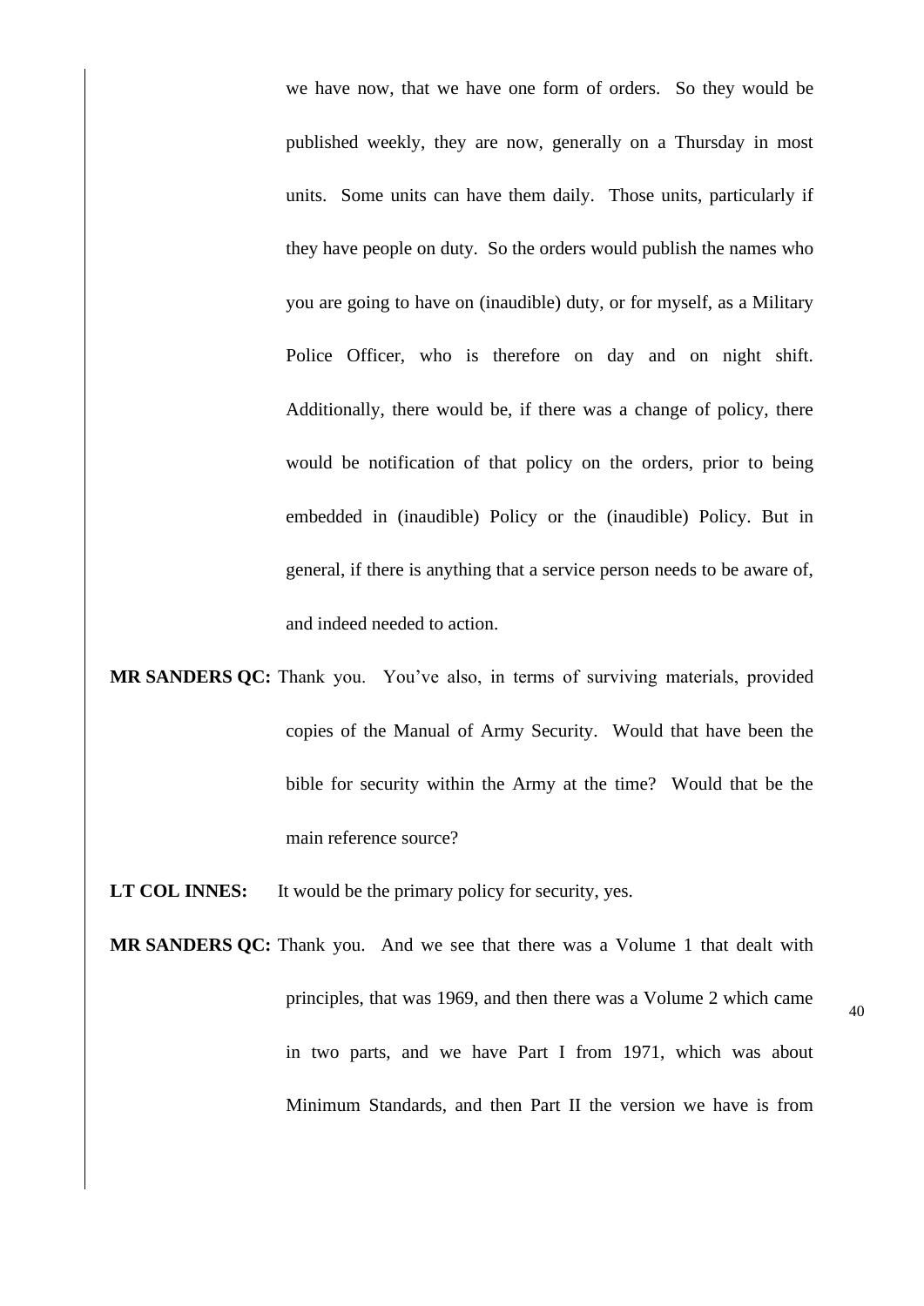we have now, that we have one form of orders. So they would be published weekly, they are now, generally on a Thursday in most units. Some units can have them daily. Those units, particularly if they have people on duty. So the orders would publish the names who you are going to have on (inaudible) duty, or for myself, as a Military Police Officer, who is therefore on day and on night shift. Additionally, there would be, if there was a change of policy, there would be notification of that policy on the orders, prior to being embedded in (inaudible) Policy or the (inaudible) Policy. But in general, if there is anything that a service person needs to be aware of, and indeed needed to action.

**MR SANDERS QC:** Thank you. You've also, in terms of surviving materials, provided copies of the Manual of Army Security. Would that have been the bible for security within the Army at the time? Would that be the main reference source?

**LT COL INNES:** It would be the primary policy for security, yes.

**MR SANDERS QC:** Thank you. And we see that there was a Volume 1 that dealt with principles, that was 1969, and then there was a Volume 2 which came in two parts, and we have Part I from 1971, which was about Minimum Standards, and then Part II the version we have is from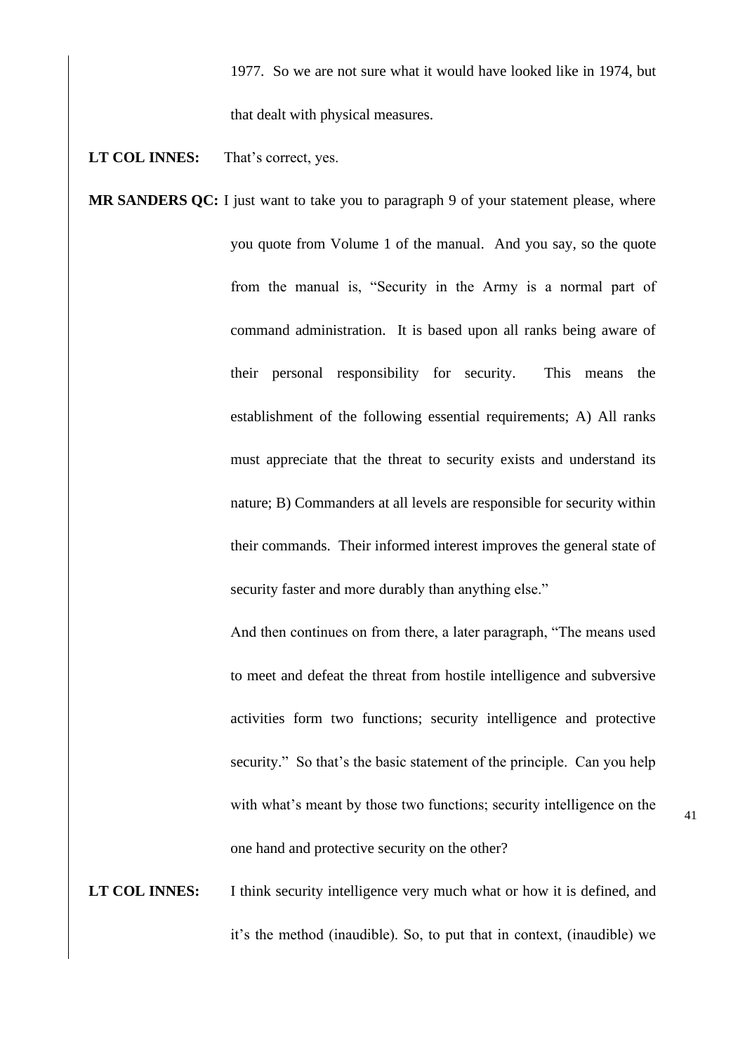1977. So we are not sure what it would have looked like in 1974, but that dealt with physical measures.

**LT COL INNES:** That's correct, yes.

**MR SANDERS QC:** I just want to take you to paragraph 9 of your statement please, where you quote from Volume 1 of the manual. And you say, so the quote from the manual is, "Security in the Army is a normal part of command administration. It is based upon all ranks being aware of their personal responsibility for security. This means the establishment of the following essential requirements; A) All ranks must appreciate that the threat to security exists and understand its nature; B) Commanders at all levels are responsible for security within their commands. Their informed interest improves the general state of security faster and more durably than anything else."

And then continues on from there, a later paragraph, "The means used to meet and defeat the threat from hostile intelligence and subversive activities form two functions; security intelligence and protective security." So that's the basic statement of the principle. Can you help with what's meant by those two functions; security intelligence on the one hand and protective security on the other?

**LT COL INNES:** I think security intelligence very much what or how it is defined, and it's the method (inaudible). So, to put that in context, (inaudible) we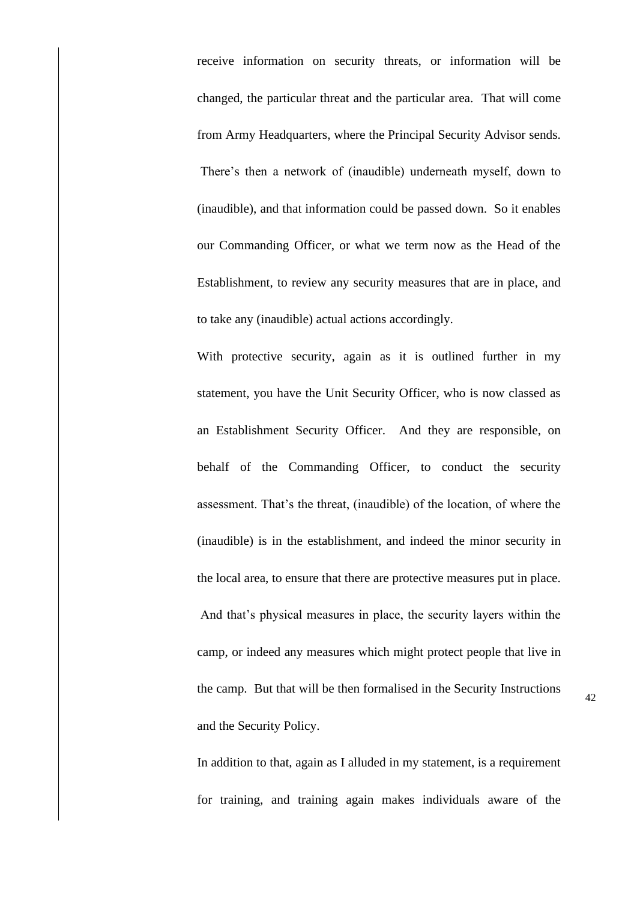receive information on security threats, or information will be changed, the particular threat and the particular area. That will come from Army Headquarters, where the Principal Security Advisor sends. There's then a network of (inaudible) underneath myself, down to (inaudible), and that information could be passed down. So it enables our Commanding Officer, or what we term now as the Head of the Establishment, to review any security measures that are in place, and to take any (inaudible) actual actions accordingly.

With protective security, again as it is outlined further in my statement, you have the Unit Security Officer, who is now classed as an Establishment Security Officer. And they are responsible, on behalf of the Commanding Officer, to conduct the security assessment. That's the threat, (inaudible) of the location, of where the (inaudible) is in the establishment, and indeed the minor security in the local area, to ensure that there are protective measures put in place. And that's physical measures in place, the security layers within the camp, or indeed any measures which might protect people that live in the camp. But that will be then formalised in the Security Instructions and the Security Policy.

In addition to that, again as I alluded in my statement, is a requirement for training, and training again makes individuals aware of the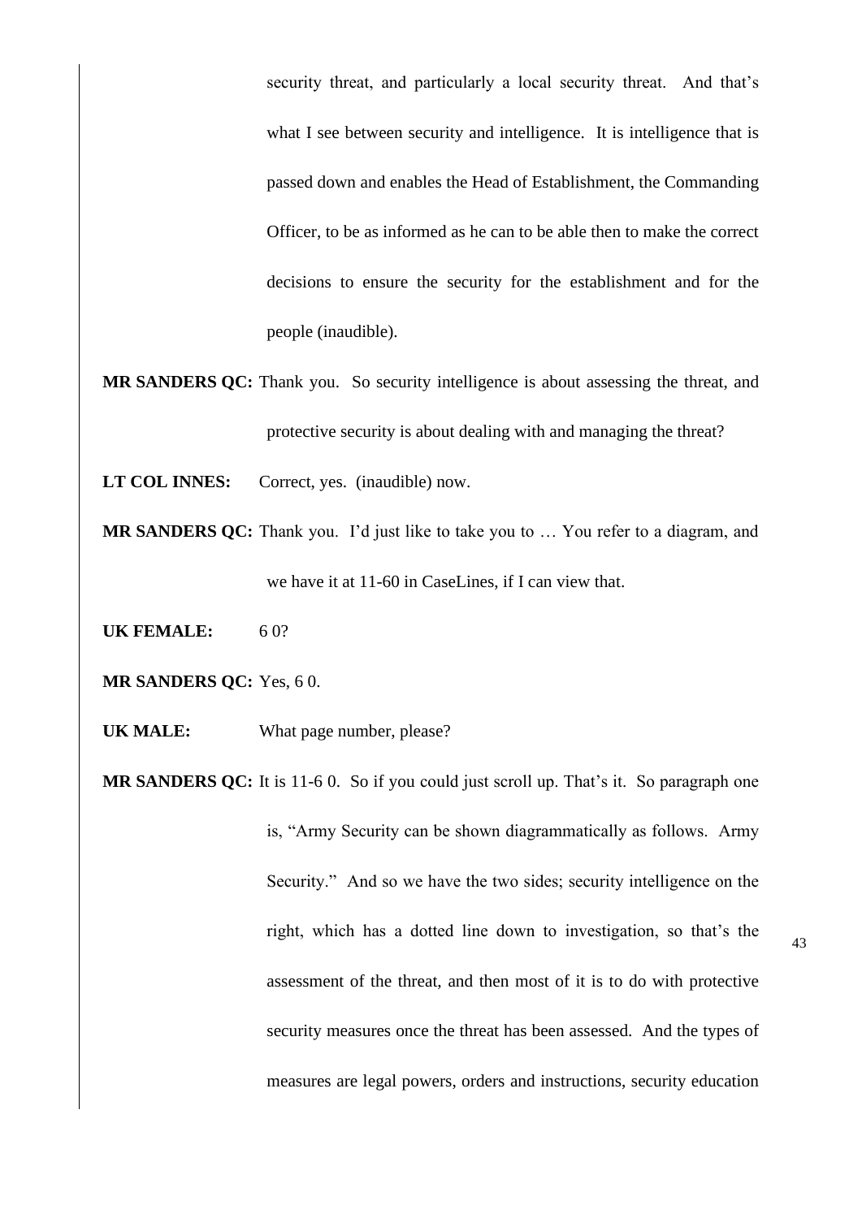security threat, and particularly a local security threat. And that's what I see between security and intelligence. It is intelligence that is passed down and enables the Head of Establishment, the Commanding Officer, to be as informed as he can to be able then to make the correct decisions to ensure the security for the establishment and for the people (inaudible).

**MR SANDERS QC:** Thank you. So security intelligence is about assessing the threat, and protective security is about dealing with and managing the threat?

**LT COL INNES:** Correct, yes. (inaudible) now.

**MR SANDERS QC:** Thank you. I'd just like to take you to … You refer to a diagram, and we have it at 11-60 in CaseLines, if I can view that.

**UK FEMALE:** 6 0?

**MR SANDERS QC:** Yes, 6 0.

**UK MALE:** What page number, please?

**MR SANDERS QC:** It is 11-6 0. So if you could just scroll up. That's it. So paragraph one is, "Army Security can be shown diagrammatically as follows. Army Security." And so we have the two sides; security intelligence on the right, which has a dotted line down to investigation, so that's the assessment of the threat, and then most of it is to do with protective security measures once the threat has been assessed. And the types of measures are legal powers, orders and instructions, security education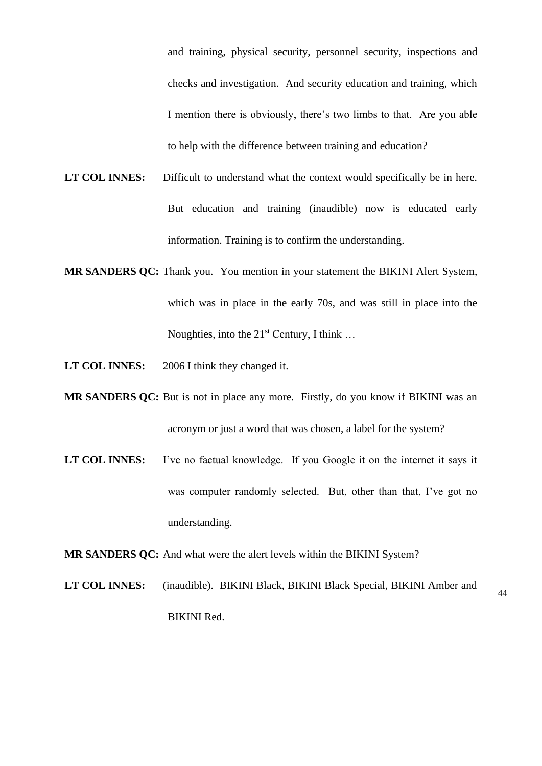and training, physical security, personnel security, inspections and checks and investigation. And security education and training, which I mention there is obviously, there's two limbs to that. Are you able to help with the difference between training and education?

**LT COL INNES:** Difficult to understand what the context would specifically be in here. But education and training (inaudible) now is educated early information. Training is to confirm the understanding.

**MR SANDERS QC:** Thank you. You mention in your statement the BIKINI Alert System, which was in place in the early 70s, and was still in place into the Noughties, into the 21st Century, I think …

**LT COL INNES:** 2006 I think they changed it.

**MR SANDERS QC:** But is not in place any more. Firstly, do you know if BIKINI was an acronym or just a word that was chosen, a label for the system?

**LT COL INNES:** I've no factual knowledge. If you Google it on the internet it says it was computer randomly selected. But, other than that, I've got no understanding.

**MR SANDERS QC:** And what were the alert levels within the BIKINI System?

**LT COL INNES:** (inaudible). BIKINI Black, BIKINI Black Special, BIKINI Amber and BIKINI Red.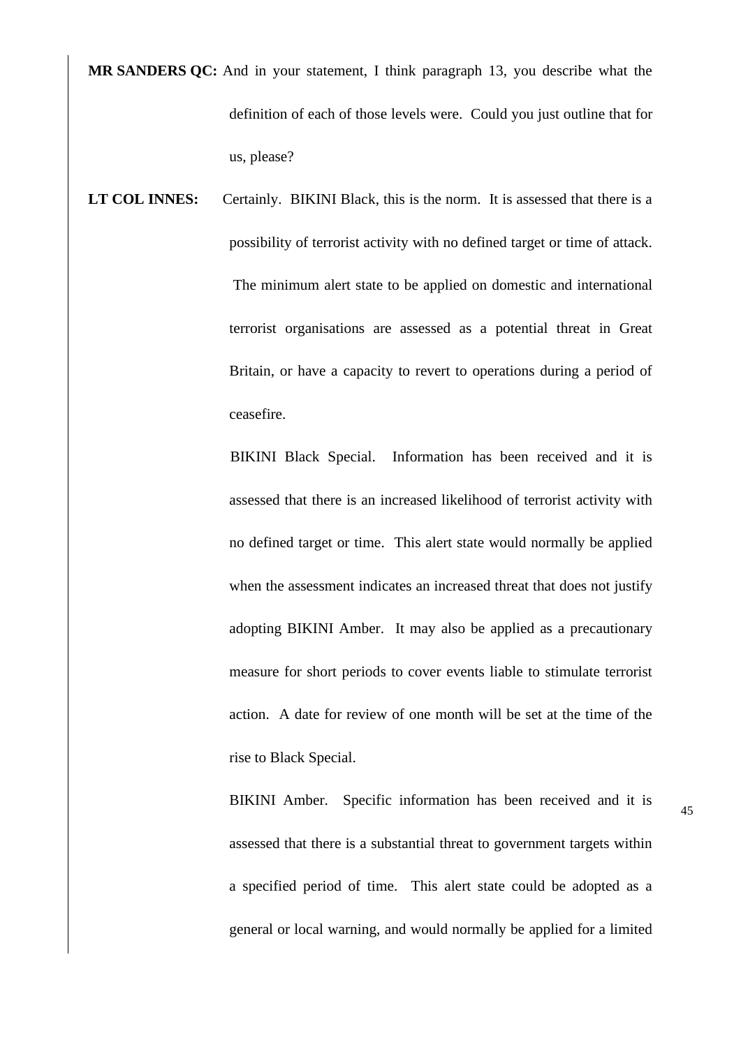**MR SANDERS QC:** And in your statement, I think paragraph 13, you describe what the definition of each of those levels were. Could you just outline that for us, please?

**LT COL INNES:** Certainly. BIKINI Black, this is the norm. It is assessed that there is a possibility of terrorist activity with no defined target or time of attack. The minimum alert state to be applied on domestic and international terrorist organisations are assessed as a potential threat in Great Britain, or have a capacity to revert to operations during a period of ceasefire.

BIKINI Black Special. Information has been received and it is assessed that there is an increased likelihood of terrorist activity with no defined target or time. This alert state would normally be applied when the assessment indicates an increased threat that does not justify adopting BIKINI Amber. It may also be applied as a precautionary measure for short periods to cover events liable to stimulate terrorist action. A date for review of one month will be set at the time of the rise to Black Special.

BIKINI Amber. Specific information has been received and it is assessed that there is a substantial threat to government targets within a specified period of time. This alert state could be adopted as a general or local warning, and would normally be applied for a limited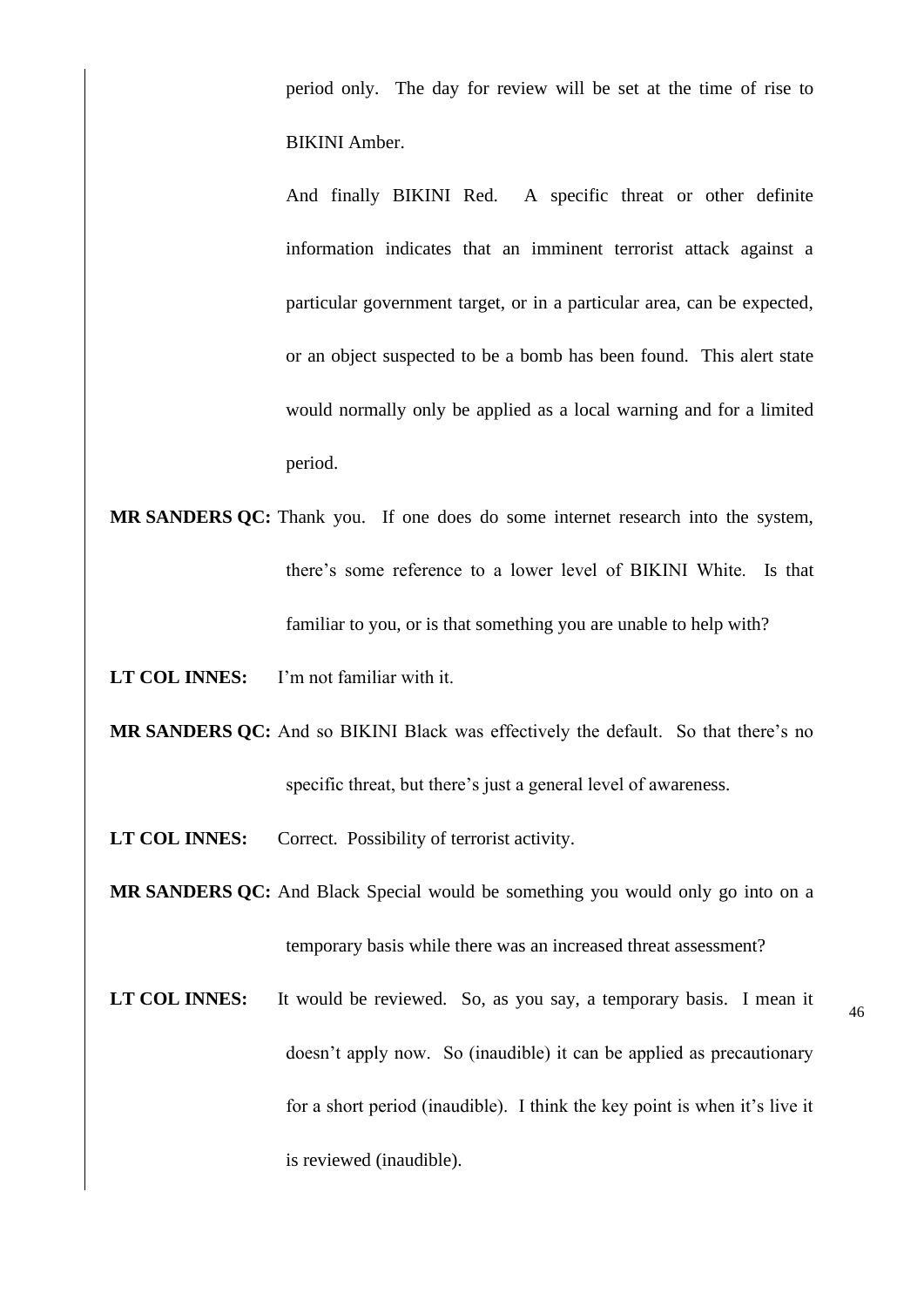period only. The day for review will be set at the time of rise to BIKINI Amber.

And finally BIKINI Red. A specific threat or other definite information indicates that an imminent terrorist attack against a particular government target, or in a particular area, can be expected, or an object suspected to be a bomb has been found. This alert state would normally only be applied as a local warning and for a limited period.

**MR SANDERS QC:** Thank you. If one does do some internet research into the system, there's some reference to a lower level of BIKINI White. Is that familiar to you, or is that something you are unable to help with?

**LT COL INNES:** I'm not familiar with it.

**MR SANDERS QC:** And so BIKINI Black was effectively the default. So that there's no specific threat, but there's just a general level of awareness.

**LT COL INNES:** Correct. Possibility of terrorist activity.

**MR SANDERS QC:** And Black Special would be something you would only go into on a temporary basis while there was an increased threat assessment?

**LT COL INNES:** It would be reviewed. So, as you say, a temporary basis. I mean it doesn't apply now. So (inaudible) it can be applied as precautionary for a short period (inaudible). I think the key point is when it's live it is reviewed (inaudible).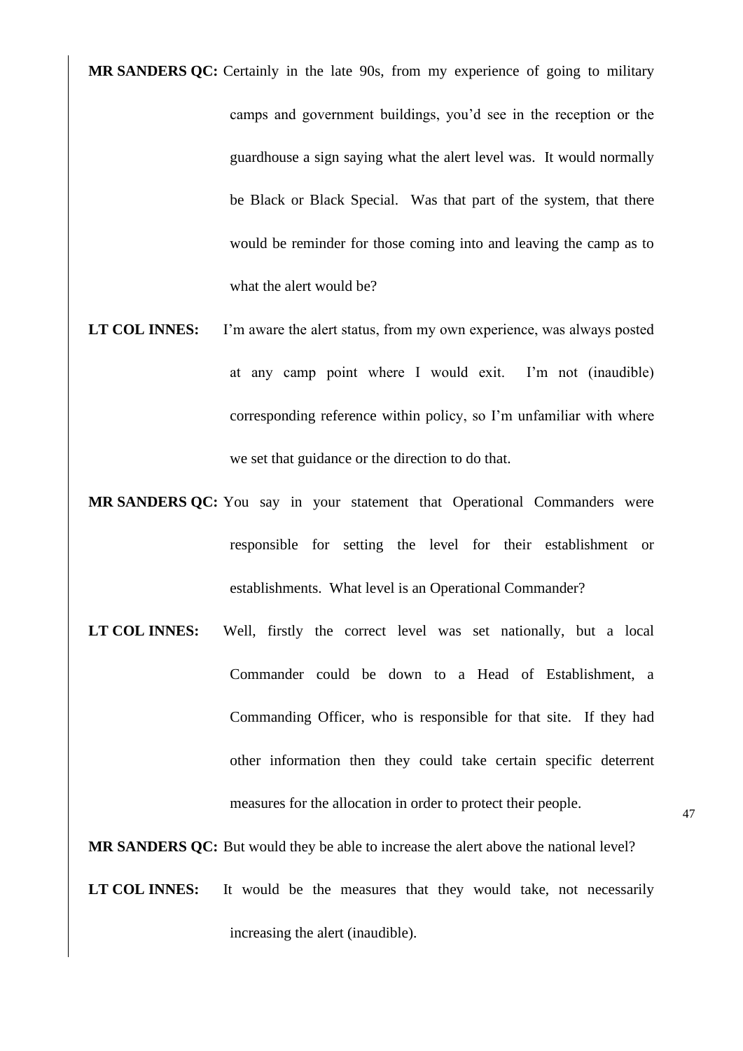**MR SANDERS QC:** Certainly in the late 90s, from my experience of going to military camps and government buildings, you'd see in the reception or the guardhouse a sign saying what the alert level was. It would normally be Black or Black Special. Was that part of the system, that there would be reminder for those coming into and leaving the camp as to what the alert would be?

**LT COL INNES:** I'm aware the alert status, from my own experience, was always posted at any camp point where I would exit. I'm not (inaudible) corresponding reference within policy, so I'm unfamiliar with where we set that guidance or the direction to do that.

**MR SANDERS QC:** You say in your statement that Operational Commanders were responsible for setting the level for their establishment or establishments. What level is an Operational Commander?

**LT COL INNES:** Well, firstly the correct level was set nationally, but a local Commander could be down to a Head of Establishment, a Commanding Officer, who is responsible for that site. If they had other information then they could take certain specific deterrent measures for the allocation in order to protect their people.

**MR SANDERS QC:** But would they be able to increase the alert above the national level?

**LT COL INNES:** It would be the measures that they would take, not necessarily increasing the alert (inaudible).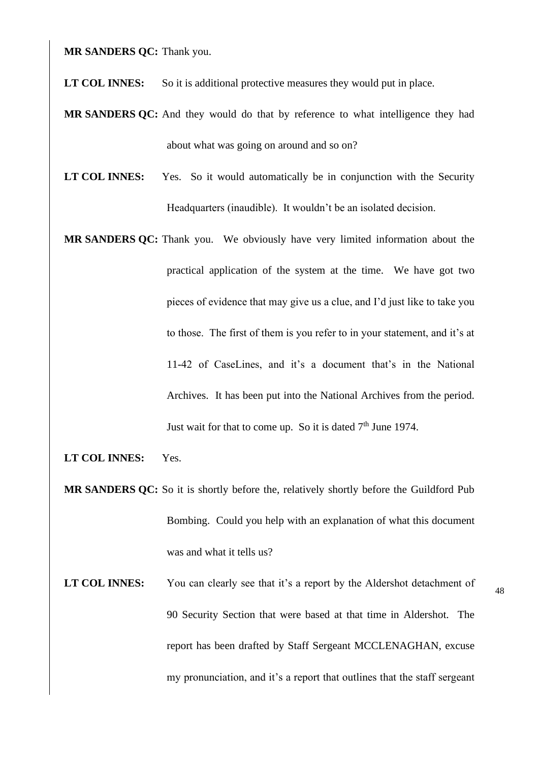**MR SANDERS QC:** Thank you.

**LT COL INNES:** So it is additional protective measures they would put in place.

**MR SANDERS QC:** And they would do that by reference to what intelligence they had about what was going on around and so on?

**LT COL INNES:** Yes. So it would automatically be in conjunction with the Security Headquarters (inaudible). It wouldn't be an isolated decision.

**MR SANDERS QC:** Thank you. We obviously have very limited information about the practical application of the system at the time. We have got two pieces of evidence that may give us a clue, and I'd just like to take you to those. The first of them is you refer to in your statement, and it's at 11-42 of CaseLines, and it's a document that's in the National Archives. It has been put into the National Archives from the period. Just wait for that to come up. So it is dated 7th June 1974.

**LT COL INNES:** Yes.

**MR SANDERS QC:** So it is shortly before the, relatively shortly before the Guildford Pub Bombing. Could you help with an explanation of what this document was and what it tells us?

**LT COL INNES:** You can clearly see that it's a report by the Aldershot detachment of 90 Security Section that were based at that time in Aldershot. The report has been drafted by Staff Sergeant MCCLENAGHAN, excuse my pronunciation, and it's a report that outlines that the staff sergeant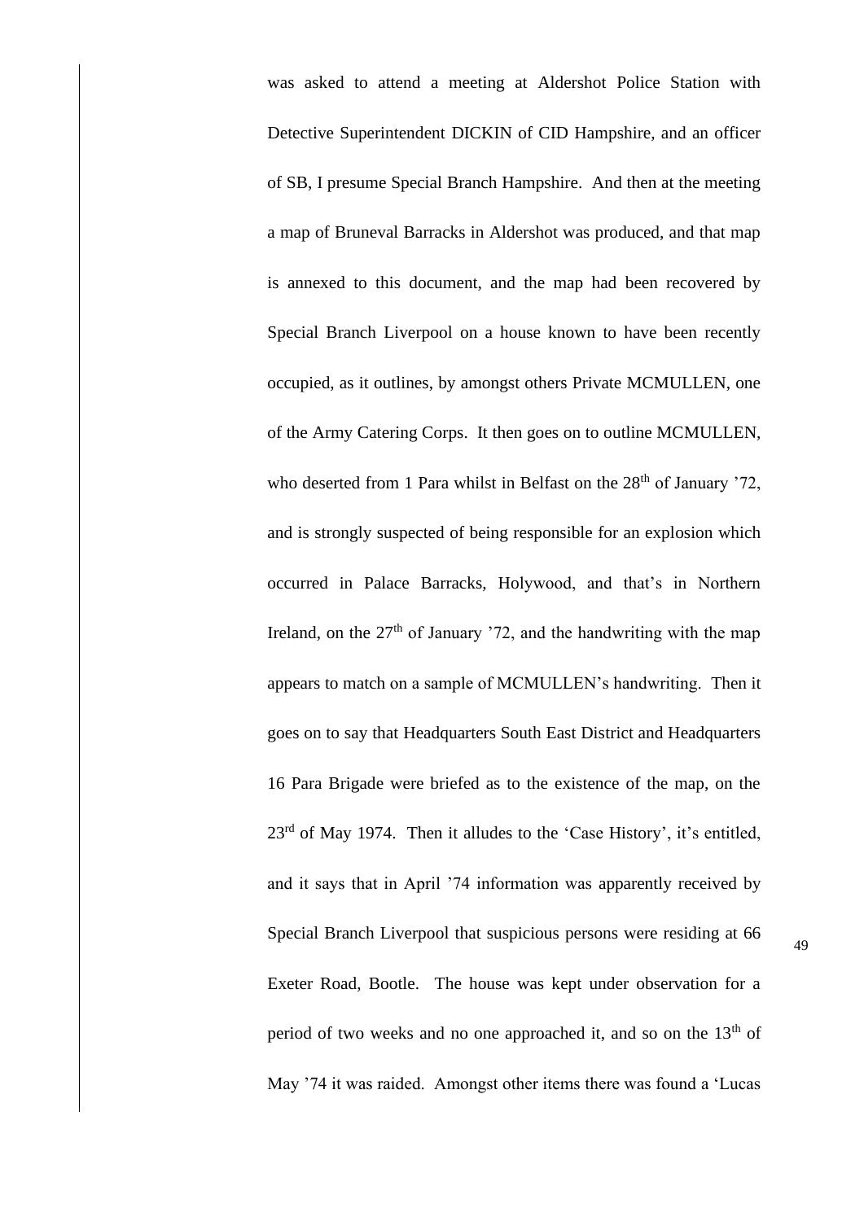was asked to attend a meeting at Aldershot Police Station with Detective Superintendent DICKIN of CID Hampshire, and an officer of SB, I presume Special Branch Hampshire. And then at the meeting a map of Bruneval Barracks in Aldershot was produced, and that map is annexed to this document, and the map had been recovered by Special Branch Liverpool on a house known to have been recently occupied, as it outlines, by amongst others Private MCMULLEN, one of the Army Catering Corps. It then goes on to outline MCMULLEN, who deserted from 1 Para whilst in Belfast on the 28th of January '72, and is strongly suspected of being responsible for an explosion which occurred in Palace Barracks, Holywood, and that's in Northern Ireland, on the 27th of January '72, and the handwriting with the map appears to match on a sample of MCMULLEN's handwriting. Then it goes on to say that Headquarters South East District and Headquarters 16 Para Brigade were briefed as to the existence of the map, on the 23rd of May 1974. Then it alludes to the 'Case History', it's entitled, and it says that in April '74 information was apparently received by Special Branch Liverpool that suspicious persons were residing at 66 Exeter Road, Bootle. The house was kept under observation for a period of two weeks and no one approached it, and so on the 13th of May '74 it was raided. Amongst other items there was found a 'Lucas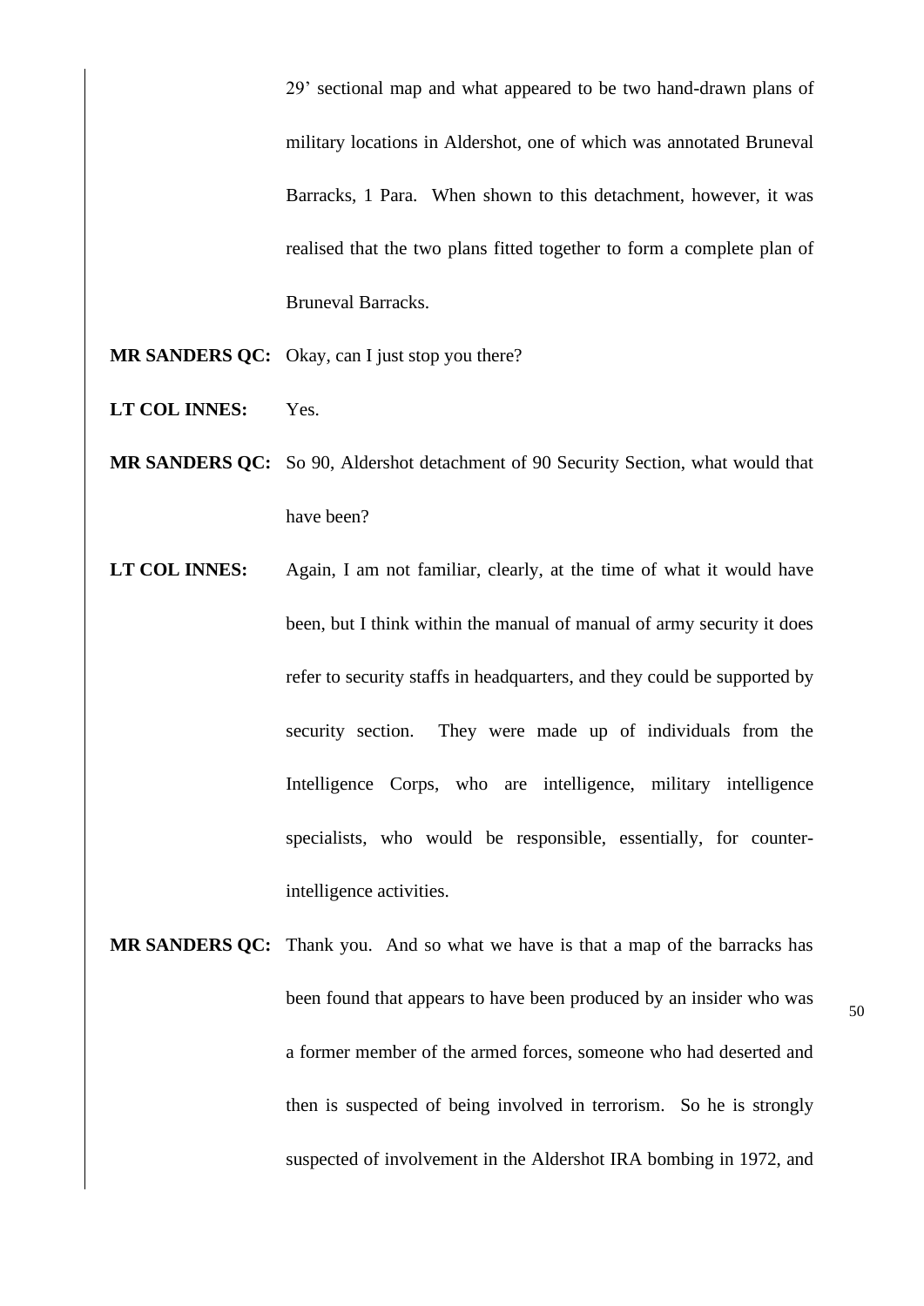29' sectional map and what appeared to be two hand-drawn plans of military locations in Aldershot, one of which was annotated Bruneval Barracks, 1 Para. When shown to this detachment, however, it was realised that the two plans fitted together to form a complete plan of Bruneval Barracks.

**MR SANDERS QC:** Okay, can I just stop you there?

**LT COL INNES:** Yes.

**MR SANDERS QC:** So 90, Aldershot detachment of 90 Security Section, what would that have been?

**LT COL INNES:** Again, I am not familiar, clearly, at the time of what it would have been, but I think within the manual of manual of army security it does refer to security staffs in headquarters, and they could be supported by security section. They were made up of individuals from the Intelligence Corps, who are intelligence, military intelligence specialists, who would be responsible, essentially, for counter-intelligence activities.

**MR SANDERS QC:** Thank you. And so what we have is that a map of the barracks has been found that appears to have been produced by an insider who was a former member of the armed forces, someone who had deserted and then is suspected of being involved in terrorism. So he is strongly suspected of involvement in the Aldershot IRA bombing in 1972, and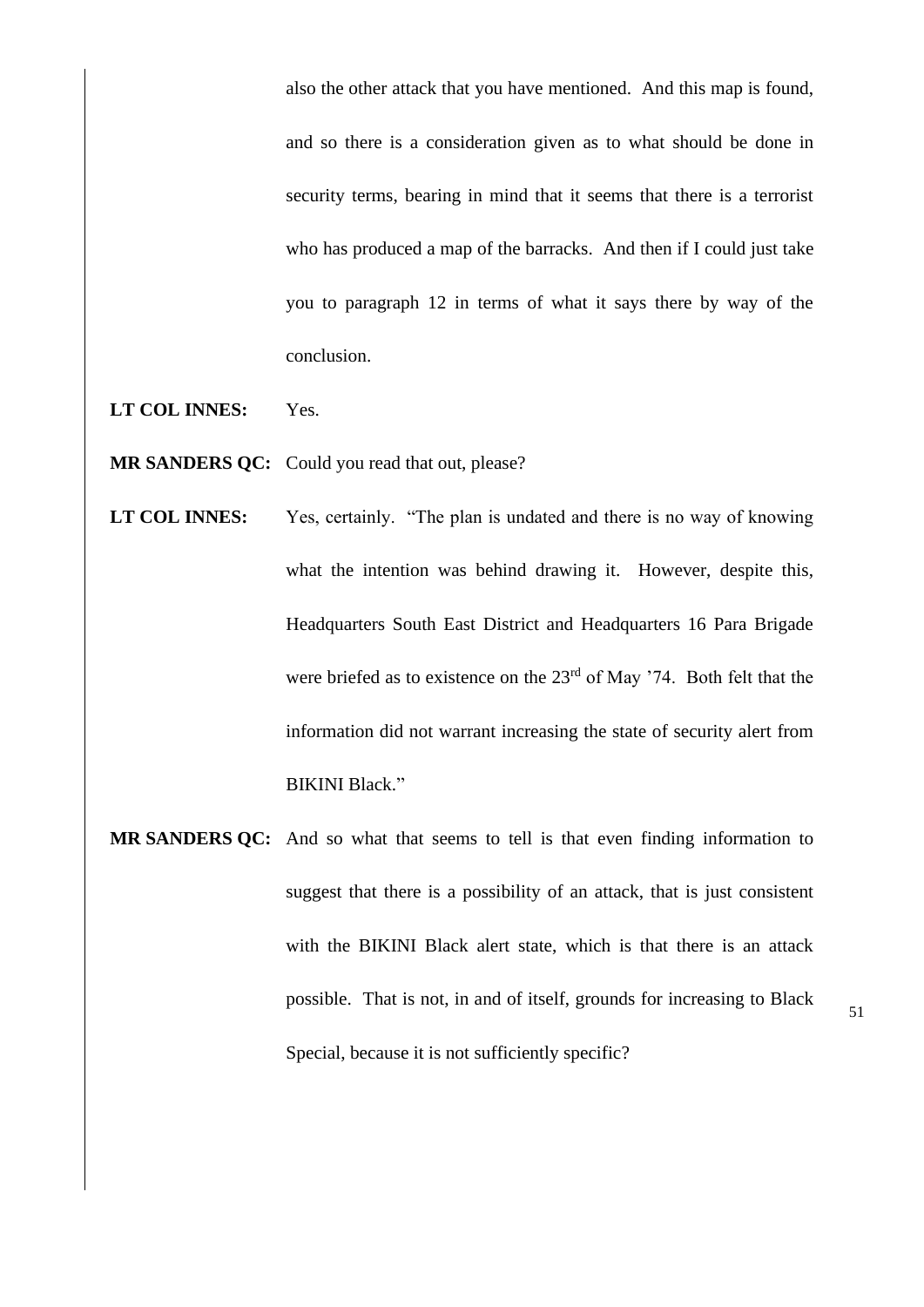also the other attack that you have mentioned. And this map is found, and so there is a consideration given as to what should be done in security terms, bearing in mind that it seems that there is a terrorist who has produced a map of the barracks. And then if I could just take you to paragraph 12 in terms of what it says there by way of the conclusion.

**LT COL INNES:** Yes.

**MR SANDERS QC:** Could you read that out, please?

**LT COL INNES:** Yes, certainly. "The plan is undated and there is no way of knowing what the intention was behind drawing it. However, despite this, Headquarters South East District and Headquarters 16 Para Brigade were briefed as to existence on the 23rd of May '74. Both felt that the information did not warrant increasing the state of security alert from BIKINI Black."

**MR SANDERS QC:** And so what that seems to tell is that even finding information to suggest that there is a possibility of an attack, that is just consistent with the BIKINI Black alert state, which is that there is an attack possible. That is not, in and of itself, grounds for increasing to Black Special, because it is not sufficiently specific?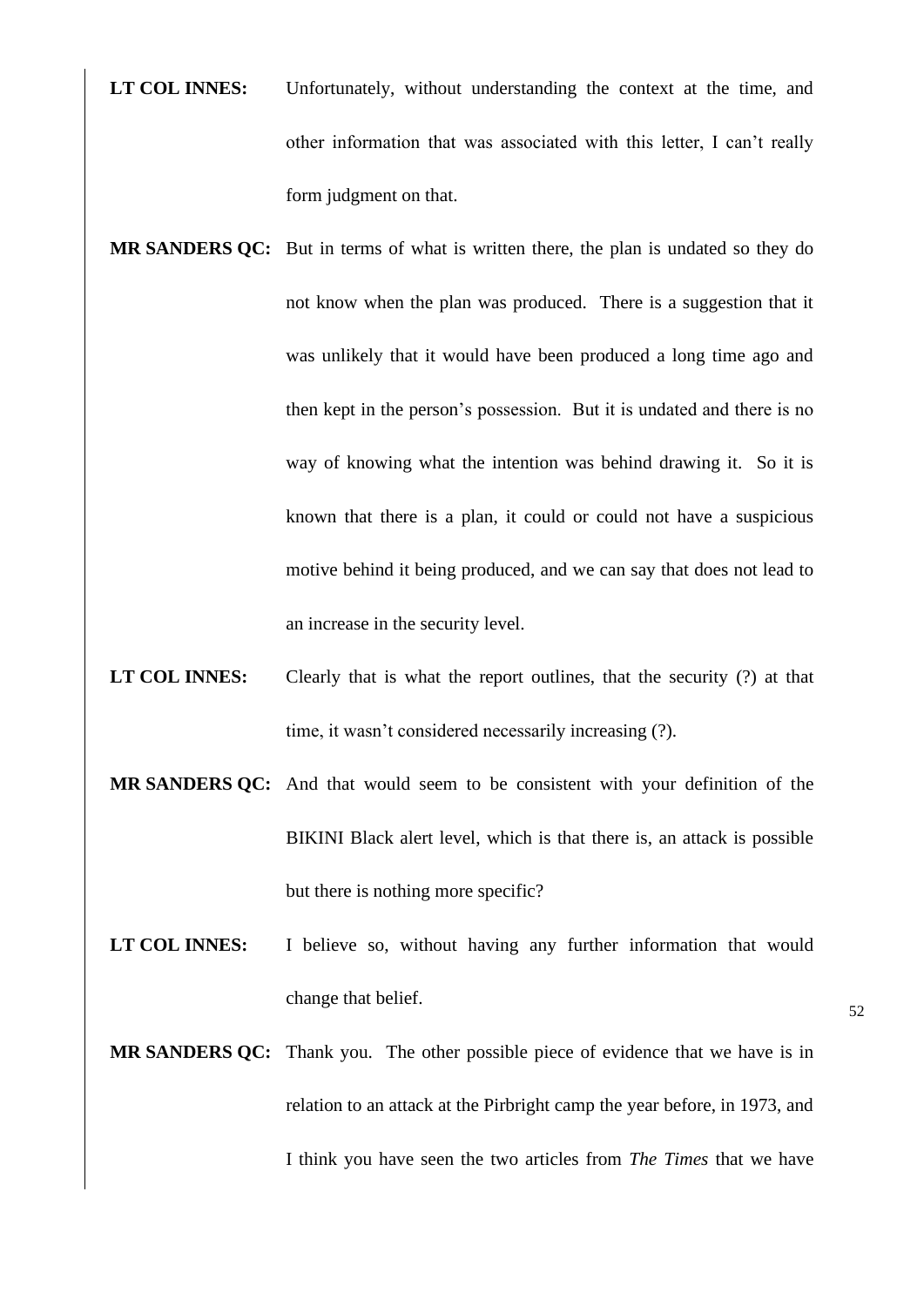**LT COL INNES:** Unfortunately, without understanding the context at the time, and other information that was associated with this letter, I can't really form judgment on that.

**MR SANDERS QC:** But in terms of what is written there, the plan is undated so they do not know when the plan was produced. There is a suggestion that it was unlikely that it would have been produced a long time ago and then kept in the person's possession. But it is undated and there is no way of knowing what the intention was behind drawing it. So it is known that there is a plan, it could or could not have a suspicious motive behind it being produced, and we can say that does not lead to an increase in the security level.

**LT COL INNES:** Clearly that is what the report outlines, that the security (?) at that time, it wasn't considered necessarily increasing (?).

**MR SANDERS QC:** And that would seem to be consistent with your definition of the BIKINI Black alert level, which is that there is, an attack is possible but there is nothing more specific?

**LT COL INNES:** I believe so, without having any further information that would change that belief.

**MR SANDERS QC:** Thank you. The other possible piece of evidence that we have is in relation to an attack at the Pirbright camp the year before, in 1973, and I think you have seen the two articles from *The Times* that we have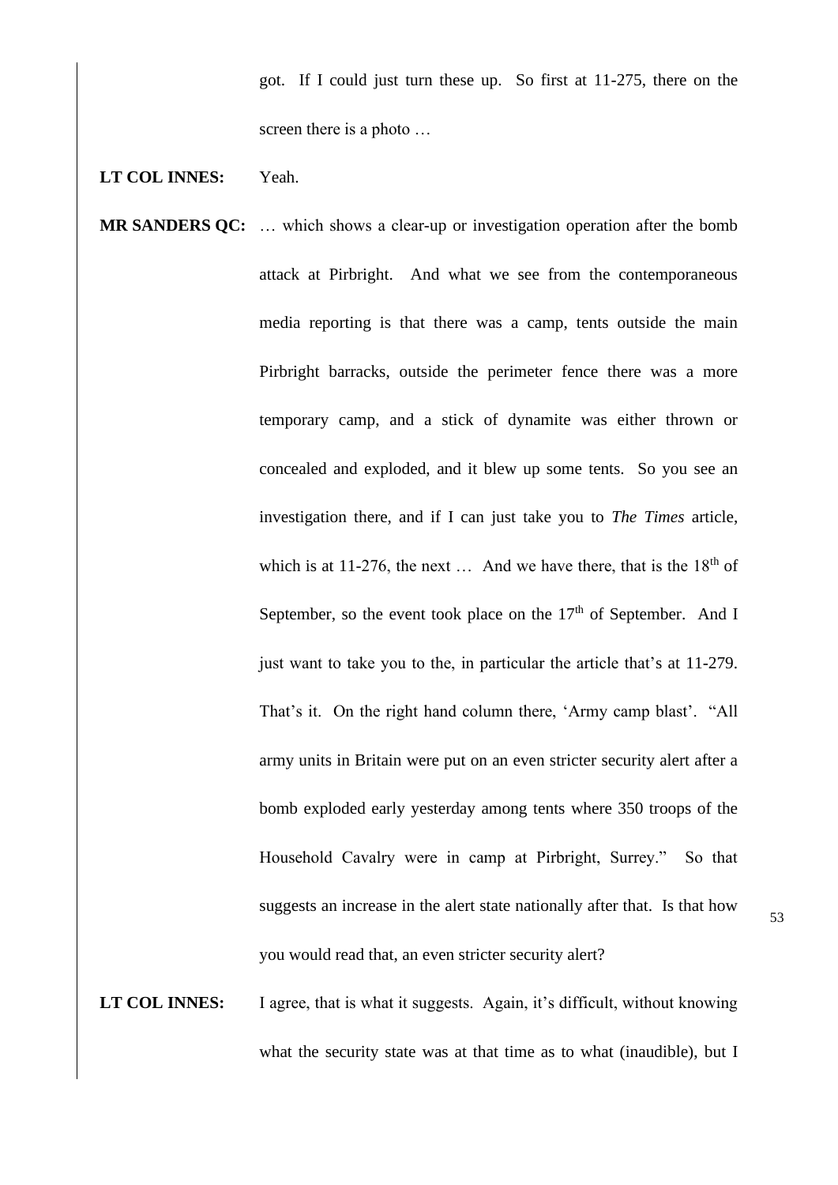got. If I could just turn these up. So first at 11-275, there on the screen there is a photo …

**LT COL INNES:** Yeah.

**MR SANDERS QC:** … which shows a clear-up or investigation operation after the bomb attack at Pirbright. And what we see from the contemporaneous media reporting is that there was a camp, tents outside the main Pirbright barracks, outside the perimeter fence there was a more temporary camp, and a stick of dynamite was either thrown or concealed and exploded, and it blew up some tents. So you see an investigation there, and if I can just take you to *The Times* article, which is at 11-276, the next … And we have there, that is the 18th of September, so the event took place on the 17th of September. And I just want to take you to the, in particular the article that's at 11-279. That's it. On the right hand column there, 'Army camp blast'. "All army units in Britain were put on an even stricter security alert after a bomb exploded early yesterday among tents where 350 troops of the Household Cavalry were in camp at Pirbright, Surrey." So that suggests an increase in the alert state nationally after that. Is that how you would read that, an even stricter security alert?

**LT COL INNES:** I agree, that is what it suggests. Again, it's difficult, without knowing what the security state was at that time as to what (inaudible), but I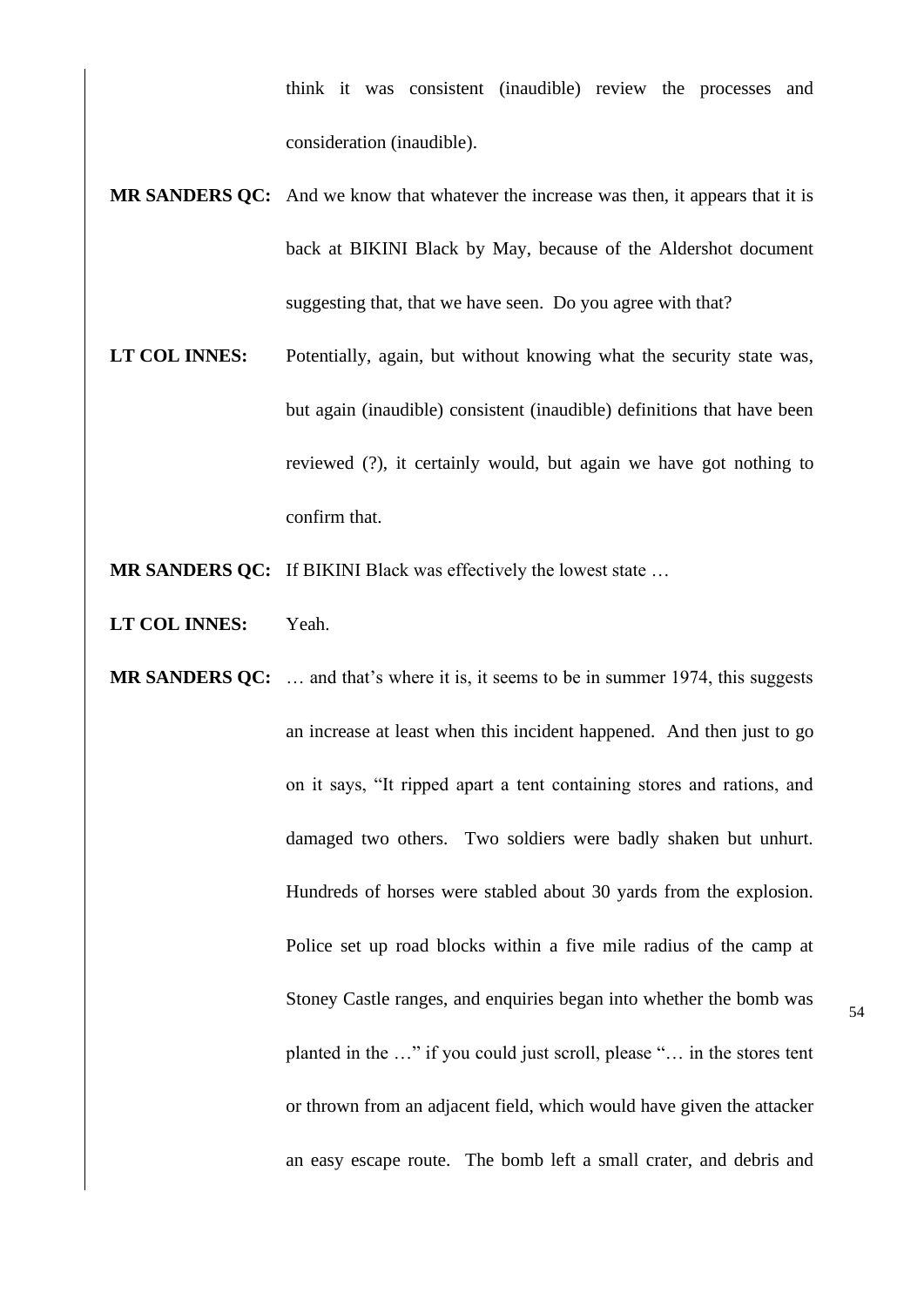think it was consistent (inaudible) review the processes and consideration (inaudible).

**MR SANDERS QC:** And we know that whatever the increase was then, it appears that it is back at BIKINI Black by May, because of the Aldershot document suggesting that, that we have seen. Do you agree with that?

**LT COL INNES:** Potentially, again, but without knowing what the security state was, but again (inaudible) consistent (inaudible) definitions that have been reviewed (?), it certainly would, but again we have got nothing to confirm that.

**MR SANDERS QC:** If BIKINI Black was effectively the lowest state …

**LT COL INNES:** Yeah.

**MR SANDERS QC:** … and that's where it is, it seems to be in summer 1974, this suggests an increase at least when this incident happened. And then just to go on it says, "It ripped apart a tent containing stores and rations, and damaged two others. Two soldiers were badly shaken but unhurt. Hundreds of horses were stabled about 30 yards from the explosion. Police set up road blocks within a five mile radius of the camp at Stoney Castle ranges, and enquiries began into whether the bomb was planted in the …" if you could just scroll, please "… in the stores tent or thrown from an adjacent field, which would have given the attacker an easy escape route. The bomb left a small crater, and debris and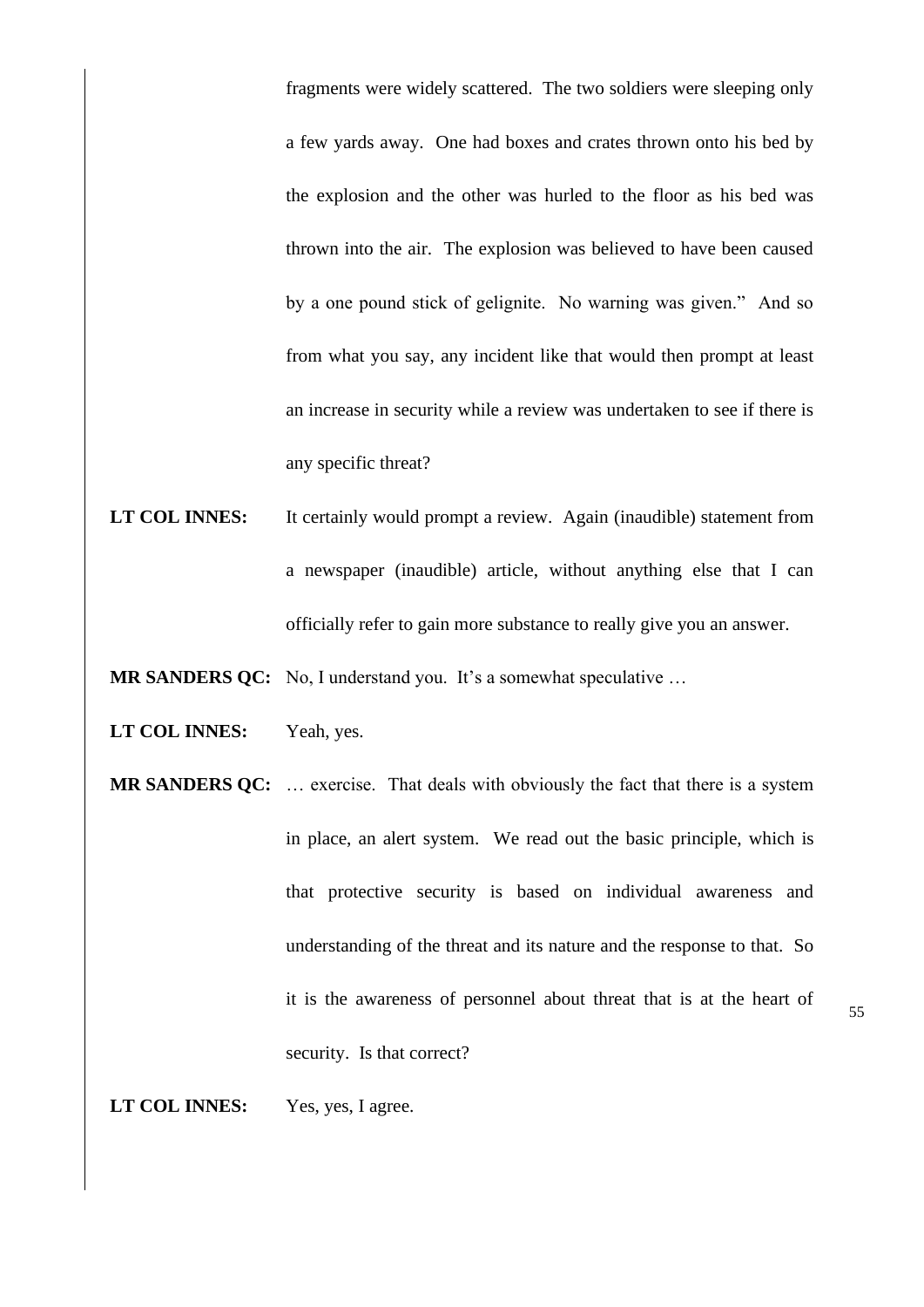fragments were widely scattered. The two soldiers were sleeping only a few yards away. One had boxes and crates thrown onto his bed by the explosion and the other was hurled to the floor as his bed was thrown into the air. The explosion was believed to have been caused by a one pound stick of gelignite. No warning was given." And so from what you say, any incident like that would then prompt at least an increase in security while a review was undertaken to see if there is any specific threat?

**LT COL INNES:** It certainly would prompt a review. Again (inaudible) statement from a newspaper (inaudible) article, without anything else that I can officially refer to gain more substance to really give you an answer.

**MR SANDERS QC:** No, I understand you. It's a somewhat speculative …

**LT COL INNES:** Yeah, yes.

**MR SANDERS QC:** … exercise. That deals with obviously the fact that there is a system in place, an alert system. We read out the basic principle, which is that protective security is based on individual awareness and understanding of the threat and its nature and the response to that. So it is the awareness of personnel about threat that is at the heart of security. Is that correct?

**LT COL INNES:** Yes, yes, I agree.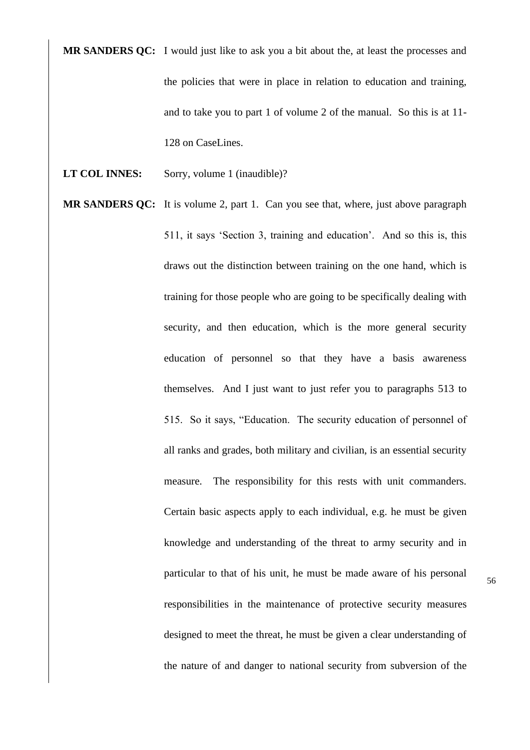**MR SANDERS QC:** I would just like to ask you a bit about the, at least the processes and the policies that were in place in relation to education and training, and to take you to part 1 of volume 2 of the manual. So this is at 11-128 on CaseLines.

**LT COL INNES:** Sorry, volume 1 (inaudible)?

**MR SANDERS QC:** It is volume 2, part 1. Can you see that, where, just above paragraph 511, it says 'Section 3, training and education'. And so this is, this draws out the distinction between training on the one hand, which is training for those people who are going to be specifically dealing with security, and then education, which is the more general security education of personnel so that they have a basis awareness themselves. And I just want to just refer you to paragraphs 513 to 515. So it says, "Education. The security education of personnel of all ranks and grades, both military and civilian, is an essential security measure. The responsibility for this rests with unit commanders. Certain basic aspects apply to each individual, e.g. he must be given knowledge and understanding of the threat to army security and in particular to that of his unit, he must be made aware of his personal responsibilities in the maintenance of protective security measures designed to meet the threat, he must be given a clear understanding of the nature of and danger to national security from subversion of the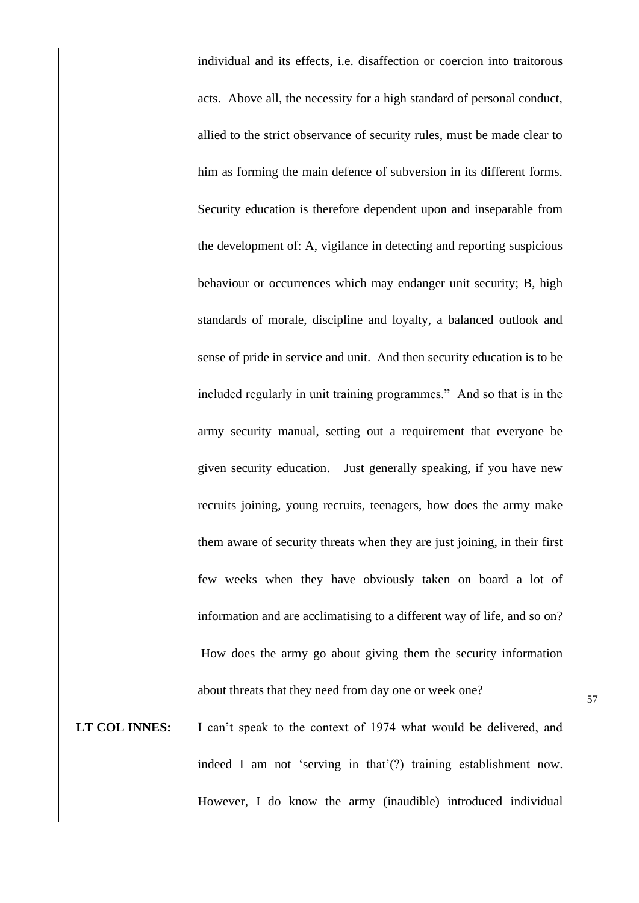individual and its effects, i.e. disaffection or coercion into traitorous acts. Above all, the necessity for a high standard of personal conduct, allied to the strict observance of security rules, must be made clear to him as forming the main defence of subversion in its different forms. Security education is therefore dependent upon and inseparable from the development of: A, vigilance in detecting and reporting suspicious behaviour or occurrences which may endanger unit security; B, high standards of morale, discipline and loyalty, a balanced outlook and sense of pride in service and unit. And then security education is to be included regularly in unit training programmes." And so that is in the army security manual, setting out a requirement that everyone be given security education. Just generally speaking, if you have new recruits joining, young recruits, teenagers, how does the army make them aware of security threats when they are just joining, in their first few weeks when they have obviously taken on board a lot of information and are acclimatising to a different way of life, and so on? How does the army go about giving them the security information about threats that they need from day one or week one?

**LT COL INNES:** I can't speak to the context of 1974 what would be delivered, and indeed I am not 'serving in that'(?) training establishment now. However, I do know the army (inaudible) introduced individual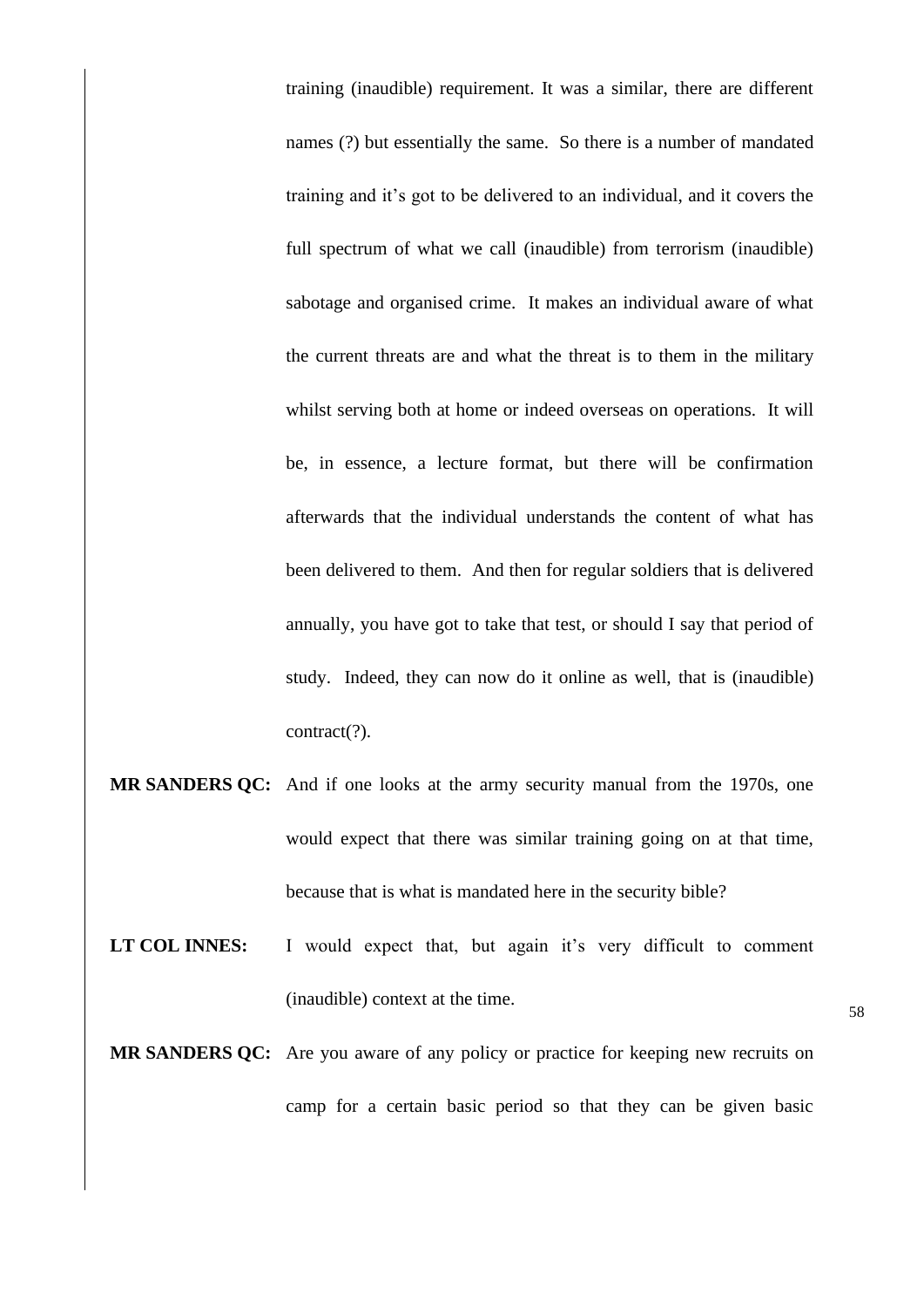training (inaudible) requirement. It was a similar, there are different names (?) but essentially the same. So there is a number of mandated training and it's got to be delivered to an individual, and it covers the full spectrum of what we call (inaudible) from terrorism (inaudible) sabotage and organised crime. It makes an individual aware of what the current threats are and what the threat is to them in the military whilst serving both at home or indeed overseas on operations. It will be, in essence, a lecture format, but there will be confirmation afterwards that the individual understands the content of what has been delivered to them. And then for regular soldiers that is delivered annually, you have got to take that test, or should I say that period of study. Indeed, they can now do it online as well, that is (inaudible) contract(?).

**MR SANDERS QC:** And if one looks at the army security manual from the 1970s, one would expect that there was similar training going on at that time, because that is what is mandated here in the security bible?

**LT COL INNES:** I would expect that, but again it's very difficult to comment (inaudible) context at the time.

**MR SANDERS QC:** Are you aware of any policy or practice for keeping new recruits on camp for a certain basic period so that they can be given basic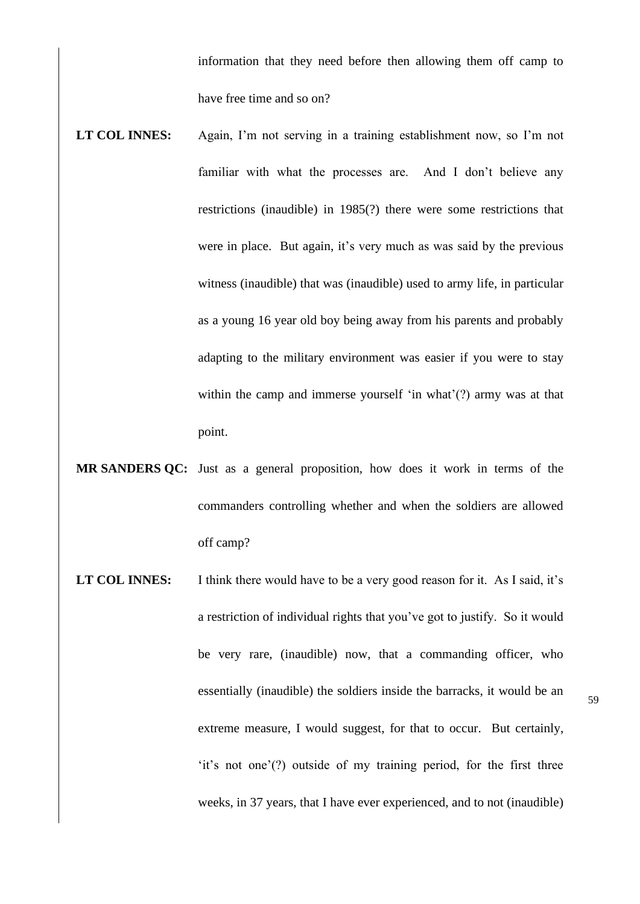information that they need before then allowing them off camp to have free time and so on?

**LT COL INNES:** Again, I'm not serving in a training establishment now, so I'm not familiar with what the processes are. And I don't believe any restrictions (inaudible) in 1985(?) there were some restrictions that were in place. But again, it's very much as was said by the previous witness (inaudible) that was (inaudible) used to army life, in particular as a young 16 year old boy being away from his parents and probably adapting to the military environment was easier if you were to stay within the camp and immerse yourself 'in what'(?) army was at that point.

**MR SANDERS QC:** Just as a general proposition, how does it work in terms of the commanders controlling whether and when the soldiers are allowed off camp?

**LT COL INNES:** I think there would have to be a very good reason for it. As I said, it's a restriction of individual rights that you've got to justify. So it would be very rare, (inaudible) now, that a commanding officer, who essentially (inaudible) the soldiers inside the barracks, it would be an extreme measure, I would suggest, for that to occur. But certainly, 'it's not one'(?) outside of my training period, for the first three weeks, in 37 years, that I have ever experienced, and to not (inaudible)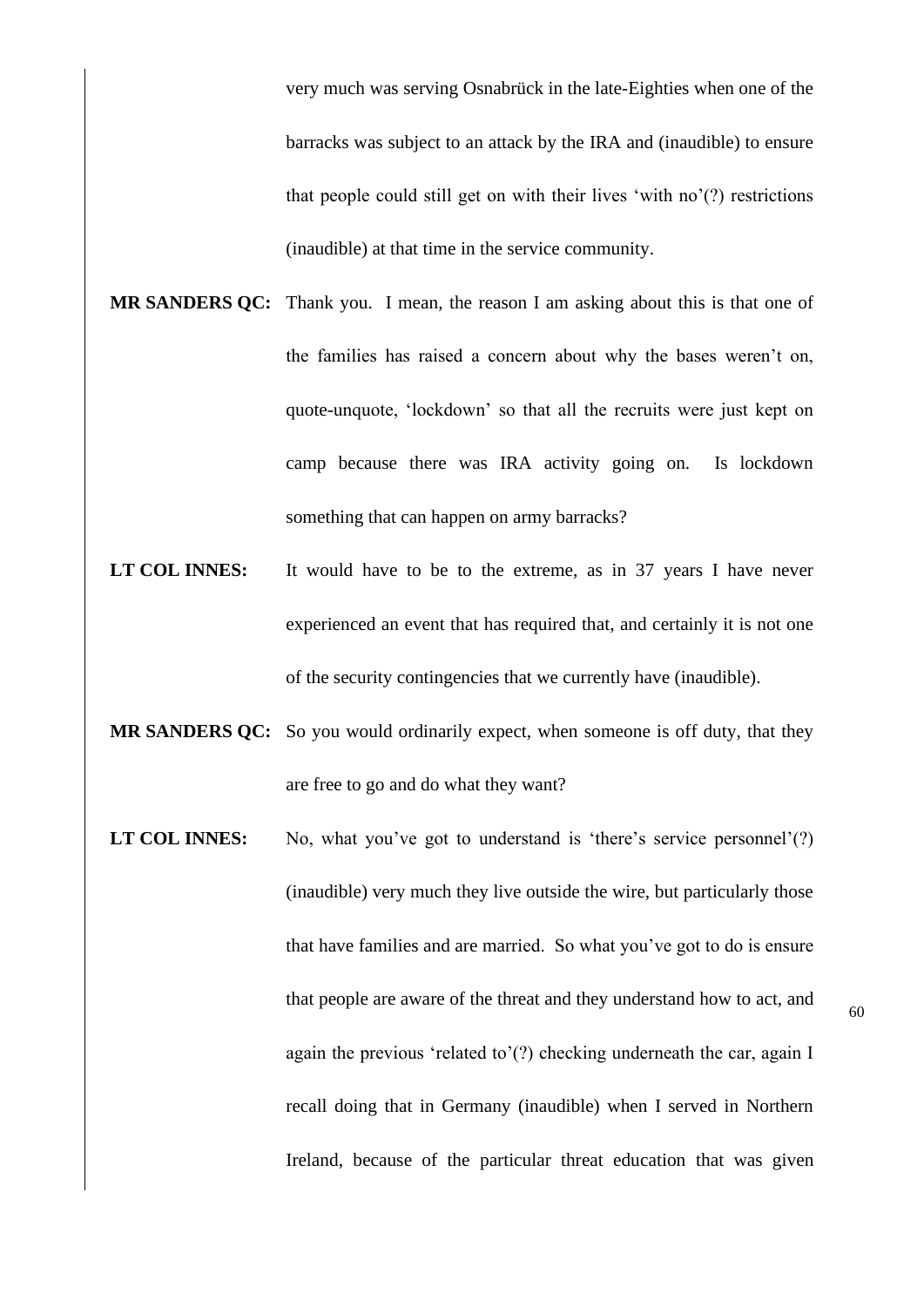very much was serving Osnabrück in the late-Eighties when one of the barracks was subject to an attack by the IRA and (inaudible) to ensure that people could still get on with their lives 'with no'(?) restrictions (inaudible) at that time in the service community.

**MR SANDERS QC:** Thank you. I mean, the reason I am asking about this is that one of the families has raised a concern about why the bases weren't on, quote-unquote, 'lockdown' so that all the recruits were just kept on camp because there was IRA activity going on. Is lockdown something that can happen on army barracks?

**LT COL INNES:** It would have to be to the extreme, as in 37 years I have never experienced an event that has required that, and certainly it is not one of the security contingencies that we currently have (inaudible).

**MR SANDERS QC:** So you would ordinarily expect, when someone is off duty, that they are free to go and do what they want?

**LT COL INNES:** No, what you've got to understand is 'there's service personnel'(?) (inaudible) very much they live outside the wire, but particularly those that have families and are married. So what you've got to do is ensure that people are aware of the threat and they understand how to act, and again the previous 'related to'(?) checking underneath the car, again I recall doing that in Germany (inaudible) when I served in Northern Ireland, because of the particular threat education that was given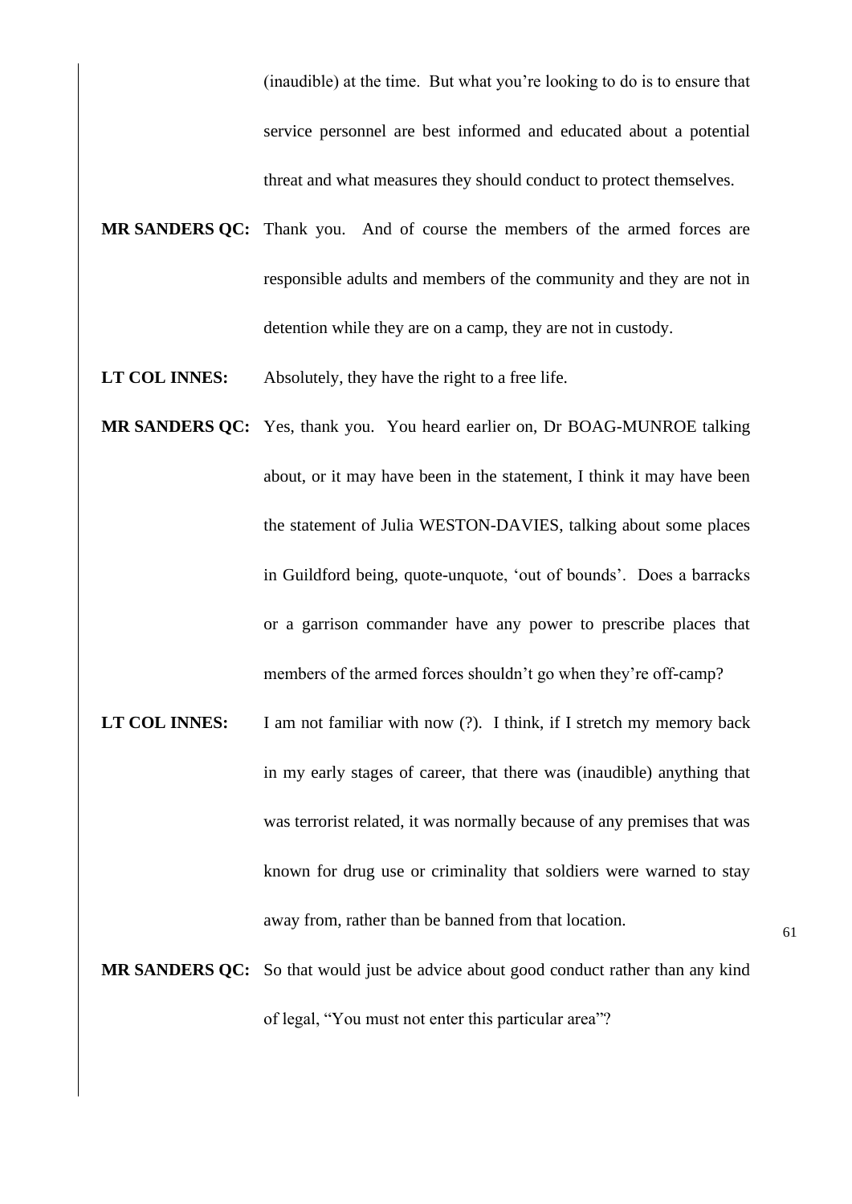(inaudible) at the time. But what you're looking to do is to ensure that service personnel are best informed and educated about a potential threat and what measures they should conduct to protect themselves.

**MR SANDERS QC:** Thank you. And of course the members of the armed forces are responsible adults and members of the community and they are not in detention while they are on a camp, they are not in custody.

**LT COL INNES:** Absolutely, they have the right to a free life.

**MR SANDERS QC:** Yes, thank you. You heard earlier on, Dr BOAG-MUNROE talking about, or it may have been in the statement, I think it may have been the statement of Julia WESTON-DAVIES, talking about some places in Guildford being, quote-unquote, 'out of bounds'. Does a barracks or a garrison commander have any power to prescribe places that members of the armed forces shouldn't go when they're off-camp?

**LT COL INNES:** I am not familiar with now (?). I think, if I stretch my memory back in my early stages of career, that there was (inaudible) anything that was terrorist related, it was normally because of any premises that was known for drug use or criminality that soldiers were warned to stay away from, rather than be banned from that location.

**MR SANDERS QC:** So that would just be advice about good conduct rather than any kind of legal, "You must not enter this particular area"?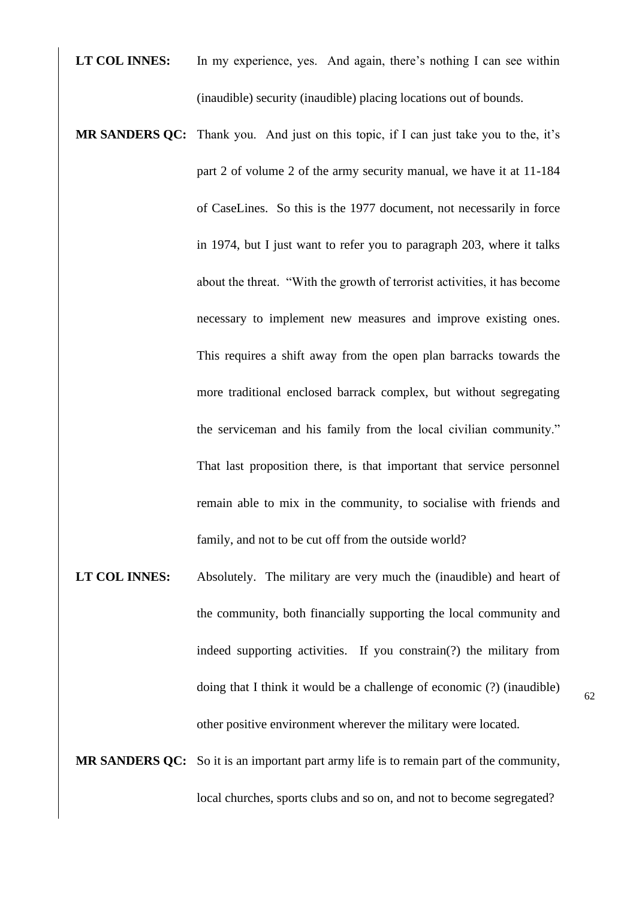**LT COL INNES:** In my experience, yes. And again, there's nothing I can see within (inaudible) security (inaudible) placing locations out of bounds.

**MR SANDERS QC:** Thank you. And just on this topic, if I can just take you to the, it's part 2 of volume 2 of the army security manual, we have it at 11-184 of CaseLines. So this is the 1977 document, not necessarily in force in 1974, but I just want to refer you to paragraph 203, where it talks about the threat. "With the growth of terrorist activities, it has become necessary to implement new measures and improve existing ones. This requires a shift away from the open plan barracks towards the more traditional enclosed barrack complex, but without segregating the serviceman and his family from the local civilian community." That last proposition there, is that important that service personnel remain able to mix in the community, to socialise with friends and family, and not to be cut off from the outside world?

**LT COL INNES:** Absolutely. The military are very much the (inaudible) and heart of the community, both financially supporting the local community and indeed supporting activities. If you constrain(?) the military from doing that I think it would be a challenge of economic (?) (inaudible) other positive environment wherever the military were located.

**MR SANDERS QC:** So it is an important part army life is to remain part of the community, local churches, sports clubs and so on, and not to become segregated?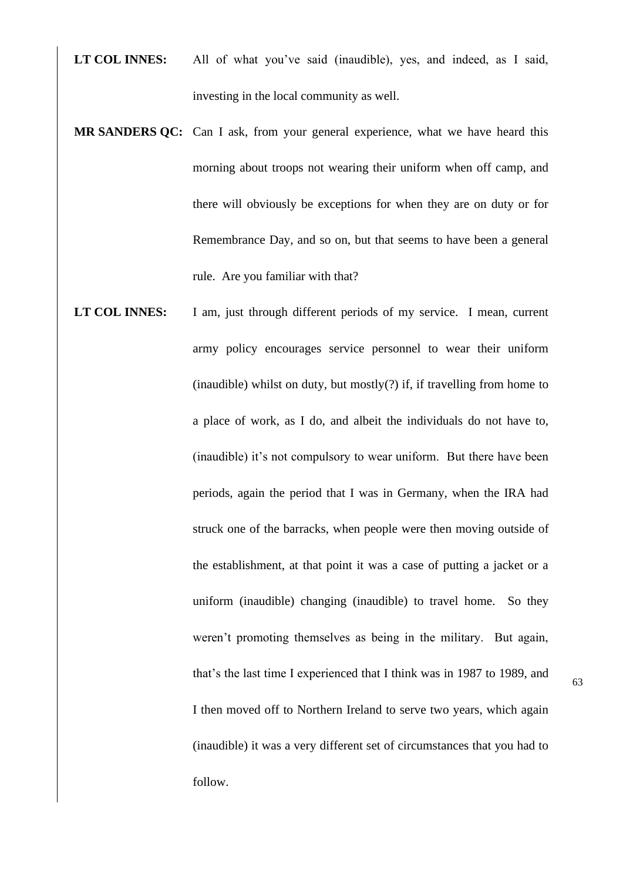**LT COL INNES:** All of what you've said (inaudible), yes, and indeed, as I said, investing in the local community as well.

**MR SANDERS QC:** Can I ask, from your general experience, what we have heard this morning about troops not wearing their uniform when off camp, and there will obviously be exceptions for when they are on duty or for Remembrance Day, and so on, but that seems to have been a general rule. Are you familiar with that?

**LT COL INNES:** I am, just through different periods of my service. I mean, current army policy encourages service personnel to wear their uniform (inaudible) whilst on duty, but mostly(?) if, if travelling from home to a place of work, as I do, and albeit the individuals do not have to, (inaudible) it's not compulsory to wear uniform. But there have been periods, again the period that I was in Germany, when the IRA had struck one of the barracks, when people were then moving outside of the establishment, at that point it was a case of putting a jacket or a uniform (inaudible) changing (inaudible) to travel home. So they weren't promoting themselves as being in the military. But again, that's the last time I experienced that I think was in 1987 to 1989, and I then moved off to Northern Ireland to serve two years, which again (inaudible) it was a very different set of circumstances that you had to follow.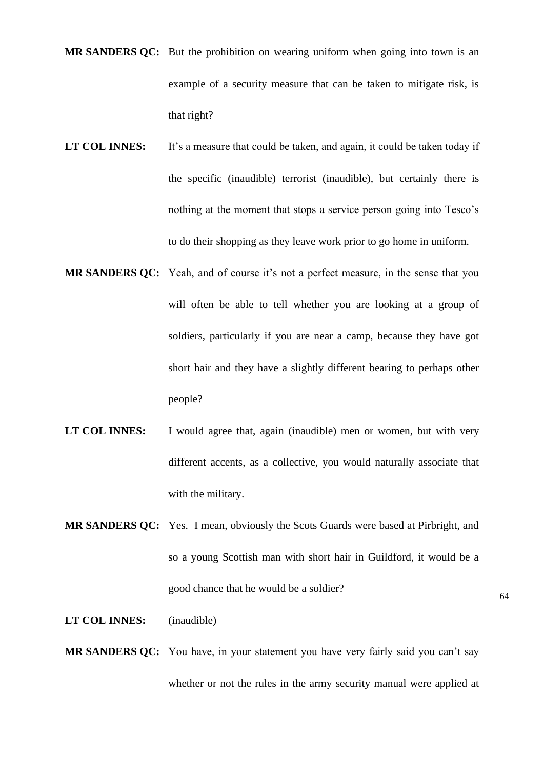**MR SANDERS QC:** But the prohibition on wearing uniform when going into town is an example of a security measure that can be taken to mitigate risk, is that right?

**LT COL INNES:** It's a measure that could be taken, and again, it could be taken today if the specific (inaudible) terrorist (inaudible), but certainly there is nothing at the moment that stops a service person going into Tesco's to do their shopping as they leave work prior to go home in uniform.

**MR SANDERS QC:** Yeah, and of course it's not a perfect measure, in the sense that you will often be able to tell whether you are looking at a group of soldiers, particularly if you are near a camp, because they have got short hair and they have a slightly different bearing to perhaps other people?

**LT COL INNES:** I would agree that, again (inaudible) men or women, but with very different accents, as a collective, you would naturally associate that with the military.

**MR SANDERS QC:** Yes. I mean, obviously the Scots Guards were based at Pirbright, and so a young Scottish man with short hair in Guildford, it would be a good chance that he would be a soldier?

**LT COL INNES:** (inaudible)

**MR SANDERS QC:** You have, in your statement you have very fairly said you can't say whether or not the rules in the army security manual were applied at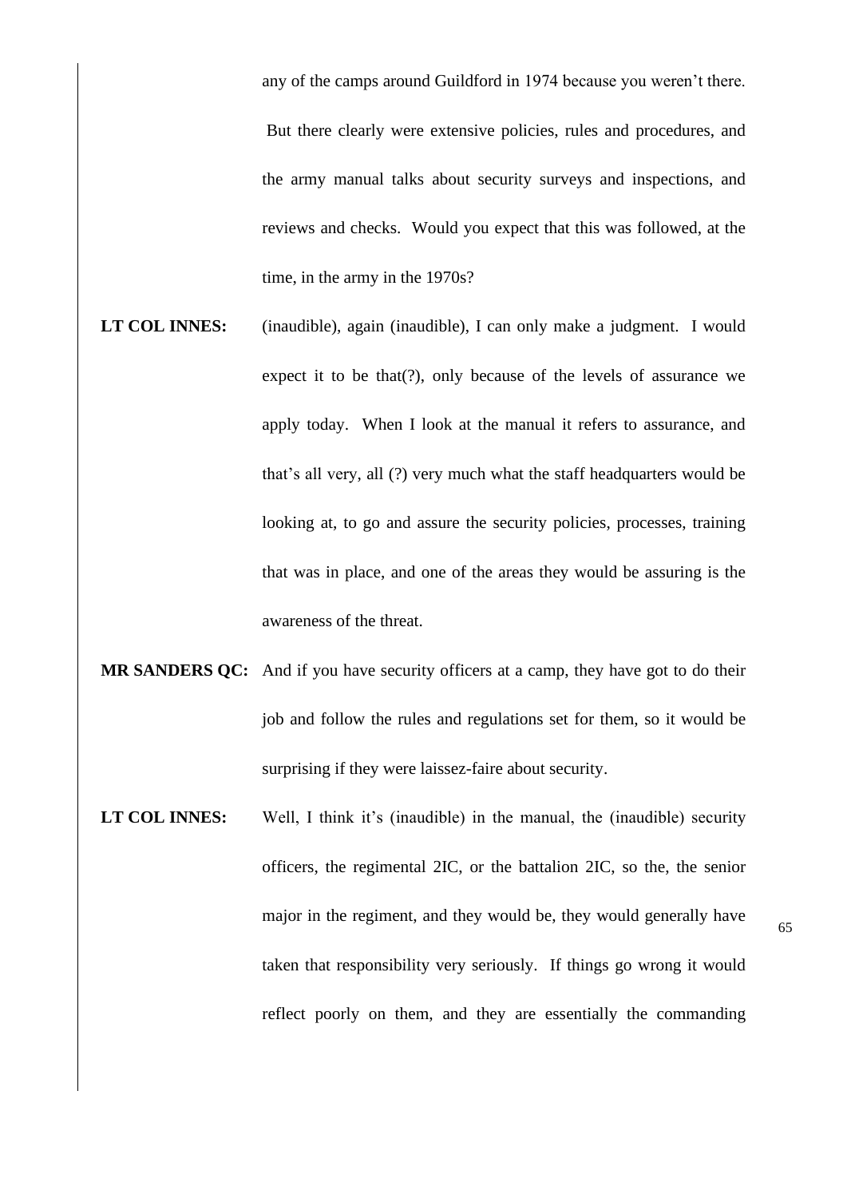any of the camps around Guildford in 1974 because you weren't there. But there clearly were extensive policies, rules and procedures, and the army manual talks about security surveys and inspections, and reviews and checks. Would you expect that this was followed, at the time, in the army in the 1970s?

**LT COL INNES:** (inaudible), again (inaudible), I can only make a judgment. I would expect it to be that(?), only because of the levels of assurance we apply today. When I look at the manual it refers to assurance, and that's all very, all (?) very much what the staff headquarters would be looking at, to go and assure the security policies, processes, training that was in place, and one of the areas they would be assuring is the awareness of the threat.

**MR SANDERS QC:** And if you have security officers at a camp, they have got to do their job and follow the rules and regulations set for them, so it would be surprising if they were laissez-faire about security.

**LT COL INNES:** Well, I think it's (inaudible) in the manual, the (inaudible) security officers, the regimental 2IC, or the battalion 2IC, so the, the senior major in the regiment, and they would be, they would generally have taken that responsibility very seriously. If things go wrong it would reflect poorly on them, and they are essentially the commanding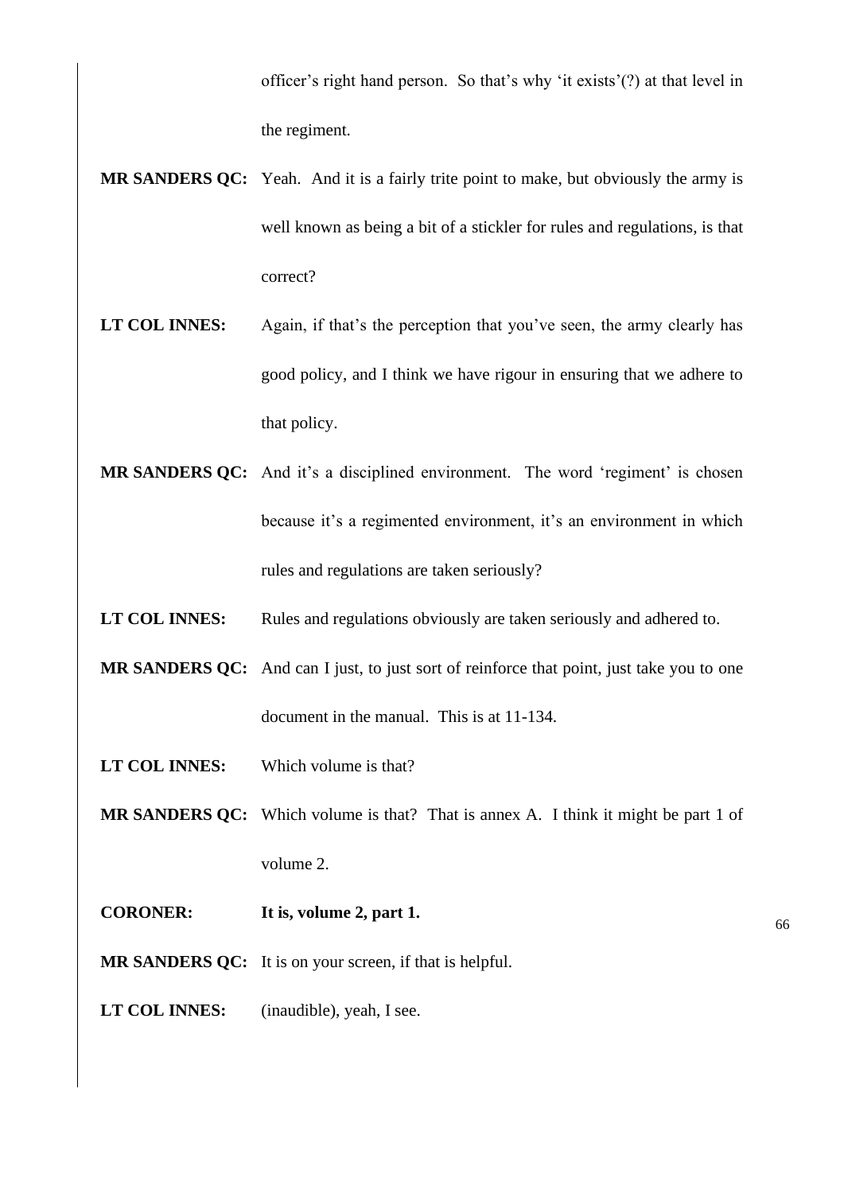officer's right hand person. So that's why 'it exists'(?) at that level in the regiment.

**MR SANDERS QC:** Yeah. And it is a fairly trite point to make, but obviously the army is well known as being a bit of a stickler for rules and regulations, is that correct?

**LT COL INNES:** Again, if that's the perception that you've seen, the army clearly has good policy, and I think we have rigour in ensuring that we adhere to that policy.

**MR SANDERS QC:** And it's a disciplined environment. The word 'regiment' is chosen because it's a regimented environment, it's an environment in which rules and regulations are taken seriously?

**LT COL INNES:** Rules and regulations obviously are taken seriously and adhered to.

**MR SANDERS QC:** And can I just, to just sort of reinforce that point, just take you to one document in the manual. This is at 11-134.

**LT COL INNES:** Which volume is that?

**MR SANDERS QC:** Which volume is that? That is annex A. I think it might be part 1 of volume 2.

**CORONER:** **It is, volume 2, part 1.**

**MR SANDERS QC:** It is on your screen, if that is helpful.

**LT COL INNES:** (inaudible), yeah, I see.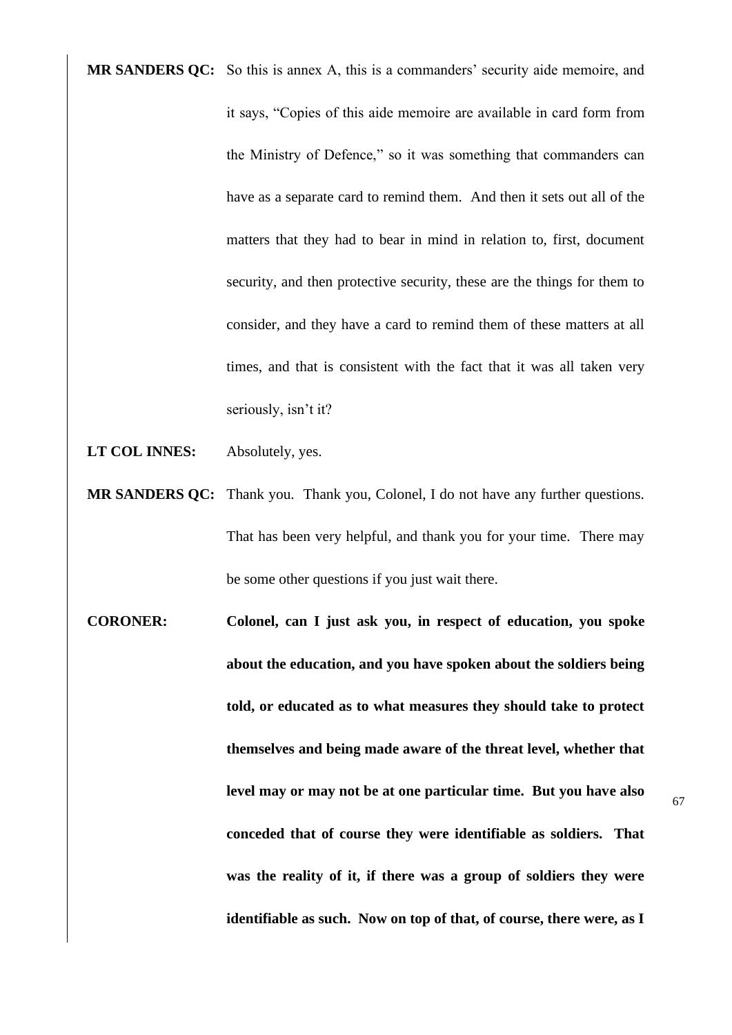**MR SANDERS QC:** So this is annex A, this is a commanders' security aide memoire, and it says, "Copies of this aide memoire are available in card form from the Ministry of Defence," so it was something that commanders can have as a separate card to remind them. And then it sets out all of the matters that they had to bear in mind in relation to, first, document security, and then protective security, these are the things for them to consider, and they have a card to remind them of these matters at all times, and that is consistent with the fact that it was all taken very seriously, isn't it?

**LT COL INNES:** Absolutely, yes.

**MR SANDERS QC:** Thank you. Thank you, Colonel, I do not have any further questions. That has been very helpful, and thank you for your time. There may be some other questions if you just wait there.

**CORONER:** **Colonel, can I just ask you, in respect of education, you spoke about the education, and you have spoken about the soldiers being told, or educated as to what measures they should take to protect themselves and being made aware of the threat level, whether that level may or may not be at one particular time. But you have also conceded that of course they were identifiable as soldiers. That was the reality of it, if there was a group of soldiers they were identifiable as such. Now on top of that, of course, there were, as I**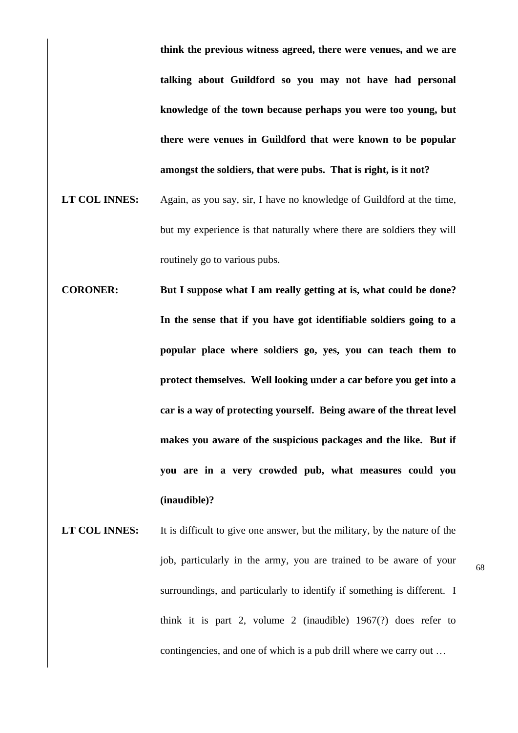**think the previous witness agreed, there were venues, and we are talking about Guildford so you may not have had personal knowledge of the town because perhaps you were too young, but there were venues in Guildford that were known to be popular amongst the soldiers, that were pubs. That is right, is it not?**

**LT COL INNES:** Again, as you say, sir, I have no knowledge of Guildford at the time, but my experience is that naturally where there are soldiers they will routinely go to various pubs.

**CORONER:** **But I suppose what I am really getting at is, what could be done? In the sense that if you have got identifiable soldiers going to a popular place where soldiers go, yes, you can teach them to protect themselves. Well looking under a car before you get into a car is a way of protecting yourself. Being aware of the threat level makes you aware of the suspicious packages and the like. But if you are in a very crowded pub, what measures could you (inaudible)?**

**LT COL INNES:** It is difficult to give one answer, but the military, by the nature of the job, particularly in the army, you are trained to be aware of your surroundings, and particularly to identify if something is different. I think it is part 2, volume 2 (inaudible) 1967(?) does refer to contingencies, and one of which is a pub drill where we carry out …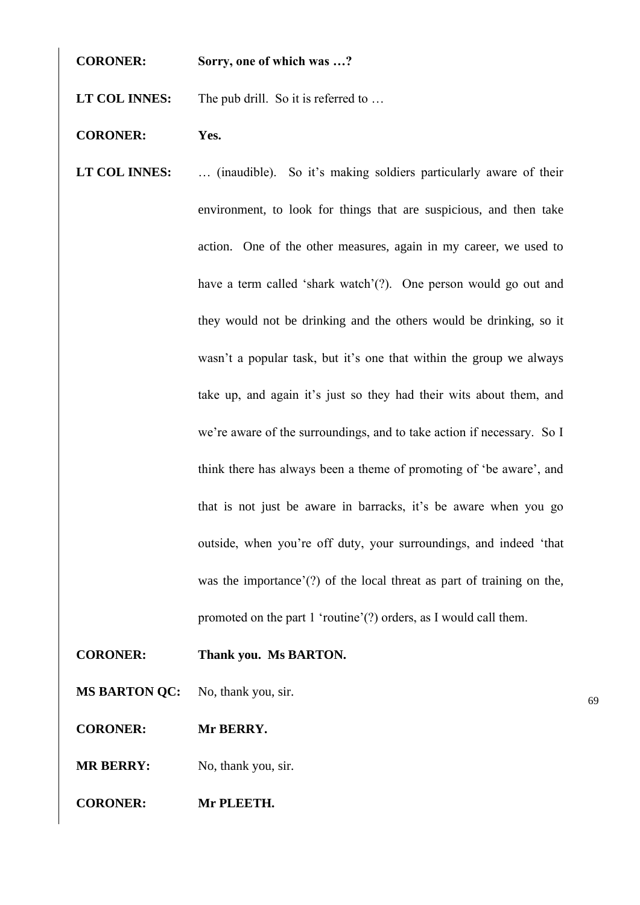**CORONER:** **Sorry, one of which was …?**

**LT COL INNES:** The pub drill. So it is referred to …

**CORONER:** **Yes.**

**LT COL INNES:** … (inaudible). So it's making soldiers particularly aware of their environment, to look for things that are suspicious, and then take action. One of the other measures, again in my career, we used to have a term called 'shark watch'(?). One person would go out and they would not be drinking and the others would be drinking, so it wasn't a popular task, but it's one that within the group we always take up, and again it's just so they had their wits about them, and we're aware of the surroundings, and to take action if necessary. So I think there has always been a theme of promoting of 'be aware', and that is not just be aware in barracks, it's be aware when you go outside, when you're off duty, your surroundings, and indeed 'that was the importance'(?) of the local threat as part of training on the, promoted on the part 1 'routine'(?) orders, as I would call them.

**CORONER:** **Thank you. Ms BARTON.**

**MS BARTON QC:** No, thank you, sir.

**CORONER:** **Mr BERRY.**

**MR BERRY:** No, thank you, sir.

**CORONER:** **Mr PLEETH.**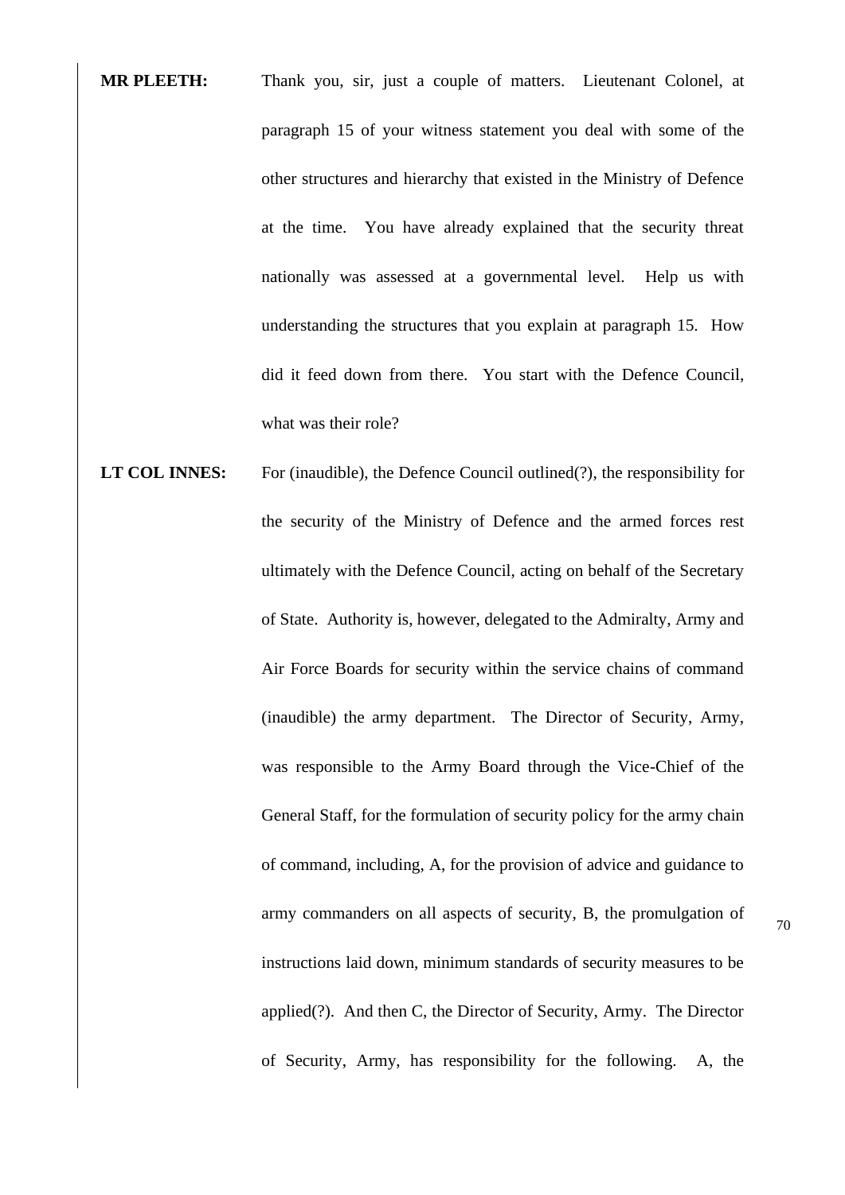**MR PLEETH:** Thank you, sir, just a couple of matters. Lieutenant Colonel, at paragraph 15 of your witness statement you deal with some of the other structures and hierarchy that existed in the Ministry of Defence at the time. You have already explained that the security threat nationally was assessed at a governmental level. Help us with understanding the structures that you explain at paragraph 15. How did it feed down from there. You start with the Defence Council, what was their role?

**LT COL INNES:** For (inaudible), the Defence Council outlined(?), the responsibility for the security of the Ministry of Defence and the armed forces rest ultimately with the Defence Council, acting on behalf of the Secretary of State. Authority is, however, delegated to the Admiralty, Army and Air Force Boards for security within the service chains of command (inaudible) the army department. The Director of Security, Army, was responsible to the Army Board through the Vice-Chief of the General Staff, for the formulation of security policy for the army chain of command, including, A, for the provision of advice and guidance to army commanders on all aspects of security, B, the promulgation of instructions laid down, minimum standards of security measures to be applied(?). And then C, the Director of Security, Army. The Director of Security, Army, has responsibility for the following. A, the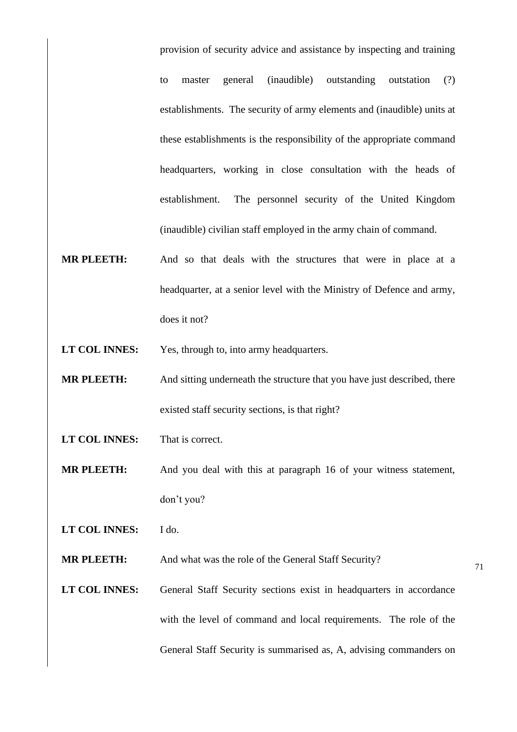provision of security advice and assistance by inspecting and training to master general (inaudible) outstanding outstation (?) establishments. The security of army elements and (inaudible) units at these establishments is the responsibility of the appropriate command headquarters, working in close consultation with the heads of establishment. The personnel security of the United Kingdom (inaudible) civilian staff employed in the army chain of command.

**MR PLEETH:** And so that deals with the structures that were in place at a headquarter, at a senior level with the Ministry of Defence and army, does it not?

**LT COL INNES:** Yes, through to, into army headquarters.

**MR PLEETH:** And sitting underneath the structure that you have just described, there existed staff security sections, is that right?

**LT COL INNES:** That is correct.

**MR PLEETH:** And you deal with this at paragraph 16 of your witness statement, don't you?

**LT COL INNES:** I do.

**MR PLEETH:** And what was the role of the General Staff Security?

**LT COL INNES:** General Staff Security sections exist in headquarters in accordance with the level of command and local requirements. The role of the General Staff Security is summarised as, A, advising commanders on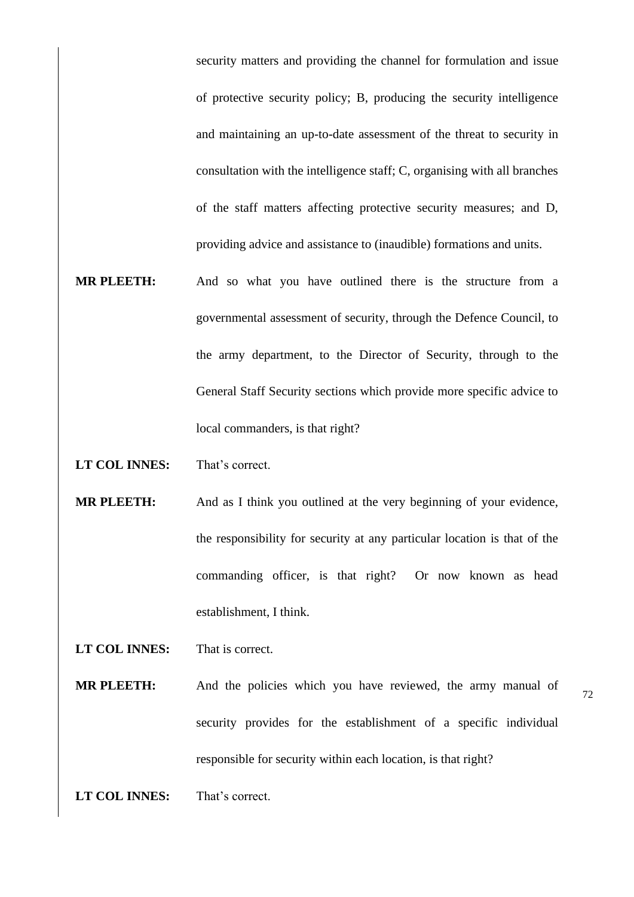security matters and providing the channel for formulation and issue of protective security policy; B, producing the security intelligence and maintaining an up-to-date assessment of the threat to security in consultation with the intelligence staff; C, organising with all branches of the staff matters affecting protective security measures; and D, providing advice and assistance to (inaudible) formations and units.

**MR PLEETH:** And so what you have outlined there is the structure from a governmental assessment of security, through the Defence Council, to the army department, to the Director of Security, through to the General Staff Security sections which provide more specific advice to local commanders, is that right?

**LT COL INNES:** That's correct.

**MR PLEETH:** And as I think you outlined at the very beginning of your evidence, the responsibility for security at any particular location is that of the commanding officer, is that right? Or now known as head establishment, I think.

**LT COL INNES:** That is correct.

**MR PLEETH:** And the policies which you have reviewed, the army manual of security provides for the establishment of a specific individual responsible for security within each location, is that right?

**LT COL INNES:** That's correct.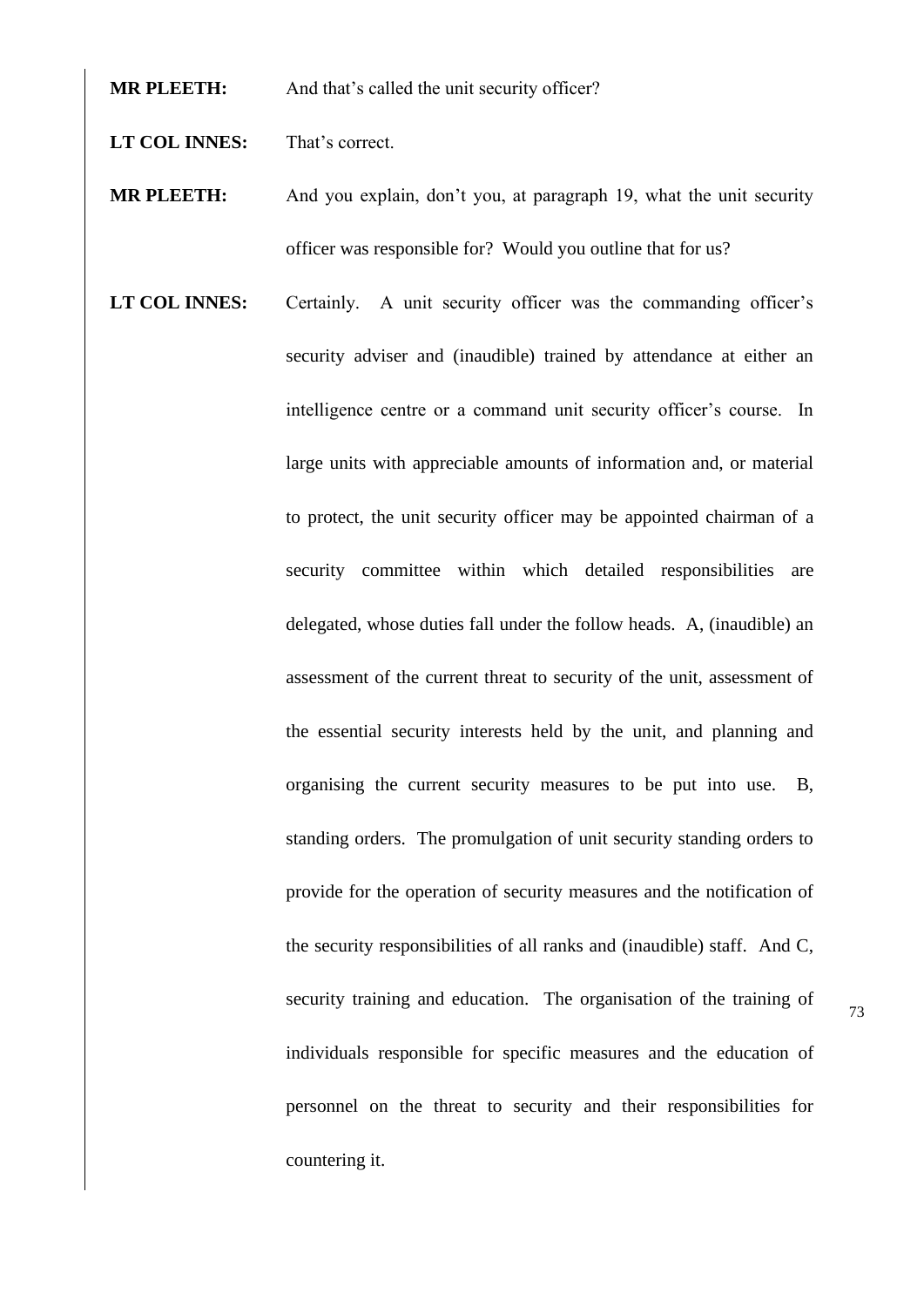**MR PLEETH:** And that's called the unit security officer?

**LT COL INNES:** That's correct.

**MR PLEETH:** And you explain, don't you, at paragraph 19, what the unit security officer was responsible for? Would you outline that for us?

**LT COL INNES:** Certainly. A unit security officer was the commanding officer's security adviser and (inaudible) trained by attendance at either an intelligence centre or a command unit security officer's course. In large units with appreciable amounts of information and, or material to protect, the unit security officer may be appointed chairman of a security committee within which detailed responsibilities are delegated, whose duties fall under the follow heads. A, (inaudible) an assessment of the current threat to security of the unit, assessment of the essential security interests held by the unit, and planning and organising the current security measures to be put into use. B, standing orders. The promulgation of unit security standing orders to provide for the operation of security measures and the notification of the security responsibilities of all ranks and (inaudible) staff. And C, security training and education. The organisation of the training of individuals responsible for specific measures and the education of personnel on the threat to security and their responsibilities for countering it.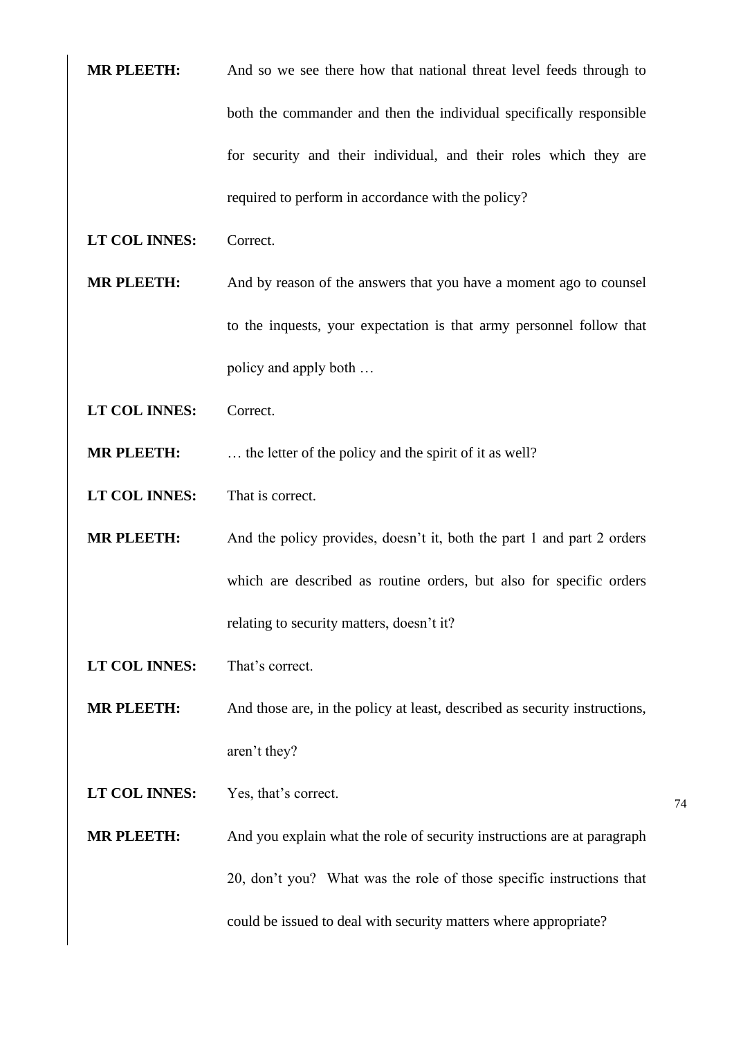**MR PLEETH:** And so we see there how that national threat level feeds through to both the commander and then the individual specifically responsible for security and their individual, and their roles which they are required to perform in accordance with the policy?

**LT COL INNES:** Correct.

**MR PLEETH:** And by reason of the answers that you have a moment ago to counsel to the inquests, your expectation is that army personnel follow that policy and apply both …

**LT COL INNES:** Correct.

**MR PLEETH:** … the letter of the policy and the spirit of it as well?

**LT COL INNES:** That is correct.

**MR PLEETH:** And the policy provides, doesn't it, both the part 1 and part 2 orders which are described as routine orders, but also for specific orders relating to security matters, doesn't it?

**LT COL INNES:** That's correct.

**MR PLEETH:** And those are, in the policy at least, described as security instructions, aren't they?

**LT COL INNES:** Yes, that's correct.

**MR PLEETH:** And you explain what the role of security instructions are at paragraph 20, don't you? What was the role of those specific instructions that could be issued to deal with security matters where appropriate?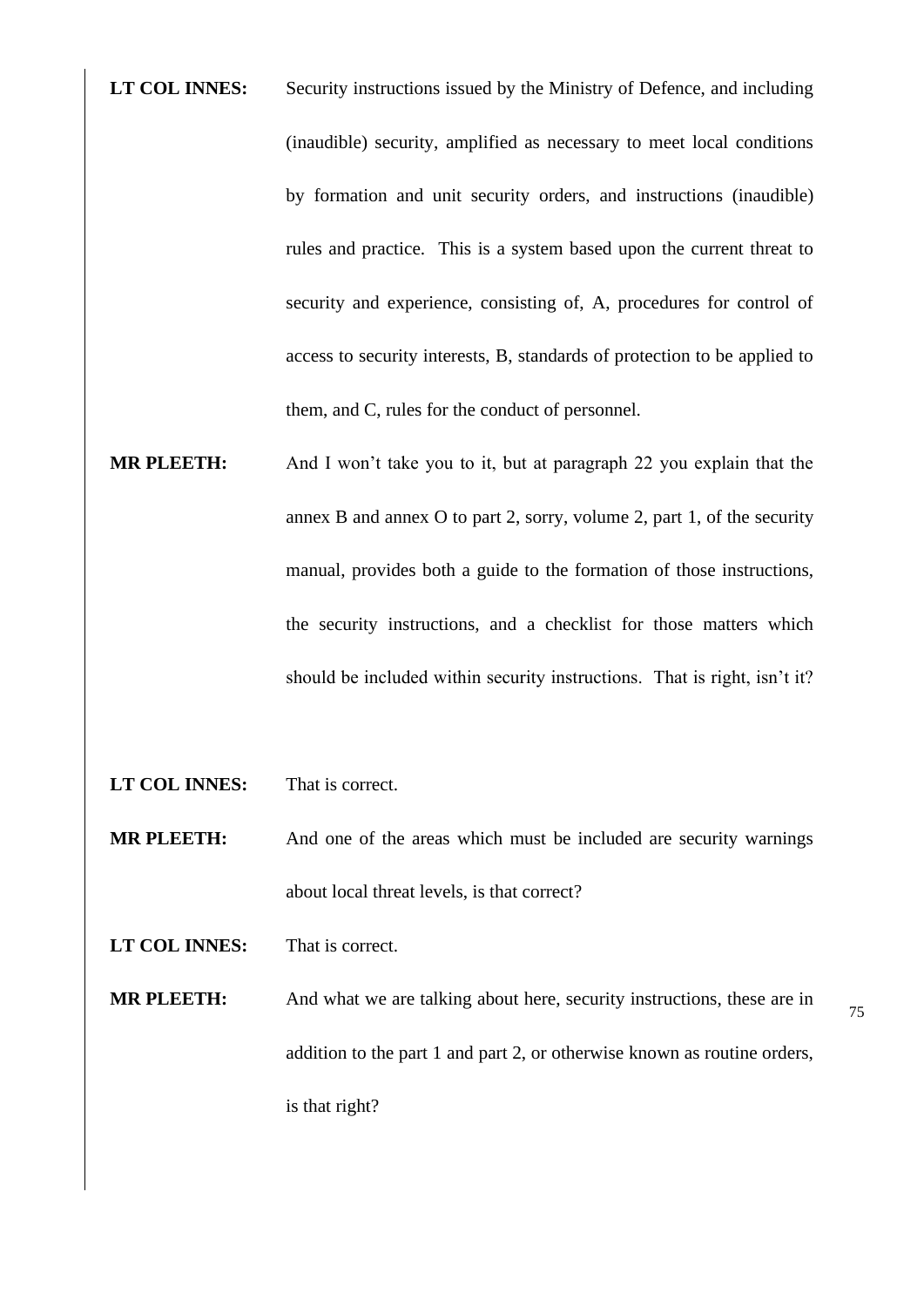**LT COL INNES:** Security instructions issued by the Ministry of Defence, and including (inaudible) security, amplified as necessary to meet local conditions by formation and unit security orders, and instructions (inaudible) rules and practice. This is a system based upon the current threat to security and experience, consisting of, A, procedures for control of access to security interests, B, standards of protection to be applied to them, and C, rules for the conduct of personnel.

**MR PLEETH:** And I won't take you to it, but at paragraph 22 you explain that the annex B and annex O to part 2, sorry, volume 2, part 1, of the security manual, provides both a guide to the formation of those instructions, the security instructions, and a checklist for those matters which should be included within security instructions. That is right, isn't it?

**LT COL INNES:** That is correct.

**MR PLEETH:** And one of the areas which must be included are security warnings about local threat levels, is that correct?

**LT COL INNES:** That is correct.

**MR PLEETH:** And what we are talking about here, security instructions, these are in addition to the part 1 and part 2, or otherwise known as routine orders, is that right?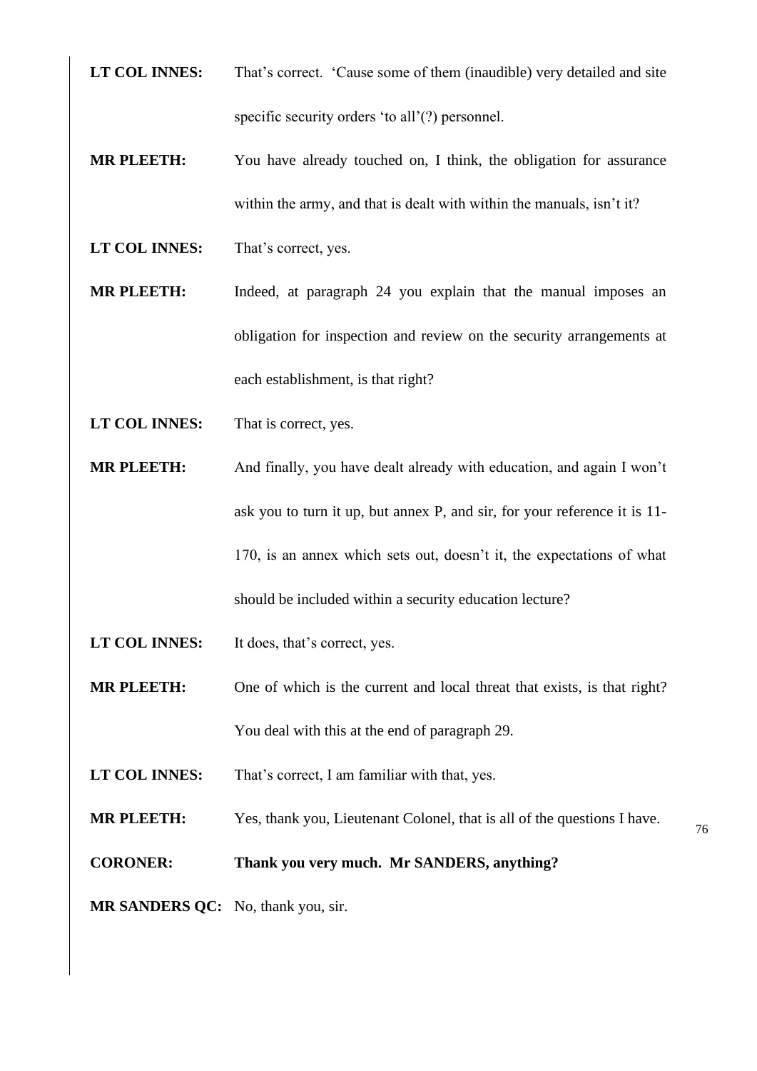**LT COL INNES:** That's correct. 'Cause some of them (inaudible) very detailed and site specific security orders 'to all'(?) personnel.

**MR PLEETH:** You have already touched on, I think, the obligation for assurance within the army, and that is dealt with within the manuals, isn't it?

**LT COL INNES:** That's correct, yes.

**MR PLEETH:** Indeed, at paragraph 24 you explain that the manual imposes an obligation for inspection and review on the security arrangements at each establishment, is that right?

**LT COL INNES:** That is correct, yes.

**MR PLEETH:** And finally, you have dealt already with education, and again I won't ask you to turn it up, but annex P, and sir, for your reference it is 11-170, is an annex which sets out, doesn't it, the expectations of what should be included within a security education lecture?

**LT COL INNES:** It does, that's correct, yes.

**MR PLEETH:** One of which is the current and local threat that exists, is that right? You deal with this at the end of paragraph 29.

**LT COL INNES:** That's correct, I am familiar with that, yes.

**MR PLEETH:** Yes, thank you, Lieutenant Colonel, that is all of the questions I have.

**CORONER:** **Thank you very much. Mr SANDERS, anything?**

**MR SANDERS QC:** No, thank you, sir.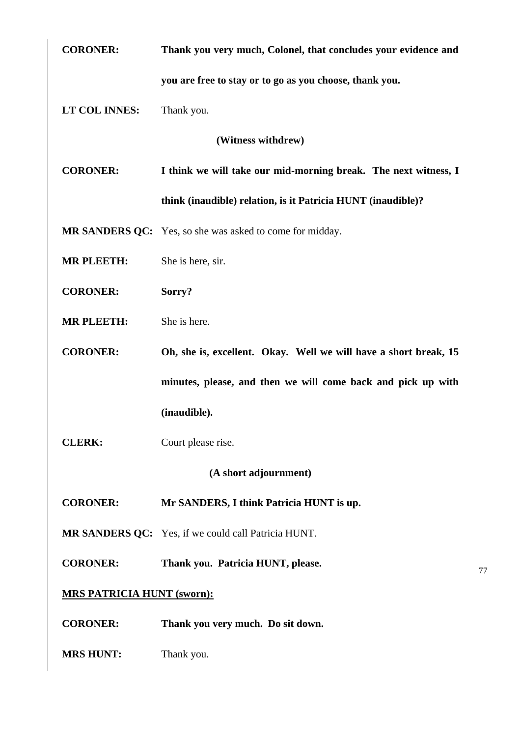**CORONER:** **Thank you very much, Colonel, that concludes your evidence and you are free to stay or to go as you choose, thank you.**

**LT COL INNES:** Thank you.

**(Witness withdrew)**

**CORONER:** **I think we will take our mid-morning break. The next witness, I think (inaudible) relation, is it Patricia HUNT (inaudible)?**

**MR SANDERS QC:** Yes, so she was asked to come for midday.

**MR PLEETH:** She is here, sir.

**CORONER:** **Sorry?**

**MR PLEETH:** She is here.

**CORONER:** **Oh, she is, excellent. Okay. Well we will have a short break, 15 minutes, please, and then we will come back and pick up with (inaudible).**

**CLERK:** Court please rise.

**(A short adjournment)**

**CORONER:** **Mr SANDERS, I think Patricia HUNT is up.**

**MR SANDERS QC:** Yes, if we could call Patricia HUNT.

**CORONER:** **Thank you. Patricia HUNT, please.**

**MRS PATRICIA HUNT (sworn):**

**CORONER:** **Thank you very much. Do sit down.**

**MRS HUNT:** Thank you.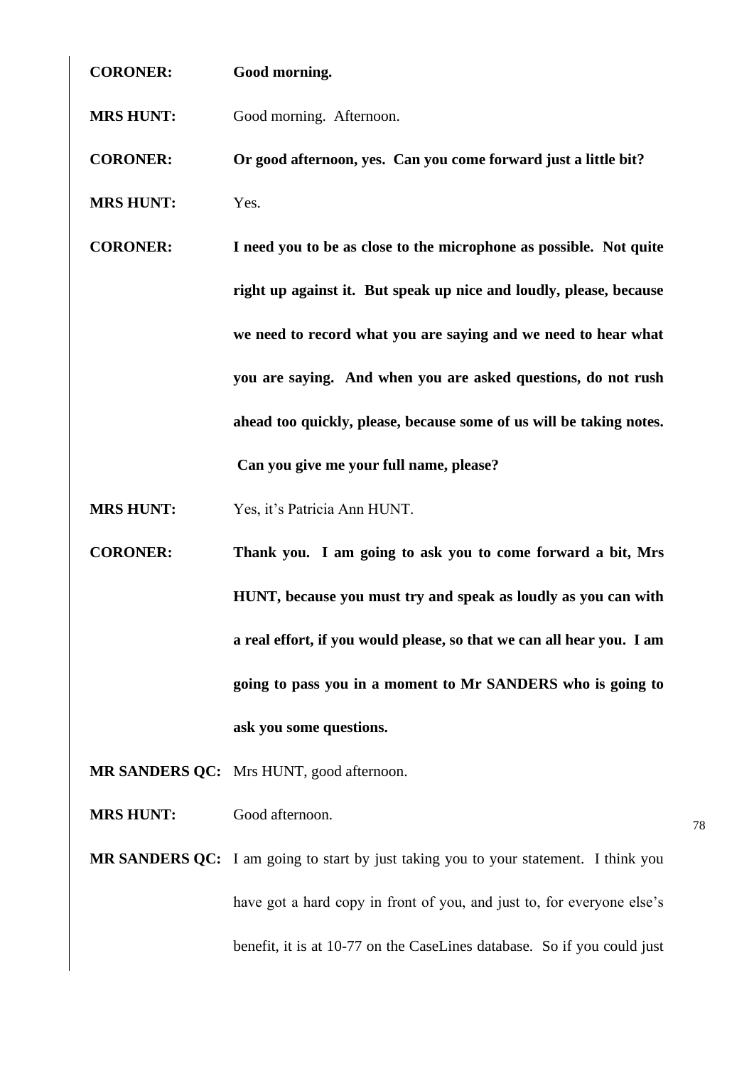**CORONER:** **Good morning.**

**MRS HUNT:** Good morning. Afternoon.

**CORONER:** **Or good afternoon, yes. Can you come forward just a little bit?**

**MRS HUNT:** Yes.

**CORONER:** **I need you to be as close to the microphone as possible. Not quite right up against it. But speak up nice and loudly, please, because we need to record what you are saying and we need to hear what you are saying. And when you are asked questions, do not rush ahead too quickly, please, because some of us will be taking notes. Can you give me your full name, please?**

**MRS HUNT:** Yes, it's Patricia Ann HUNT.

**CORONER:** **Thank you. I am going to ask you to come forward a bit, Mrs HUNT, because you must try and speak as loudly as you can with a real effort, if you would please, so that we can all hear you. I am going to pass you in a moment to Mr SANDERS who is going to ask you some questions.**

**MR SANDERS QC:** Mrs HUNT, good afternoon.

**MRS HUNT:** Good afternoon.

**MR SANDERS QC:** I am going to start by just taking you to your statement. I think you have got a hard copy in front of you, and just to, for everyone else's benefit, it is at 10-77 on the CaseLines database. So if you could just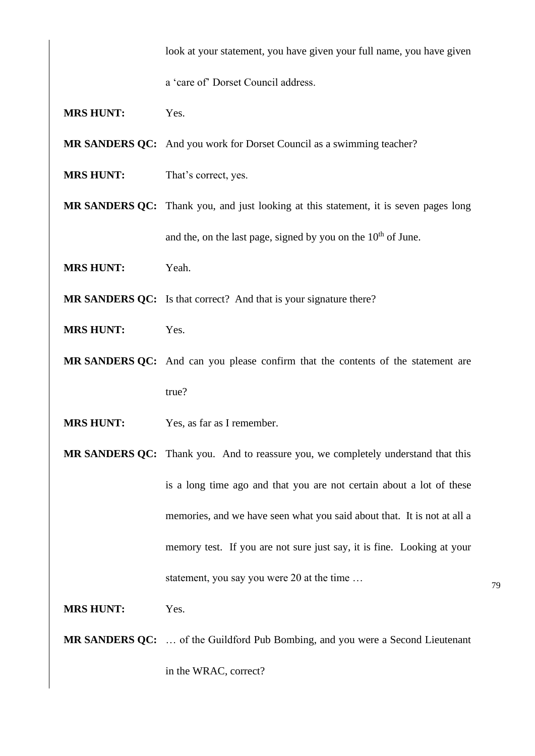look at your statement, you have given your full name, you have given a 'care of' Dorset Council address.

**MRS HUNT:** Yes.

**MR SANDERS QC:** And you work for Dorset Council as a swimming teacher?

**MRS HUNT:** That's correct, yes.

**MR SANDERS QC:** Thank you, and just looking at this statement, it is seven pages long and the, on the last page, signed by you on the 10th of June.

**MRS HUNT:** Yeah.

**MR SANDERS QC:** Is that correct? And that is your signature there?

**MRS HUNT:** Yes.

**MR SANDERS QC:** And can you please confirm that the contents of the statement are true?

**MRS HUNT:** Yes, as far as I remember.

**MR SANDERS QC:** Thank you. And to reassure you, we completely understand that this is a long time ago and that you are not certain about a lot of these memories, and we have seen what you said about that. It is not at all a memory test. If you are not sure just say, it is fine. Looking at your statement, you say you were 20 at the time …

**MRS HUNT:** Yes.

**MR SANDERS QC:** … of the Guildford Pub Bombing, and you were a Second Lieutenant in the WRAC, correct?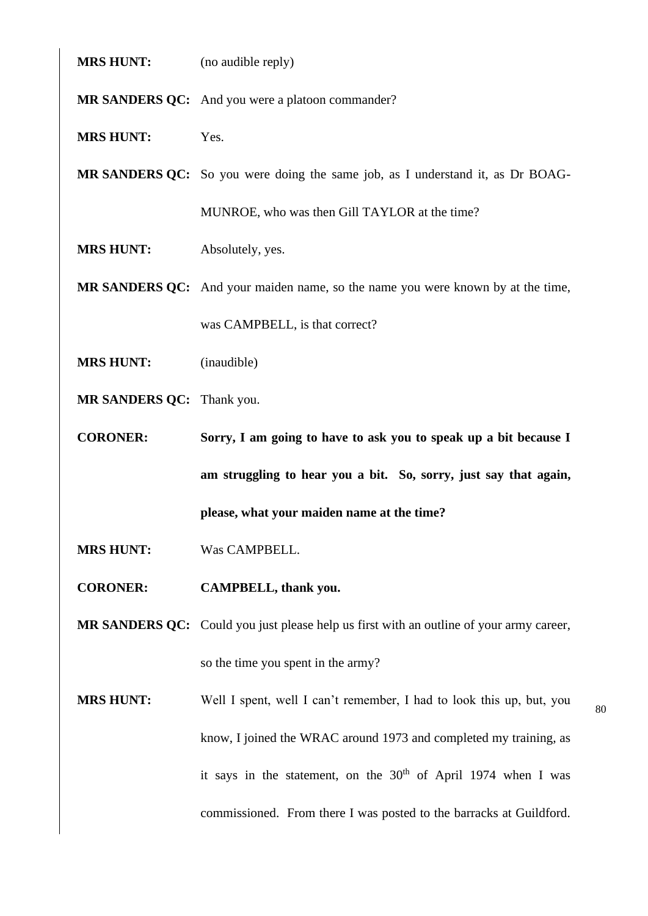**MRS HUNT:** (no audible reply)

**MR SANDERS QC:** And you were a platoon commander?

**MRS HUNT:** Yes.

**MR SANDERS QC:** So you were doing the same job, as I understand it, as Dr BOAG-MUNROE, who was then Gill TAYLOR at the time?

**MRS HUNT:** Absolutely, yes.

**MR SANDERS QC:** And your maiden name, so the name you were known by at the time, was CAMPBELL, is that correct?

**MRS HUNT:** (inaudible)

**MR SANDERS QC:** Thank you.

**CORONER:** **Sorry, I am going to have to ask you to speak up a bit because I am struggling to hear you a bit. So, sorry, just say that again, please, what your maiden name at the time?**

**MRS HUNT:** Was CAMPBELL.

**CORONER:** **CAMPBELL, thank you.**

**MR SANDERS QC:** Could you just please help us first with an outline of your army career, so the time you spent in the army?

**MRS HUNT:** Well I spent, well I can't remember, I had to look this up, but, you know, I joined the WRAC around 1973 and completed my training, as it says in the statement, on the 30th of April 1974 when I was commissioned. From there I was posted to the barracks at Guildford.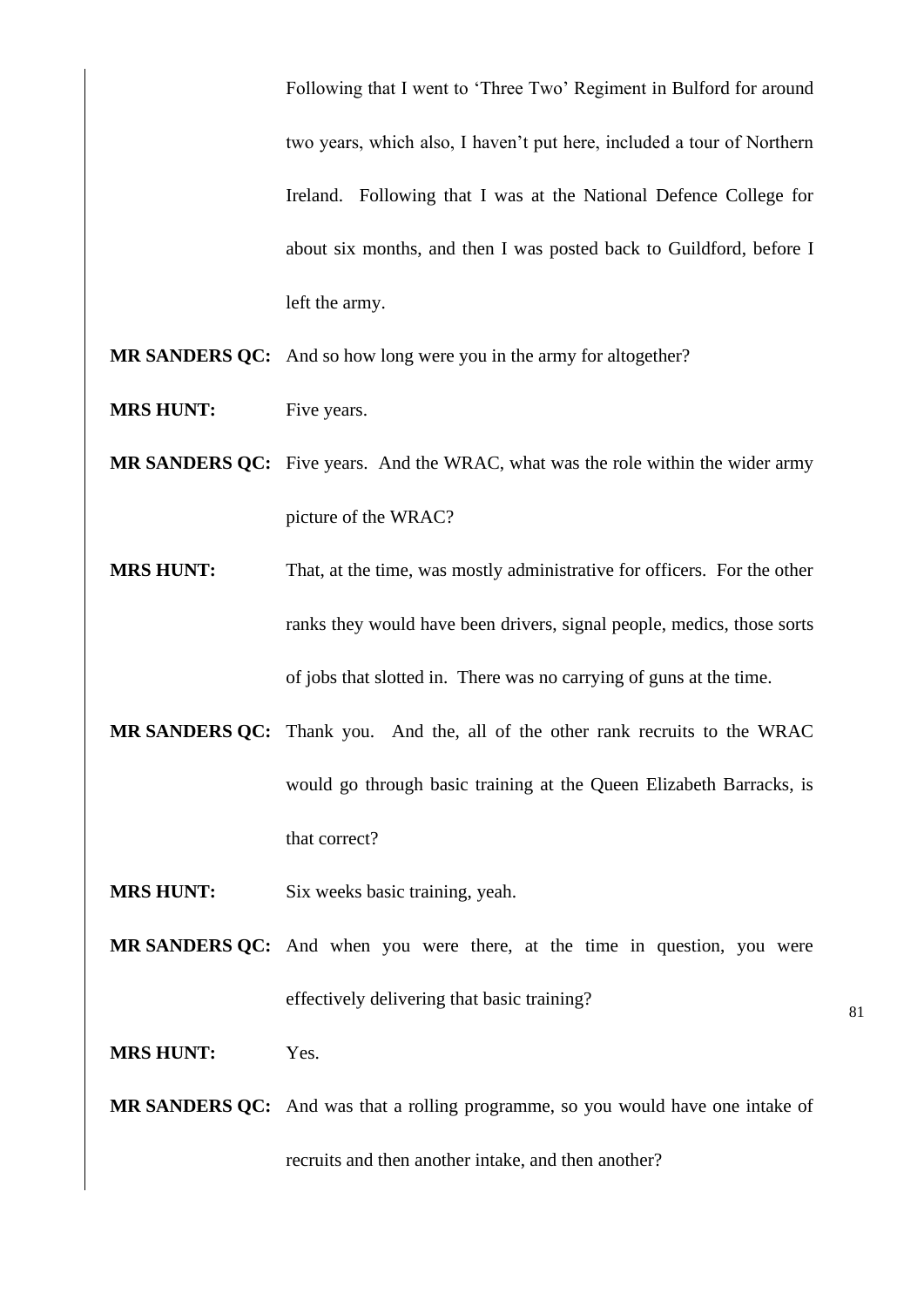Following that I went to 'Three Two' Regiment in Bulford for around two years, which also, I haven't put here, included a tour of Northern Ireland. Following that I was at the National Defence College for about six months, and then I was posted back to Guildford, before I left the army.

**MR SANDERS QC:** And so how long were you in the army for altogether?

**MRS HUNT:** Five years.

**MR SANDERS QC:** Five years. And the WRAC, what was the role within the wider army picture of the WRAC?

**MRS HUNT:** That, at the time, was mostly administrative for officers. For the other ranks they would have been drivers, signal people, medics, those sorts of jobs that slotted in. There was no carrying of guns at the time.

**MR SANDERS QC:** Thank you. And the, all of the other rank recruits to the WRAC would go through basic training at the Queen Elizabeth Barracks, is that correct?

**MRS HUNT:** Six weeks basic training, yeah.

**MR SANDERS QC:** And when you were there, at the time in question, you were effectively delivering that basic training?

**MRS HUNT:** Yes.

**MR SANDERS QC:** And was that a rolling programme, so you would have one intake of recruits and then another intake, and then another?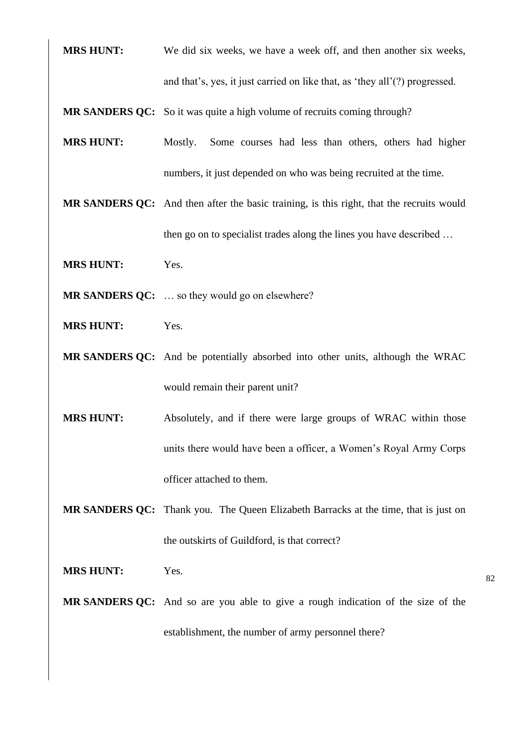**MRS HUNT:** We did six weeks, we have a week off, and then another six weeks, and that's, yes, it just carried on like that, as 'they all'(?) progressed.

**MR SANDERS QC:** So it was quite a high volume of recruits coming through?

**MRS HUNT:** Mostly. Some courses had less than others, others had higher numbers, it just depended on who was being recruited at the time.

**MR SANDERS QC:** And then after the basic training, is this right, that the recruits would then go on to specialist trades along the lines you have described …

**MRS HUNT:** Yes.

**MR SANDERS QC:** … so they would go on elsewhere?

**MRS HUNT:** Yes.

**MR SANDERS QC:** And be potentially absorbed into other units, although the WRAC would remain their parent unit?

**MRS HUNT:** Absolutely, and if there were large groups of WRAC within those units there would have been a officer, a Women's Royal Army Corps officer attached to them.

**MR SANDERS QC:** Thank you. The Queen Elizabeth Barracks at the time, that is just on the outskirts of Guildford, is that correct?

**MRS HUNT:** Yes.

**MR SANDERS QC:** And so are you able to give a rough indication of the size of the establishment, the number of army personnel there?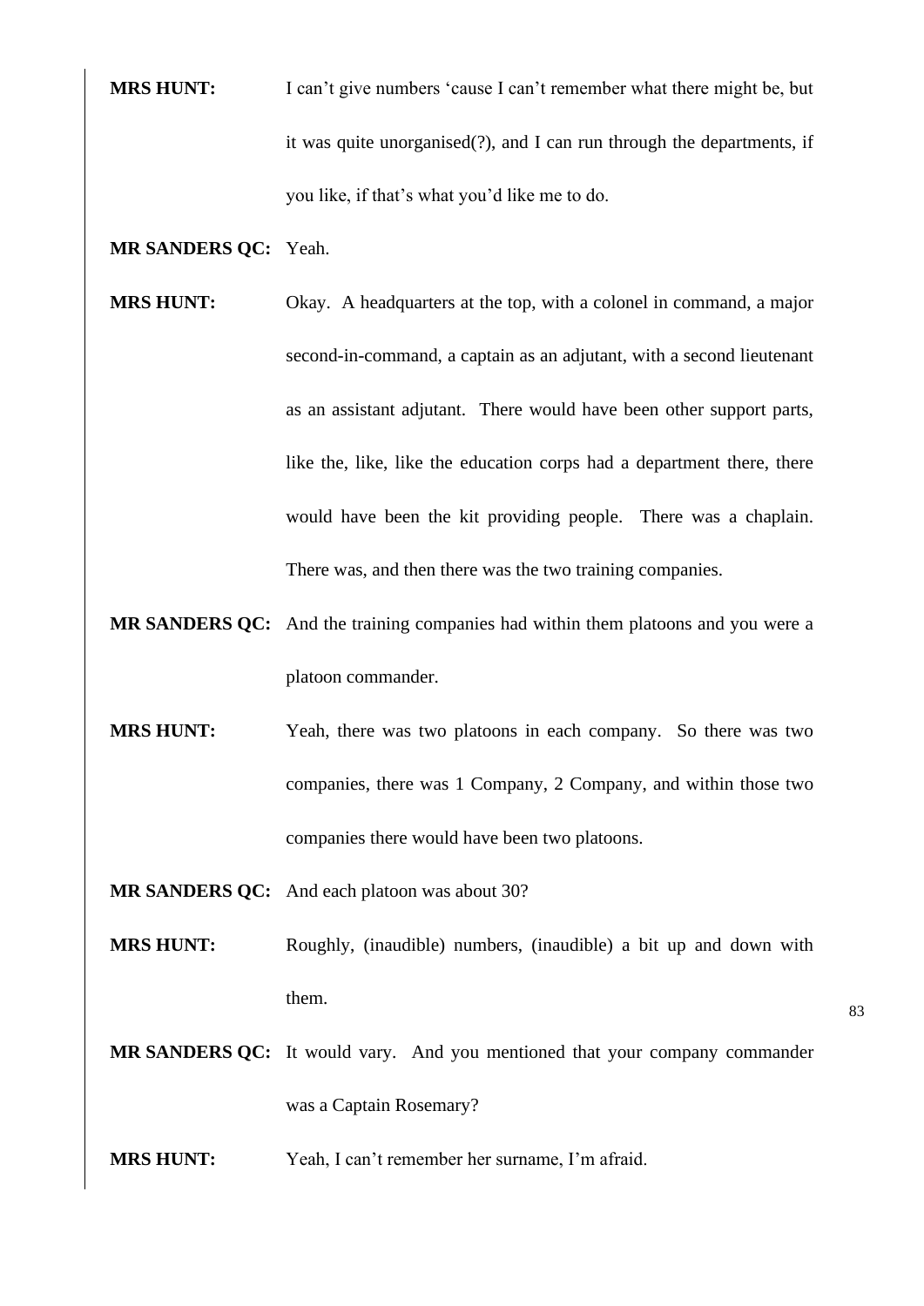**MRS HUNT:** I can't give numbers 'cause I can't remember what there might be, but it was quite unorganised(?), and I can run through the departments, if you like, if that's what you'd like me to do.

**MR SANDERS QC:** Yeah.

**MRS HUNT:** Okay. A headquarters at the top, with a colonel in command, a major second-in-command, a captain as an adjutant, with a second lieutenant as an assistant adjutant. There would have been other support parts, like the, like, like the education corps had a department there, there would have been the kit providing people. There was a chaplain. There was, and then there was the two training companies.

**MR SANDERS QC:** And the training companies had within them platoons and you were a platoon commander.

**MRS HUNT:** Yeah, there was two platoons in each company. So there was two companies, there was 1 Company, 2 Company, and within those two companies there would have been two platoons.

**MR SANDERS QC:** And each platoon was about 30?

**MRS HUNT:** Roughly, (inaudible) numbers, (inaudible) a bit up and down with them.

**MR SANDERS QC:** It would vary. And you mentioned that your company commander was a Captain Rosemary?

**MRS HUNT:** Yeah, I can't remember her surname, I'm afraid.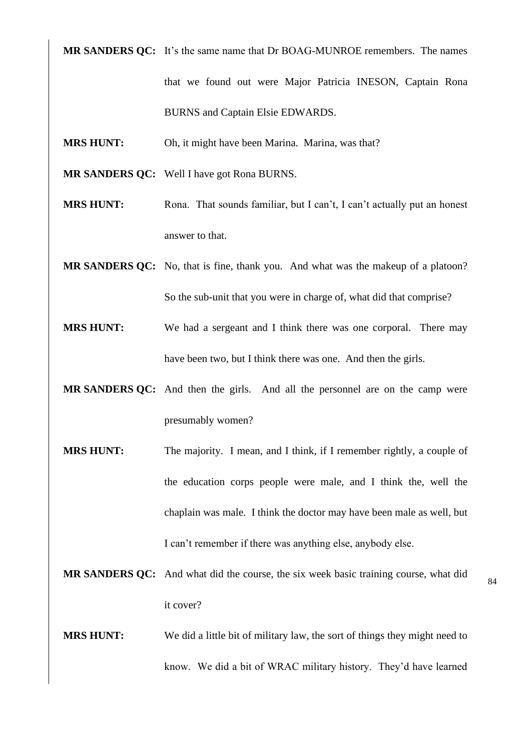**MR SANDERS QC:** It's the same name that Dr BOAG-MUNROE remembers. The names that we found out were Major Patricia INESON, Captain Rona BURNS and Captain Elsie EDWARDS.

**MRS HUNT:** Oh, it might have been Marina. Marina, was that?

**MR SANDERS QC:** Well I have got Rona BURNS.

**MRS HUNT:** Rona. That sounds familiar, but I can't, I can't actually put an honest answer to that.

**MR SANDERS QC:** No, that is fine, thank you. And what was the makeup of a platoon? So the sub-unit that you were in charge of, what did that comprise?

**MRS HUNT:** We had a sergeant and I think there was one corporal. There may have been two, but I think there was one. And then the girls.

**MR SANDERS QC:** And then the girls. And all the personnel are on the camp were presumably women?

**MRS HUNT:** The majority. I mean, and I think, if I remember rightly, a couple of the education corps people were male, and I think the, well the chaplain was male. I think the doctor may have been male as well, but I can't remember if there was anything else, anybody else.

**MR SANDERS QC:** And what did the course, the six week basic training course, what did it cover?

**MRS HUNT:** We did a little bit of military law, the sort of things they might need to know. We did a bit of WRAC military history. They'd have learned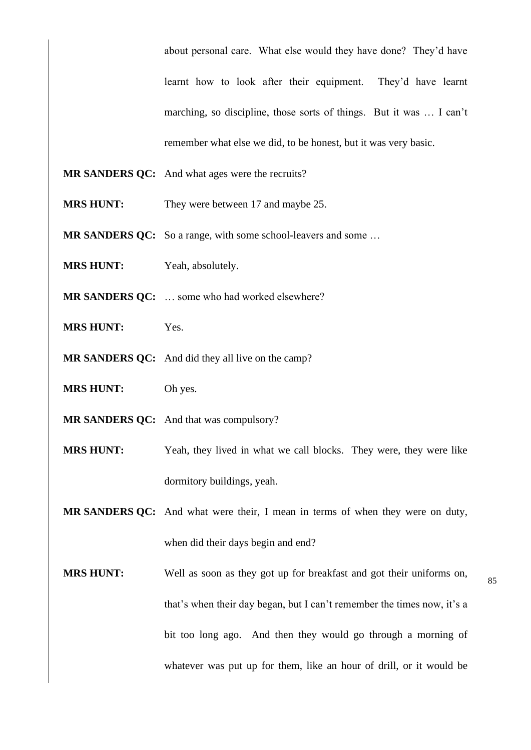about personal care. What else would they have done? They'd have learnt how to look after their equipment. They'd have learnt marching, so discipline, those sorts of things. But it was … I can't remember what else we did, to be honest, but it was very basic.

**MR SANDERS QC:** And what ages were the recruits?

**MRS HUNT:** They were between 17 and maybe 25.

**MR SANDERS QC:** So a range, with some school-leavers and some …

**MRS HUNT:** Yeah, absolutely.

**MR SANDERS QC:** … some who had worked elsewhere?

**MRS HUNT:** Yes.

**MR SANDERS QC:** And did they all live on the camp?

**MRS HUNT:** Oh yes.

**MR SANDERS QC:** And that was compulsory?

**MRS HUNT:** Yeah, they lived in what we call blocks. They were, they were like dormitory buildings, yeah.

**MR SANDERS QC:** And what were their, I mean in terms of when they were on duty, when did their days begin and end?

**MRS HUNT:** Well as soon as they got up for breakfast and got their uniforms on, that's when their day began, but I can't remember the times now, it's a bit too long ago. And then they would go through a morning of whatever was put up for them, like an hour of drill, or it would be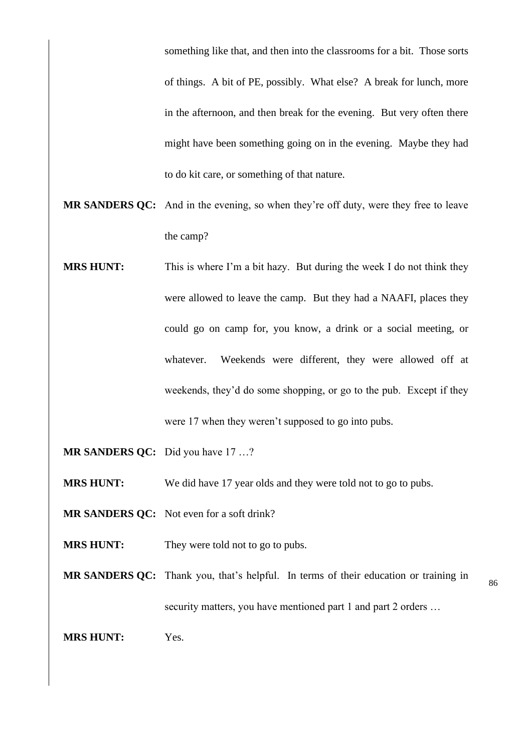something like that, and then into the classrooms for a bit. Those sorts of things. A bit of PE, possibly. What else? A break for lunch, more in the afternoon, and then break for the evening. But very often there might have been something going on in the evening. Maybe they had to do kit care, or something of that nature.

**MR SANDERS QC:** And in the evening, so when they're off duty, were they free to leave the camp?

**MRS HUNT:** This is where I'm a bit hazy. But during the week I do not think they were allowed to leave the camp. But they had a NAAFI, places they could go on camp for, you know, a drink or a social meeting, or whatever. Weekends were different, they were allowed off at weekends, they'd do some shopping, or go to the pub. Except if they were 17 when they weren't supposed to go into pubs.

**MR SANDERS QC:** Did you have 17 …?

**MRS HUNT:** We did have 17 year olds and they were told not to go to pubs.

**MR SANDERS QC:** Not even for a soft drink?

**MRS HUNT:** They were told not to go to pubs.

**MR SANDERS QC:** Thank you, that's helpful. In terms of their education or training in security matters, you have mentioned part 1 and part 2 orders …

**MRS HUNT:** Yes.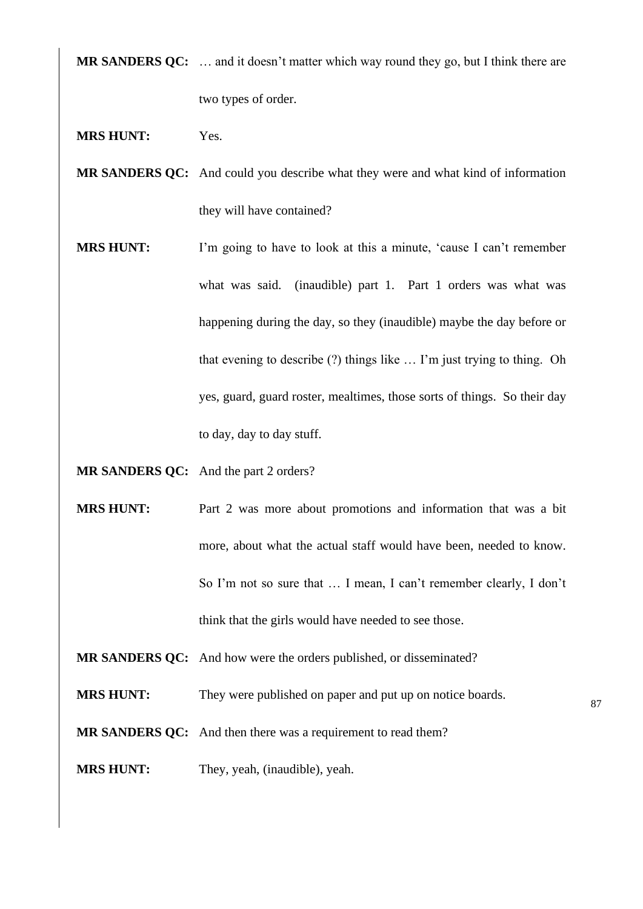**MR SANDERS QC:** … and it doesn't matter which way round they go, but I think there are two types of order.

**MRS HUNT:** Yes.

**MR SANDERS QC:** And could you describe what they were and what kind of information they will have contained?

**MRS HUNT:** I'm going to have to look at this a minute, 'cause I can't remember what was said. (inaudible) part 1. Part 1 orders was what was happening during the day, so they (inaudible) maybe the day before or that evening to describe (?) things like … I'm just trying to thing. Oh yes, guard, guard roster, mealtimes, those sorts of things. So their day to day, day to day stuff.

**MR SANDERS QC:** And the part 2 orders?

**MRS HUNT:** Part 2 was more about promotions and information that was a bit more, about what the actual staff would have been, needed to know. So I'm not so sure that … I mean, I can't remember clearly, I don't think that the girls would have needed to see those.

**MR SANDERS QC:** And how were the orders published, or disseminated?

**MRS HUNT:** They were published on paper and put up on notice boards.

**MR SANDERS QC:** And then there was a requirement to read them?

**MRS HUNT:** They, yeah, (inaudible), yeah.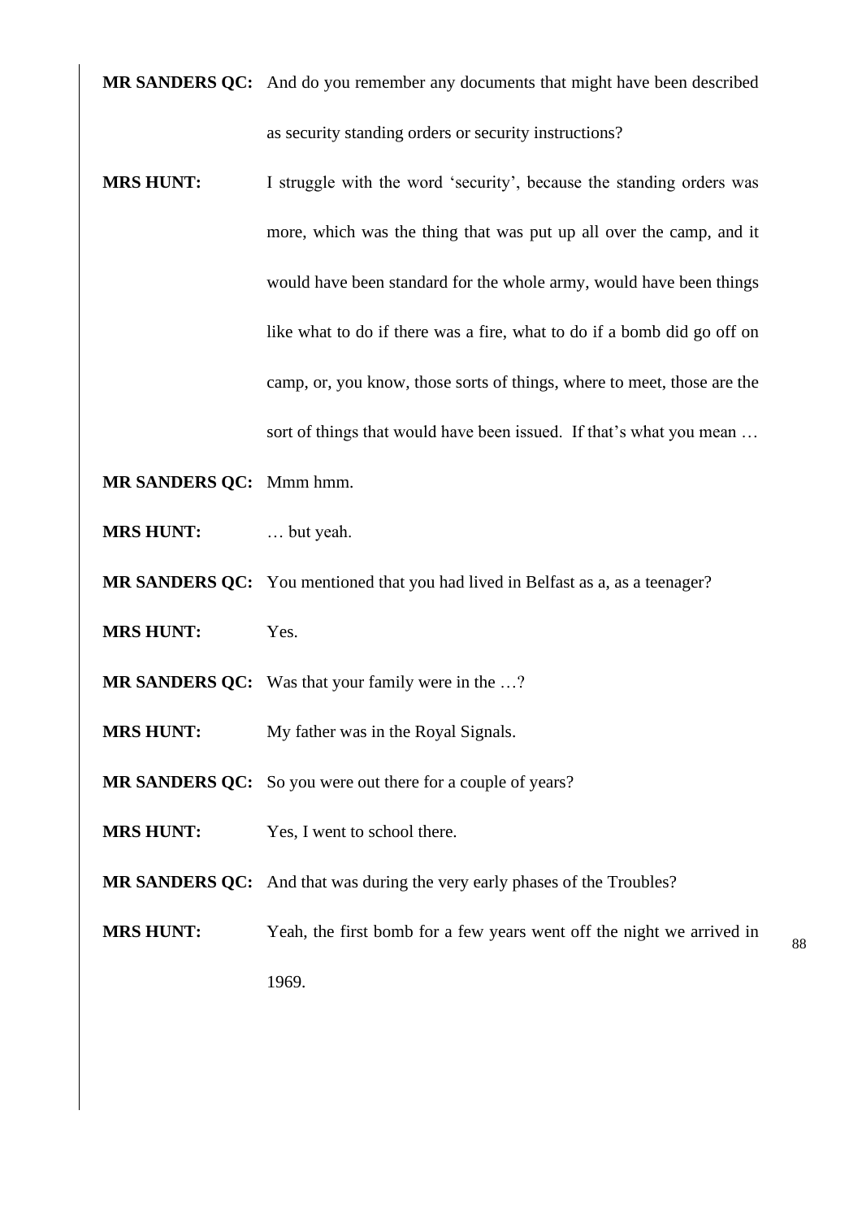**MR SANDERS QC:** And do you remember any documents that might have been described as security standing orders or security instructions?

**MRS HUNT:** I struggle with the word 'security', because the standing orders was more, which was the thing that was put up all over the camp, and it would have been standard for the whole army, would have been things like what to do if there was a fire, what to do if a bomb did go off on camp, or, you know, those sorts of things, where to meet, those are the sort of things that would have been issued. If that's what you mean …

**MR SANDERS QC:** Mmm hmm.

**MRS HUNT:** … but yeah.

**MR SANDERS QC:** You mentioned that you had lived in Belfast as a, as a teenager?

**MRS HUNT:** Yes.

**MR SANDERS QC:** Was that your family were in the …?

**MRS HUNT:** My father was in the Royal Signals.

**MR SANDERS QC:** So you were out there for a couple of years?

**MRS HUNT:** Yes, I went to school there.

**MR SANDERS QC:** And that was during the very early phases of the Troubles?

**MRS HUNT:** Yeah, the first bomb for a few years went off the night we arrived in 1969.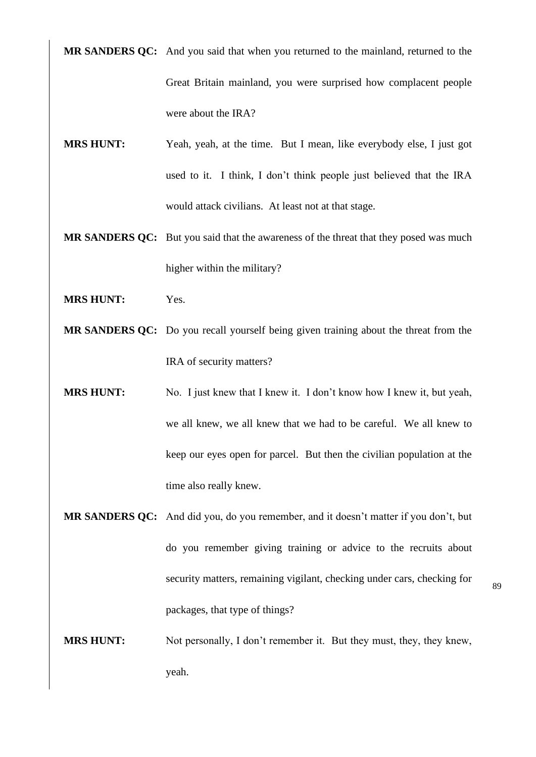**MR SANDERS QC:** And you said that when you returned to the mainland, returned to the Great Britain mainland, you were surprised how complacent people were about the IRA?

**MRS HUNT:** Yeah, yeah, at the time. But I mean, like everybody else, I just got used to it. I think, I don't think people just believed that the IRA would attack civilians. At least not at that stage.

**MR SANDERS QC:** But you said that the awareness of the threat that they posed was much higher within the military?

**MRS HUNT:** Yes.

**MR SANDERS QC:** Do you recall yourself being given training about the threat from the IRA of security matters?

**MRS HUNT:** No. I just knew that I knew it. I don't know how I knew it, but yeah, we all knew, we all knew that we had to be careful. We all knew to keep our eyes open for parcel. But then the civilian population at the time also really knew.

**MR SANDERS QC:** And did you, do you remember, and it doesn't matter if you don't, but do you remember giving training or advice to the recruits about security matters, remaining vigilant, checking under cars, checking for packages, that type of things?

**MRS HUNT:** Not personally, I don't remember it. But they must, they, they knew, yeah.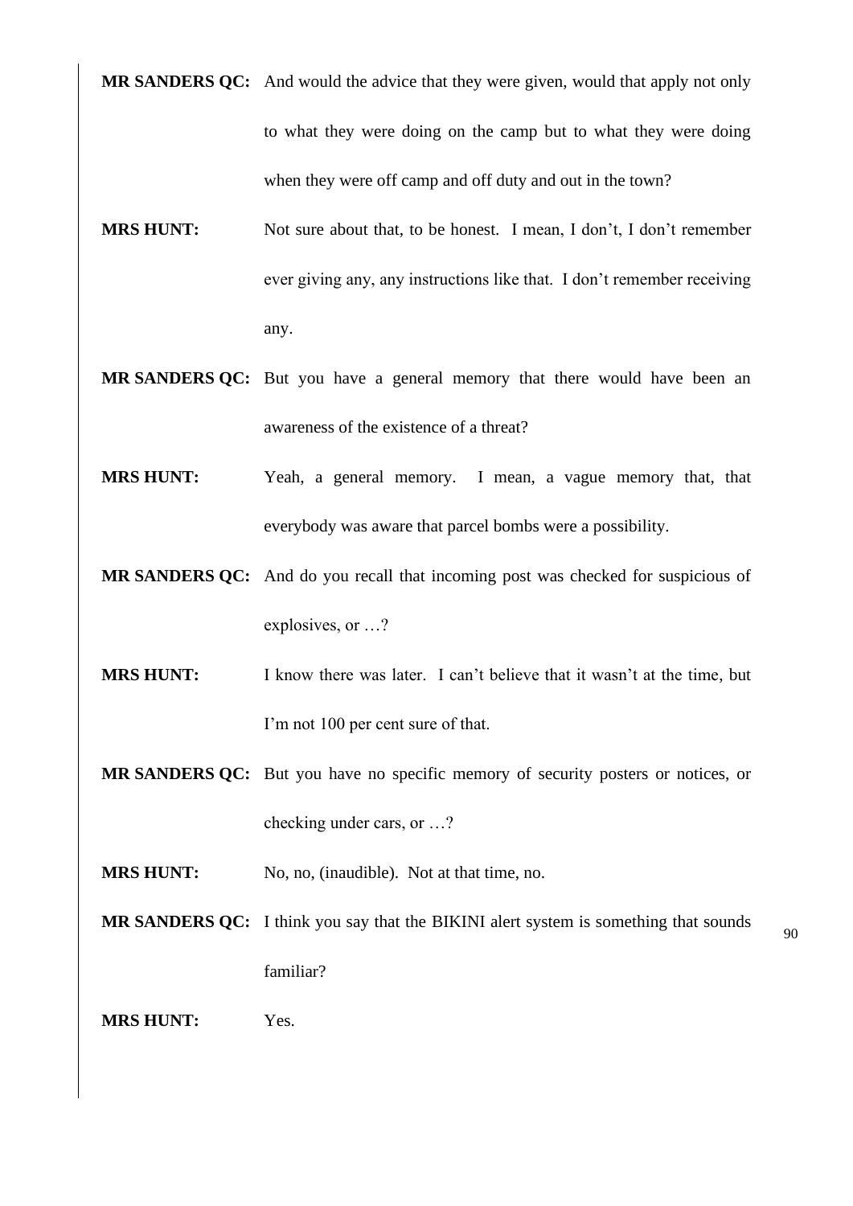**MR SANDERS QC:** And would the advice that they were given, would that apply not only to what they were doing on the camp but to what they were doing when they were off camp and off duty and out in the town?

**MRS HUNT:** Not sure about that, to be honest. I mean, I don't, I don't remember ever giving any, any instructions like that. I don't remember receiving any.

**MR SANDERS QC:** But you have a general memory that there would have been an awareness of the existence of a threat?

**MRS HUNT:** Yeah, a general memory. I mean, a vague memory that, that everybody was aware that parcel bombs were a possibility.

**MR SANDERS QC:** And do you recall that incoming post was checked for suspicious of explosives, or …?

**MRS HUNT:** I know there was later. I can't believe that it wasn't at the time, but I'm not 100 per cent sure of that.

**MR SANDERS QC:** But you have no specific memory of security posters or notices, or checking under cars, or …?

**MRS HUNT:** No, no, (inaudible). Not at that time, no.

**MR SANDERS QC:** I think you say that the BIKINI alert system is something that sounds familiar?

**MRS HUNT:** Yes.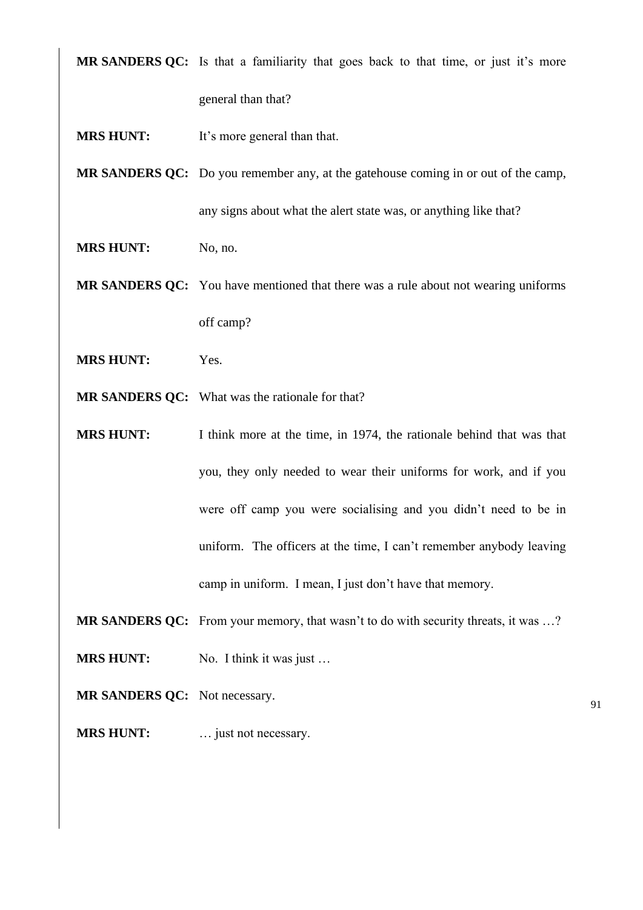**MR SANDERS QC:** Is that a familiarity that goes back to that time, or just it's more general than that?

**MRS HUNT:** It's more general than that.

**MR SANDERS QC:** Do you remember any, at the gatehouse coming in or out of the camp, any signs about what the alert state was, or anything like that?

**MRS HUNT:** No, no.

**MR SANDERS QC:** You have mentioned that there was a rule about not wearing uniforms off camp?

**MRS HUNT:** Yes.

**MR SANDERS QC:** What was the rationale for that?

**MRS HUNT:** I think more at the time, in 1974, the rationale behind that was that you, they only needed to wear their uniforms for work, and if you were off camp you were socialising and you didn't need to be in uniform. The officers at the time, I can't remember anybody leaving camp in uniform. I mean, I just don't have that memory.

**MR SANDERS QC:** From your memory, that wasn't to do with security threats, it was …?

**MRS HUNT:** No. I think it was just …

**MR SANDERS QC:** Not necessary.

**MRS HUNT:** … just not necessary.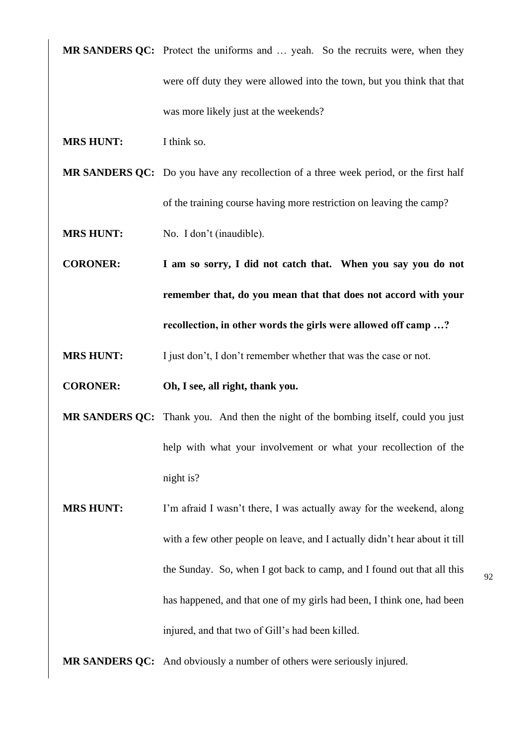**MR SANDERS QC:** Protect the uniforms and … yeah. So the recruits were, when they were off duty they were allowed into the town, but you think that that was more likely just at the weekends?

**MRS HUNT:** I think so.

**MR SANDERS QC:** Do you have any recollection of a three week period, or the first half of the training course having more restriction on leaving the camp?

**MRS HUNT:** No. I don't (inaudible).

**CORONER:** **I am so sorry, I did not catch that. When you say you do not remember that, do you mean that that does not accord with your recollection, in other words the girls were allowed off camp …?**

**MRS HUNT:** I just don't, I don't remember whether that was the case or not.

**CORONER:** **Oh, I see, all right, thank you.**

**MR SANDERS QC:** Thank you. And then the night of the bombing itself, could you just help with what your involvement or what your recollection of the night is?

**MRS HUNT:** I'm afraid I wasn't there, I was actually away for the weekend, along with a few other people on leave, and I actually didn't hear about it till the Sunday. So, when I got back to camp, and I found out that all this has happened, and that one of my girls had been, I think one, had been injured, and that two of Gill's had been killed.

**MR SANDERS QC:** And obviously a number of others were seriously injured.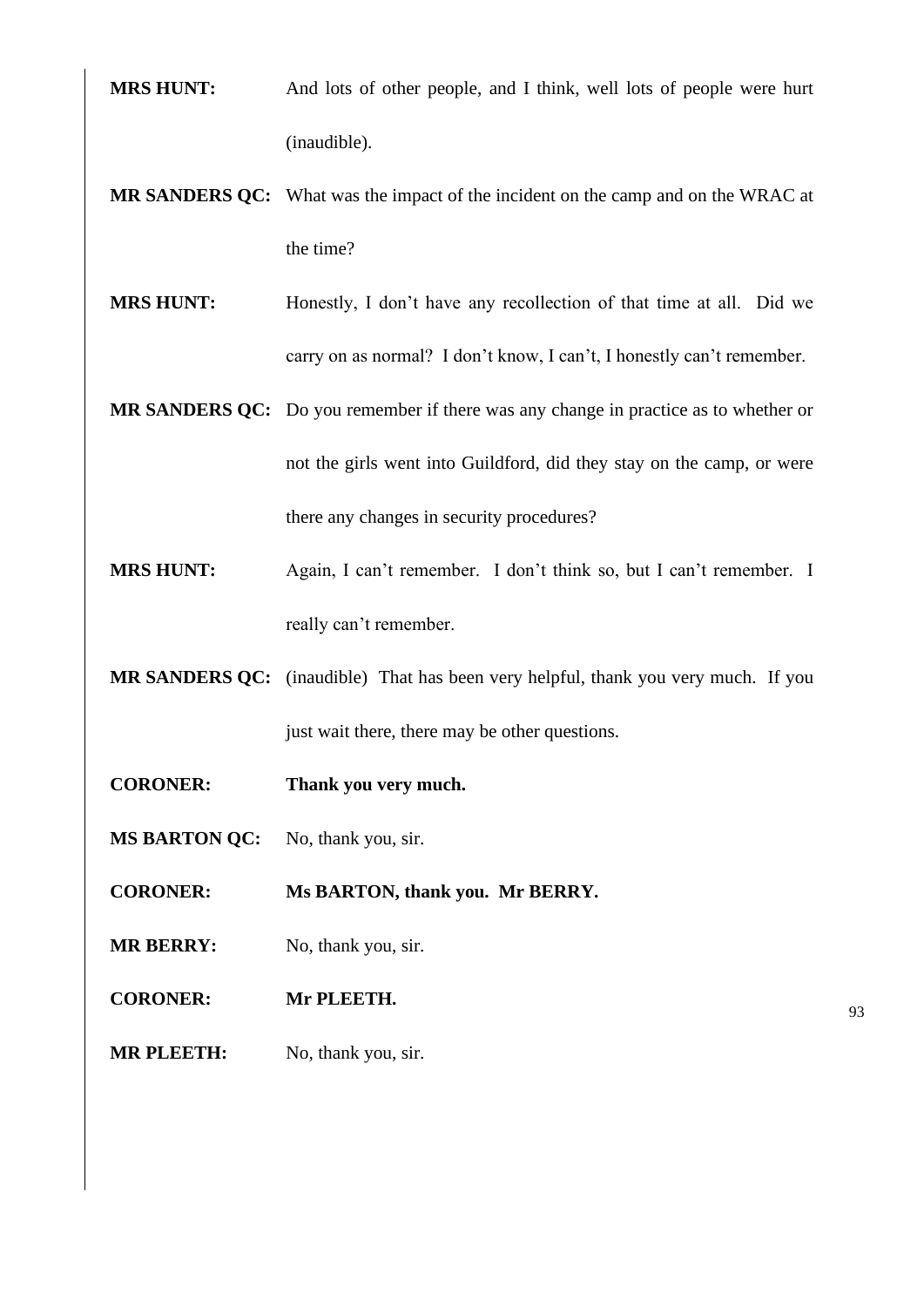**MRS HUNT:** And lots of other people, and I think, well lots of people were hurt (inaudible).

**MR SANDERS QC:** What was the impact of the incident on the camp and on the WRAC at the time?

**MRS HUNT:** Honestly, I don't have any recollection of that time at all. Did we carry on as normal? I don't know, I can't, I honestly can't remember.

**MR SANDERS QC:** Do you remember if there was any change in practice as to whether or not the girls went into Guildford, did they stay on the camp, or were there any changes in security procedures?

**MRS HUNT:** Again, I can't remember. I don't think so, but I can't remember. I really can't remember.

**MR SANDERS QC:** (inaudible) That has been very helpful, thank you very much. If you just wait there, there may be other questions.

**CORONER:** **Thank you very much.**

**MS BARTON QC:** No, thank you, sir.

**CORONER:** **Ms BARTON, thank you. Mr BERRY.**

**MR BERRY:** No, thank you, sir.

**CORONER:** **Mr PLEETH.**

**MR PLEETH:** No, thank you, sir.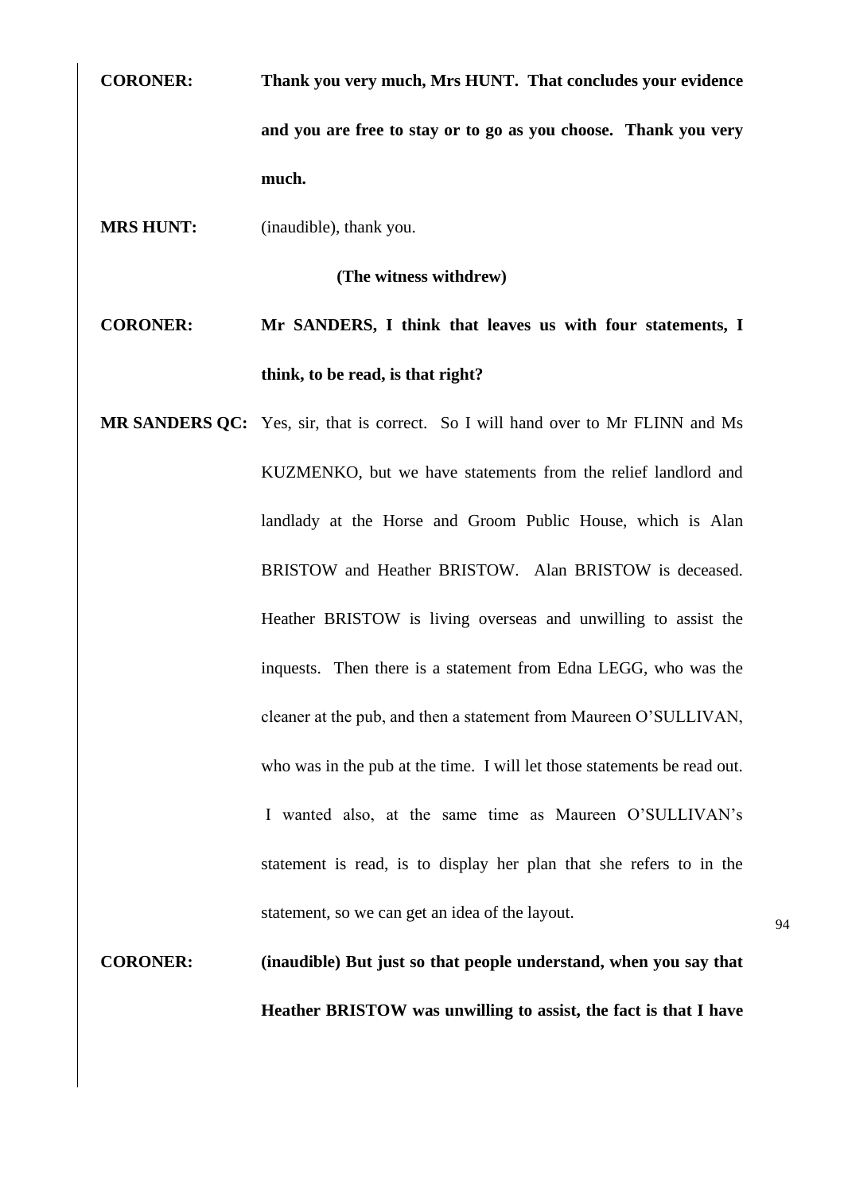**CORONER:** **Thank you very much, Mrs HUNT. That concludes your evidence and you are free to stay or to go as you choose. Thank you very much.**

**MRS HUNT:** (inaudible), thank you.

**(The witness withdrew)**

**CORONER:** **Mr SANDERS, I think that leaves us with four statements, I think, to be read, is that right?**

**MR SANDERS QC:** Yes, sir, that is correct. So I will hand over to Mr FLINN and Ms KUZMENKO, but we have statements from the relief landlord and landlady at the Horse and Groom Public House, which is Alan BRISTOW and Heather BRISTOW. Alan BRISTOW is deceased. Heather BRISTOW is living overseas and unwilling to assist the inquests. Then there is a statement from Edna LEGG, who was the cleaner at the pub, and then a statement from Maureen O'SULLIVAN, who was in the pub at the time. I will let those statements be read out. I wanted also, at the same time as Maureen O'SULLIVAN's statement is read, is to display her plan that she refers to in the statement, so we can get an idea of the layout.

**CORONER:** **(inaudible) But just so that people understand, when you say that Heather BRISTOW was unwilling to assist, the fact is that I have**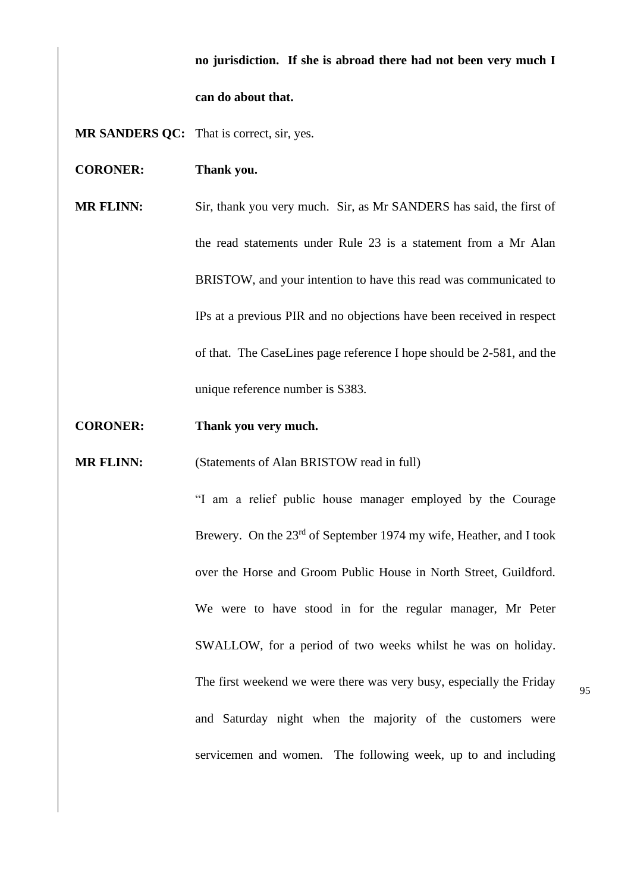**no jurisdiction. If she is abroad there had not been very much I can do about that.**

**MR SANDERS QC:** That is correct, sir, yes.

**CORONER:** **Thank you.**

**MR FLINN:** Sir, thank you very much. Sir, as Mr SANDERS has said, the first of the read statements under Rule 23 is a statement from a Mr Alan BRISTOW, and your intention to have this read was communicated to IPs at a previous PIR and no objections have been received in respect of that. The CaseLines page reference I hope should be 2-581, and the unique reference number is S383.

**CORONER:** **Thank you very much.**

**MR FLINN:** (Statements of Alan BRISTOW read in full)

"I am a relief public house manager employed by the Courage Brewery. On the 23rd of September 1974 my wife, Heather, and I took over the Horse and Groom Public House in North Street, Guildford. We were to have stood in for the regular manager, Mr Peter SWALLOW, for a period of two weeks whilst he was on holiday. The first weekend we were there was very busy, especially the Friday and Saturday night when the majority of the customers were servicemen and women. The following week, up to and including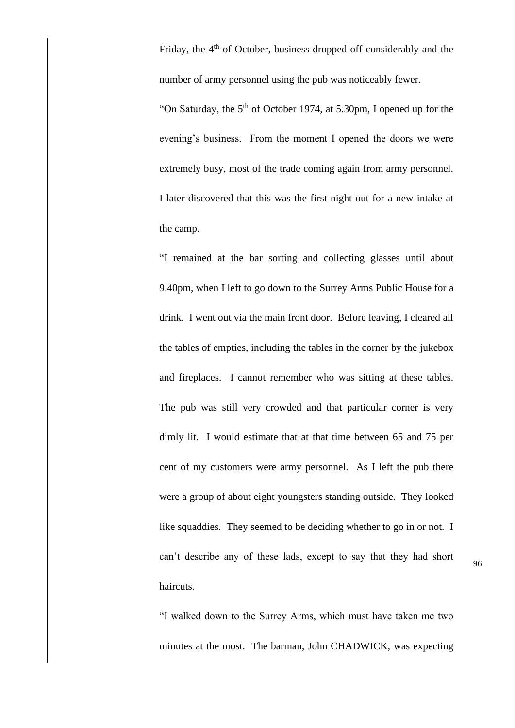Friday, the 4th of October, business dropped off considerably and the number of army personnel using the pub was noticeably fewer.

"On Saturday, the 5th of October 1974, at 5.30pm, I opened up for the evening's business. From the moment I opened the doors we were extremely busy, most of the trade coming again from army personnel. I later discovered that this was the first night out for a new intake at the camp.

"I remained at the bar sorting and collecting glasses until about 9.40pm, when I left to go down to the Surrey Arms Public House for a drink. I went out via the main front door. Before leaving, I cleared all the tables of empties, including the tables in the corner by the jukebox and fireplaces. I cannot remember who was sitting at these tables. The pub was still very crowded and that particular corner is very dimly lit. I would estimate that at that time between 65 and 75 per cent of my customers were army personnel. As I left the pub there were a group of about eight youngsters standing outside. They looked like squaddies. They seemed to be deciding whether to go in or not. I can't describe any of these lads, except to say that they had short haircuts.

"I walked down to the Surrey Arms, which must have taken me two minutes at the most. The barman, John CHADWICK, was expecting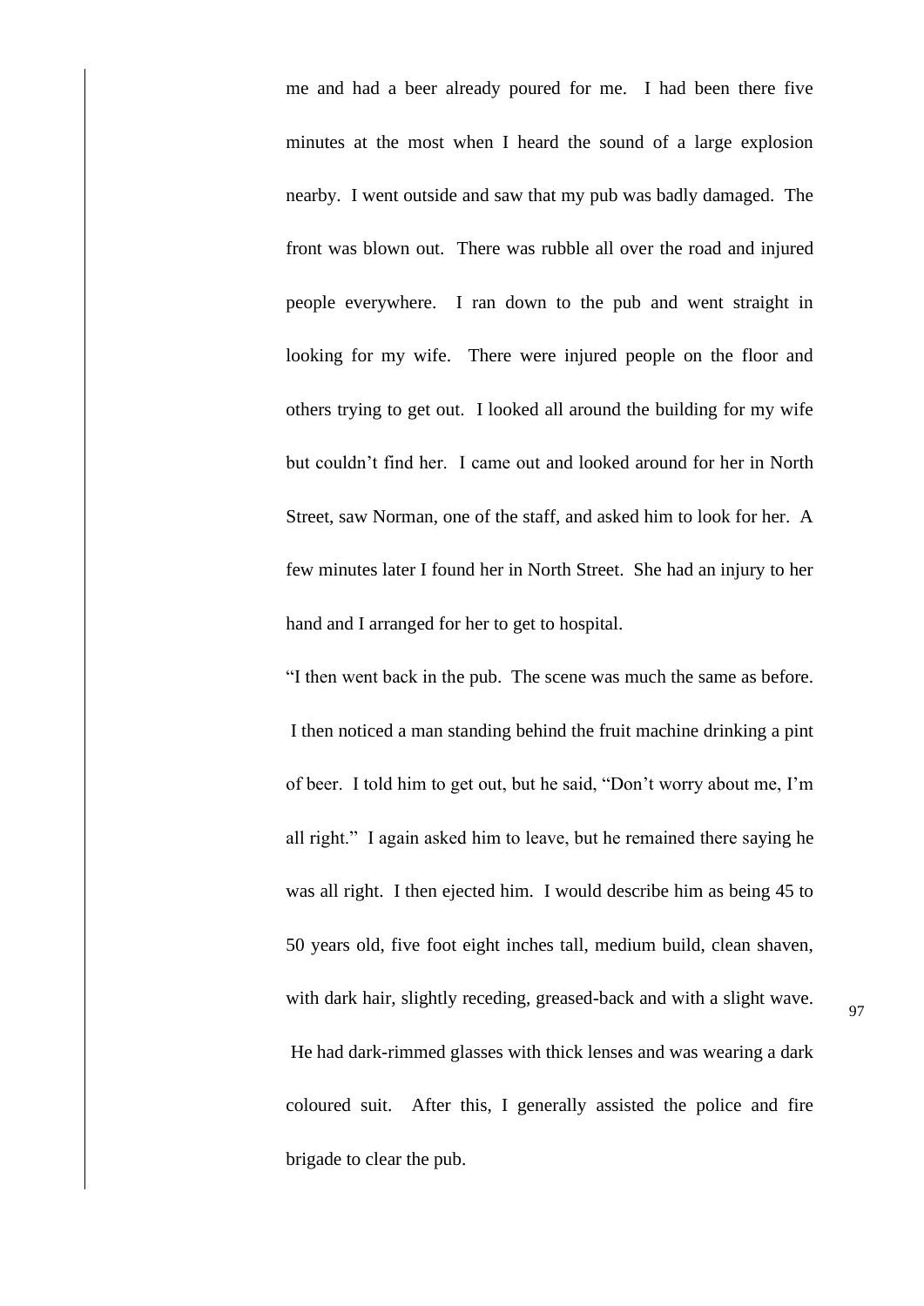me and had a beer already poured for me. I had been there five minutes at the most when I heard the sound of a large explosion nearby. I went outside and saw that my pub was badly damaged. The front was blown out. There was rubble all over the road and injured people everywhere. I ran down to the pub and went straight in looking for my wife. There were injured people on the floor and others trying to get out. I looked all around the building for my wife but couldn't find her. I came out and looked around for her in North Street, saw Norman, one of the staff, and asked him to look for her. A few minutes later I found her in North Street. She had an injury to her hand and I arranged for her to get to hospital.

"I then went back in the pub. The scene was much the same as before. I then noticed a man standing behind the fruit machine drinking a pint of beer. I told him to get out, but he said, "Don't worry about me, I'm all right." I again asked him to leave, but he remained there saying he was all right. I then ejected him. I would describe him as being 45 to 50 years old, five foot eight inches tall, medium build, clean shaven, with dark hair, slightly receding, greased-back and with a slight wave. He had dark-rimmed glasses with thick lenses and was wearing a dark coloured suit. After this, I generally assisted the police and fire brigade to clear the pub.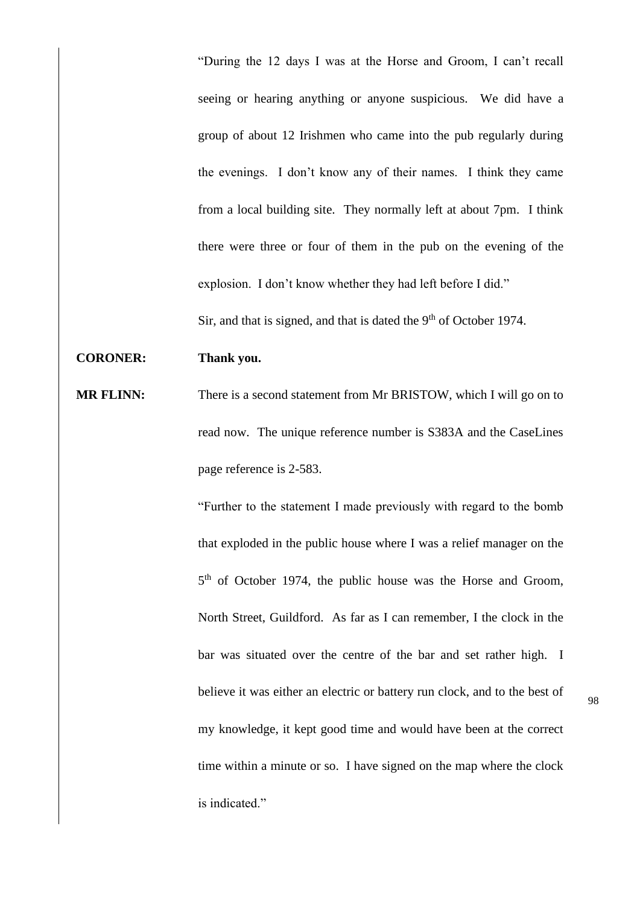"During the 12 days I was at the Horse and Groom, I can't recall seeing or hearing anything or anyone suspicious. We did have a group of about 12 Irishmen who came into the pub regularly during the evenings. I don't know any of their names. I think they came from a local building site. They normally left at about 7pm. I think there were three or four of them in the pub on the evening of the explosion. I don't know whether they had left before I did."

Sir, and that is signed, and that is dated the 9th of October 1974.

**CORONER:** **Thank you.**

**MR FLINN:** There is a second statement from Mr BRISTOW, which I will go on to read now. The unique reference number is S383A and the CaseLines page reference is 2-583.

"Further to the statement I made previously with regard to the bomb that exploded in the public house where I was a relief manager on the 5th of October 1974, the public house was the Horse and Groom, North Street, Guildford. As far as I can remember, I the clock in the bar was situated over the centre of the bar and set rather high. I believe it was either an electric or battery run clock, and to the best of my knowledge, it kept good time and would have been at the correct time within a minute or so. I have signed on the map where the clock is indicated."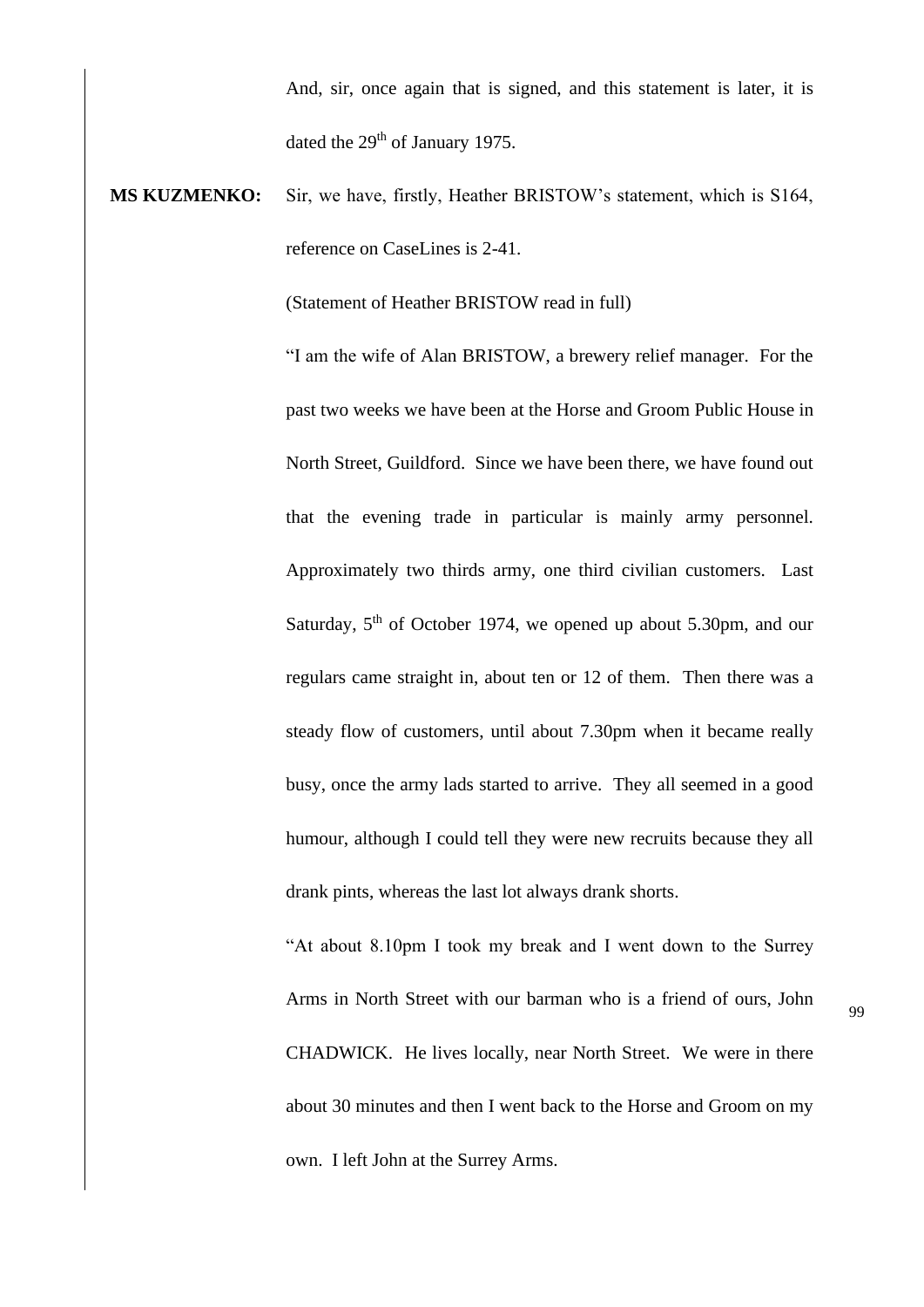And, sir, once again that is signed, and this statement is later, it is dated the 29th of January 1975.

**MS KUZMENKO:** Sir, we have, firstly, Heather BRISTOW's statement, which is S164, reference on CaseLines is 2-41.

(Statement of Heather BRISTOW read in full)

"I am the wife of Alan BRISTOW, a brewery relief manager. For the past two weeks we have been at the Horse and Groom Public House in North Street, Guildford. Since we have been there, we have found out that the evening trade in particular is mainly army personnel. Approximately two thirds army, one third civilian customers. Last Saturday, 5th of October 1974, we opened up about 5.30pm, and our regulars came straight in, about ten or 12 of them. Then there was a steady flow of customers, until about 7.30pm when it became really busy, once the army lads started to arrive. They all seemed in a good humour, although I could tell they were new recruits because they all drank pints, whereas the last lot always drank shorts.

"At about 8.10pm I took my break and I went down to the Surrey Arms in North Street with our barman who is a friend of ours, John CHADWICK. He lives locally, near North Street. We were in there about 30 minutes and then I went back to the Horse and Groom on my own. I left John at the Surrey Arms.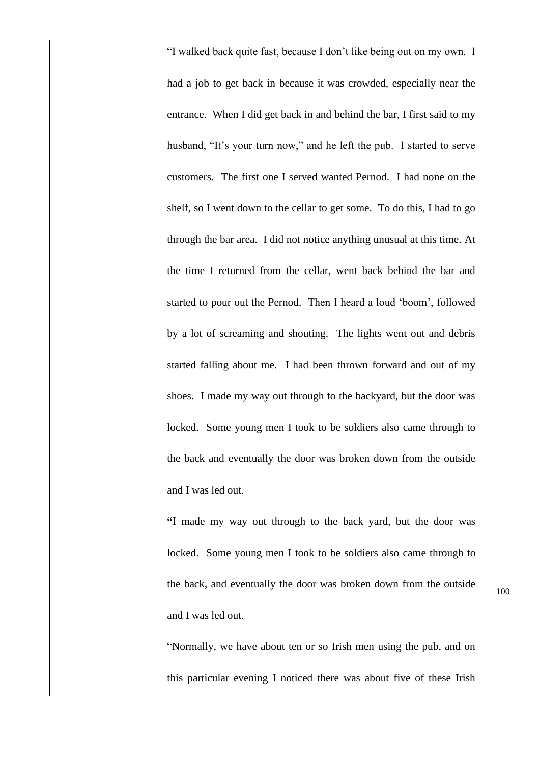"I walked back quite fast, because I don't like being out on my own. I had a job to get back in because it was crowded, especially near the entrance. When I did get back in and behind the bar, I first said to my husband, "It's your turn now," and he left the pub. I started to serve customers. The first one I served wanted Pernod. I had none on the shelf, so I went down to the cellar to get some. To do this, I had to go through the bar area. I did not notice anything unusual at this time. At the time I returned from the cellar, went back behind the bar and started to pour out the Pernod. Then I heard a loud 'boom', followed by a lot of screaming and shouting. The lights went out and debris started falling about me. I had been thrown forward and out of my shoes. I made my way out through to the backyard, but the door was locked. Some young men I took to be soldiers also came through to the back and eventually the door was broken down from the outside and I was led out.

**"**I made my way out through to the back yard, but the door was locked. Some young men I took to be soldiers also came through to the back, and eventually the door was broken down from the outside and I was led out.

"Normally, we have about ten or so Irish men using the pub, and on this particular evening I noticed there was about five of these Irish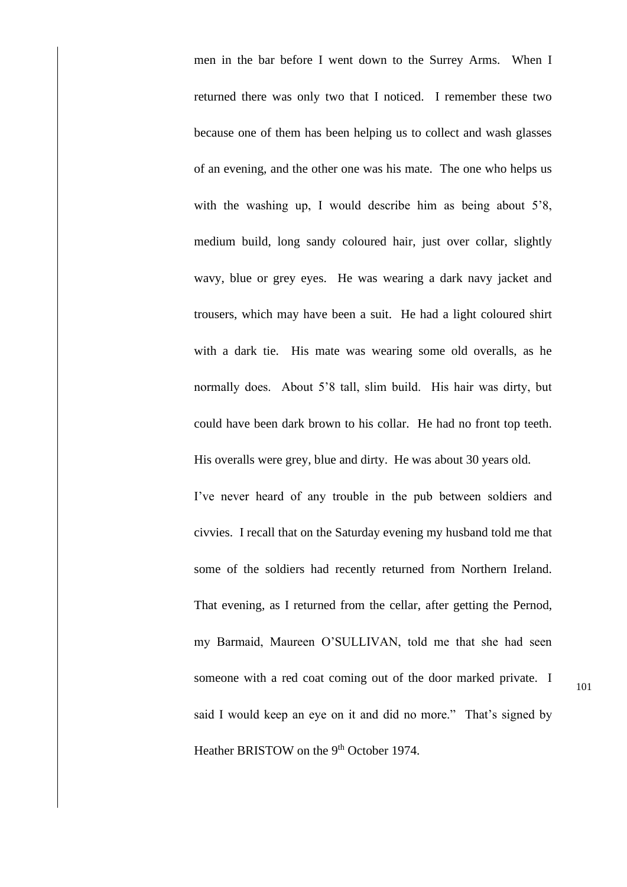men in the bar before I went down to the Surrey Arms. When I returned there was only two that I noticed. I remember these two because one of them has been helping us to collect and wash glasses of an evening, and the other one was his mate. The one who helps us with the washing up, I would describe him as being about 5'8, medium build, long sandy coloured hair, just over collar, slightly wavy, blue or grey eyes. He was wearing a dark navy jacket and trousers, which may have been a suit. He had a light coloured shirt with a dark tie. His mate was wearing some old overalls, as he normally does. About 5'8 tall, slim build. His hair was dirty, but could have been dark brown to his collar. He had no front top teeth. His overalls were grey, blue and dirty. He was about 30 years old.

I've never heard of any trouble in the pub between soldiers and civvies. I recall that on the Saturday evening my husband told me that some of the soldiers had recently returned from Northern Ireland. That evening, as I returned from the cellar, after getting the Pernod, my Barmaid, Maureen O'SULLIVAN, told me that she had seen someone with a red coat coming out of the door marked private. I said I would keep an eye on it and did no more." That's signed by Heather BRISTOW on the 9th October 1974.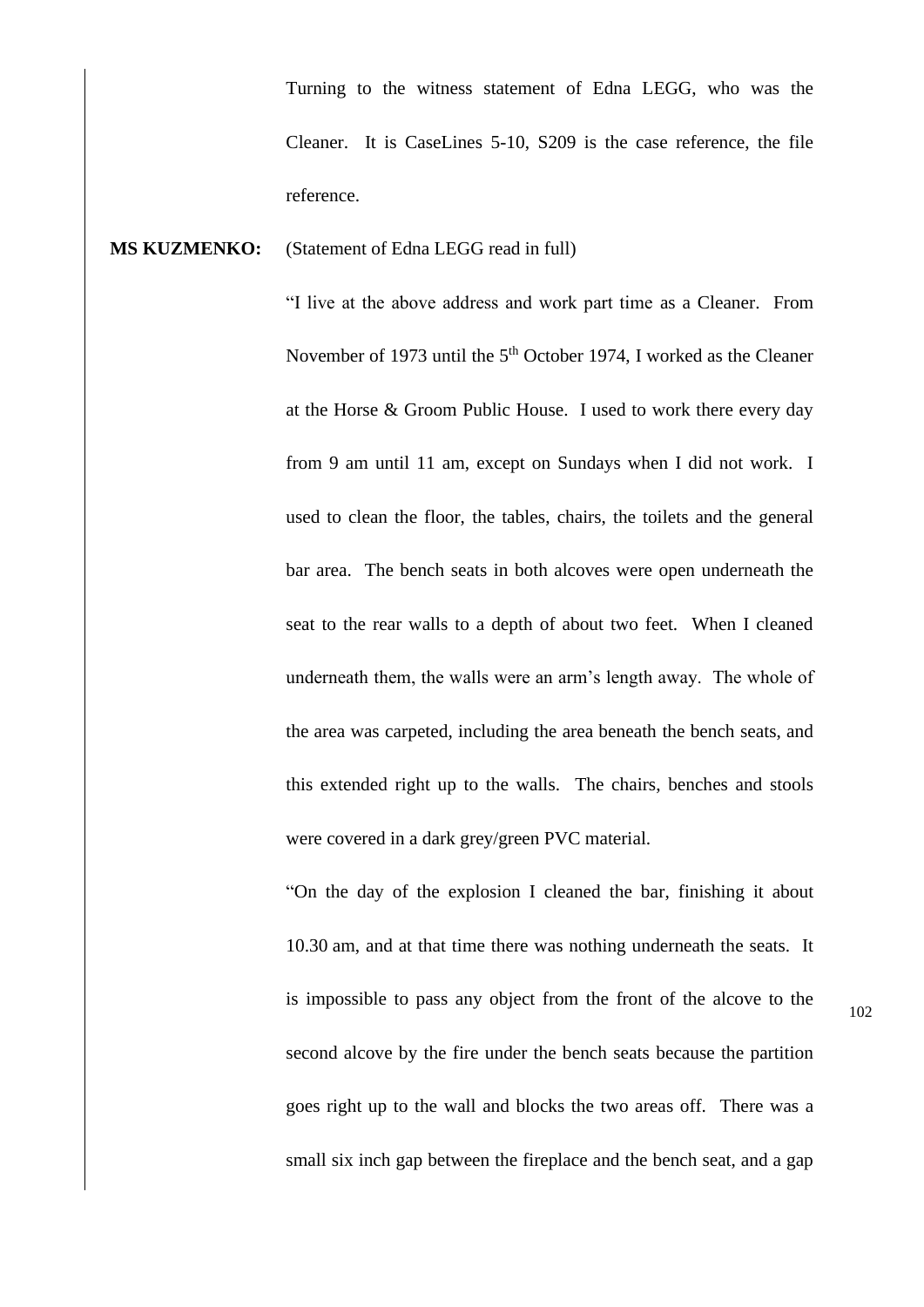Turning to the witness statement of Edna LEGG, who was the Cleaner. It is CaseLines 5-10, S209 is the case reference, the file reference.

**MS KUZMENKO:** (Statement of Edna LEGG read in full)

"I live at the above address and work part time as a Cleaner. From November of 1973 until the 5th October 1974, I worked as the Cleaner at the Horse & Groom Public House. I used to work there every day from 9 am until 11 am, except on Sundays when I did not work. I used to clean the floor, the tables, chairs, the toilets and the general bar area. The bench seats in both alcoves were open underneath the seat to the rear walls to a depth of about two feet. When I cleaned underneath them, the walls were an arm's length away. The whole of the area was carpeted, including the area beneath the bench seats, and this extended right up to the walls. The chairs, benches and stools were covered in a dark grey/green PVC material.

"On the day of the explosion I cleaned the bar, finishing it about 10.30 am, and at that time there was nothing underneath the seats. It is impossible to pass any object from the front of the alcove to the second alcove by the fire under the bench seats because the partition goes right up to the wall and blocks the two areas off. There was a small six inch gap between the fireplace and the bench seat, and a gap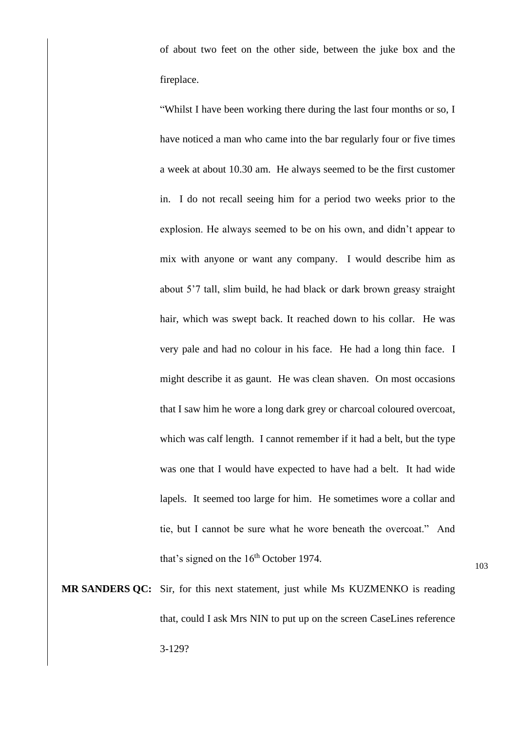of about two feet on the other side, between the juke box and the fireplace.

"Whilst I have been working there during the last four months or so, I have noticed a man who came into the bar regularly four or five times a week at about 10.30 am. He always seemed to be the first customer in. I do not recall seeing him for a period two weeks prior to the explosion. He always seemed to be on his own, and didn't appear to mix with anyone or want any company. I would describe him as about 5'7 tall, slim build, he had black or dark brown greasy straight hair, which was swept back. It reached down to his collar. He was very pale and had no colour in his face. He had a long thin face. I might describe it as gaunt. He was clean shaven. On most occasions that I saw him he wore a long dark grey or charcoal coloured overcoat, which was calf length. I cannot remember if it had a belt, but the type was one that I would have expected to have had a belt. It had wide lapels. It seemed too large for him. He sometimes wore a collar and tie, but I cannot be sure what he wore beneath the overcoat." And that's signed on the 16th October 1974.

**MR SANDERS QC:** Sir, for this next statement, just while Ms KUZMENKO is reading that, could I ask Mrs NIN to put up on the screen CaseLines reference 3-129?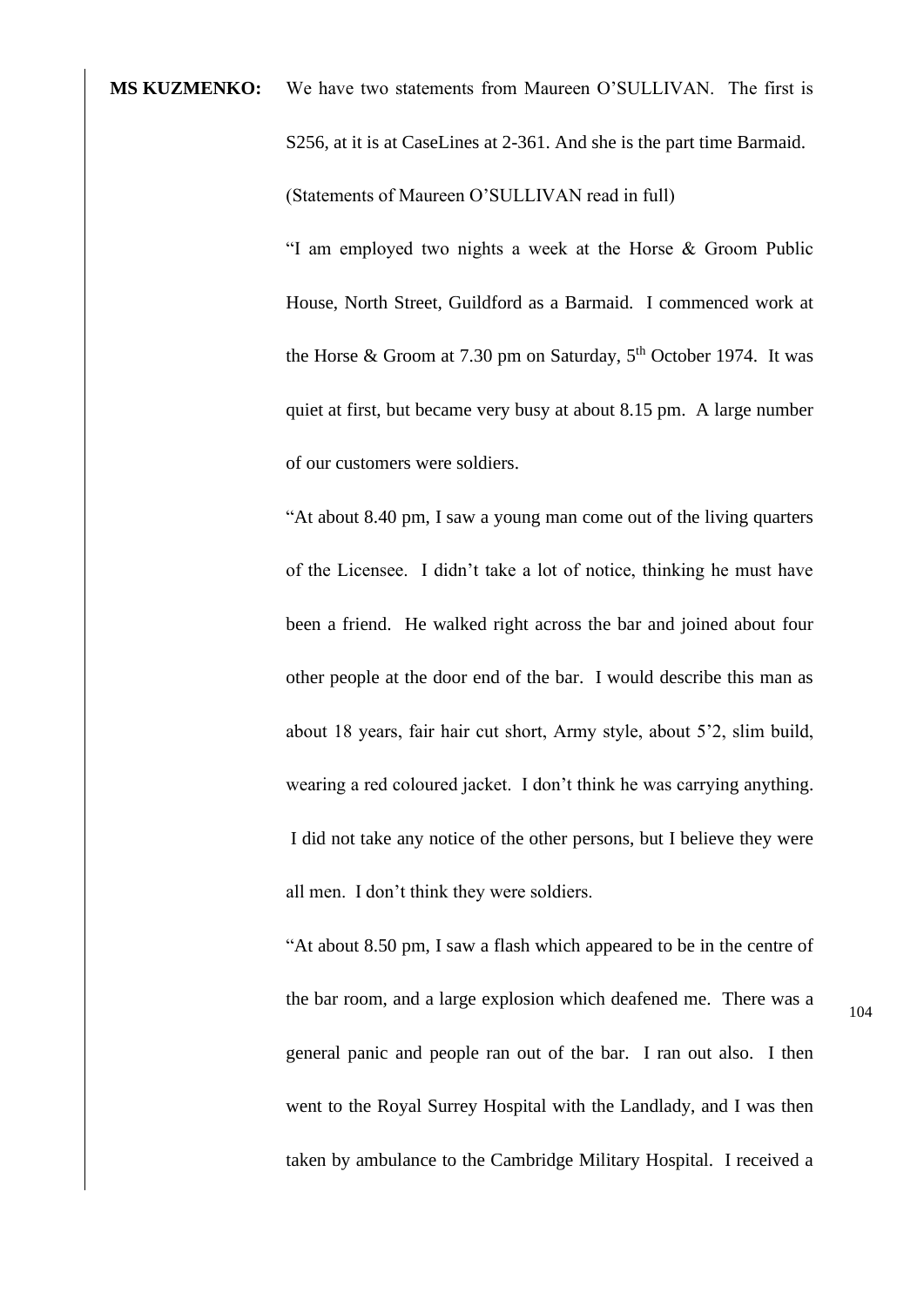**MS KUZMENKO:** We have two statements from Maureen O'SULLIVAN. The first is S256, at it is at CaseLines at 2-361. And she is the part time Barmaid.

(Statements of Maureen O'SULLIVAN read in full)

"I am employed two nights a week at the Horse & Groom Public House, North Street, Guildford as a Barmaid. I commenced work at the Horse & Groom at 7.30 pm on Saturday, 5th October 1974. It was quiet at first, but became very busy at about 8.15 pm. A large number of our customers were soldiers.

"At about 8.40 pm, I saw a young man come out of the living quarters of the Licensee. I didn't take a lot of notice, thinking he must have been a friend. He walked right across the bar and joined about four other people at the door end of the bar. I would describe this man as about 18 years, fair hair cut short, Army style, about 5'2, slim build, wearing a red coloured jacket. I don't think he was carrying anything. I did not take any notice of the other persons, but I believe they were all men. I don't think they were soldiers.

"At about 8.50 pm, I saw a flash which appeared to be in the centre of the bar room, and a large explosion which deafened me. There was a general panic and people ran out of the bar. I ran out also. I then went to the Royal Surrey Hospital with the Landlady, and I was then taken by ambulance to the Cambridge Military Hospital. I received a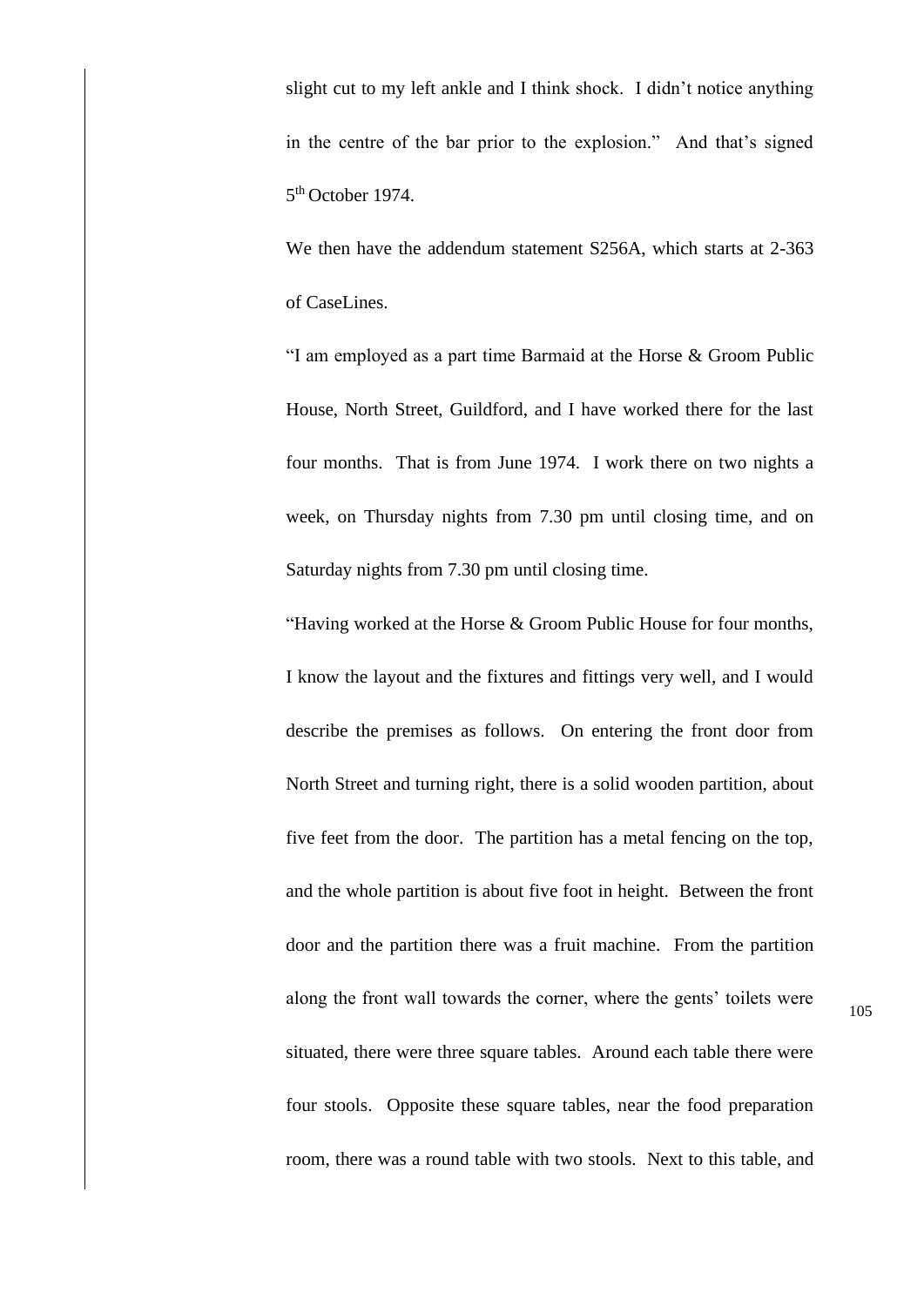slight cut to my left ankle and I think shock. I didn't notice anything in the centre of the bar prior to the explosion." And that's signed 5th October 1974.

We then have the addendum statement S256A, which starts at 2-363 of CaseLines.

"I am employed as a part time Barmaid at the Horse & Groom Public House, North Street, Guildford, and I have worked there for the last four months. That is from June 1974. I work there on two nights a week, on Thursday nights from 7.30 pm until closing time, and on Saturday nights from 7.30 pm until closing time.

"Having worked at the Horse & Groom Public House for four months, I know the layout and the fixtures and fittings very well, and I would describe the premises as follows. On entering the front door from North Street and turning right, there is a solid wooden partition, about five feet from the door. The partition has a metal fencing on the top, and the whole partition is about five foot in height. Between the front door and the partition there was a fruit machine. From the partition along the front wall towards the corner, where the gents' toilets were situated, there were three square tables. Around each table there were four stools. Opposite these square tables, near the food preparation room, there was a round table with two stools. Next to this table, and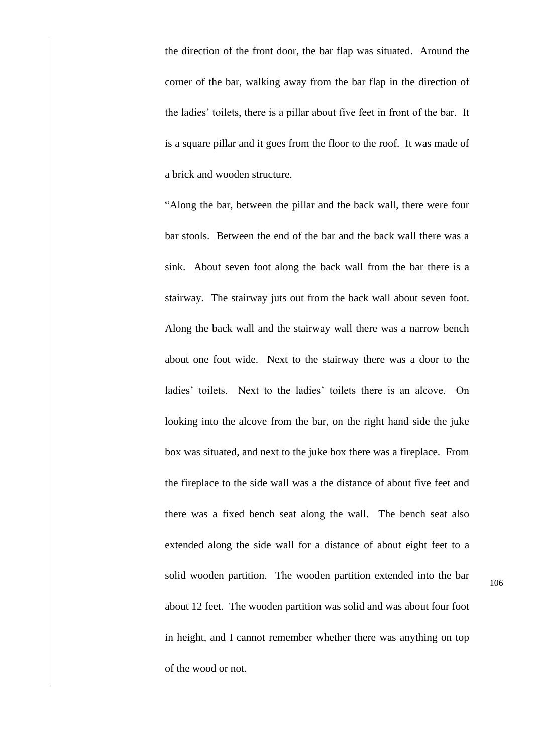the direction of the front door, the bar flap was situated. Around the corner of the bar, walking away from the bar flap in the direction of the ladies' toilets, there is a pillar about five feet in front of the bar. It is a square pillar and it goes from the floor to the roof. It was made of a brick and wooden structure.

"Along the bar, between the pillar and the back wall, there were four bar stools. Between the end of the bar and the back wall there was a sink. About seven foot along the back wall from the bar there is a stairway. The stairway juts out from the back wall about seven foot. Along the back wall and the stairway wall there was a narrow bench about one foot wide. Next to the stairway there was a door to the ladies' toilets. Next to the ladies' toilets there is an alcove. On looking into the alcove from the bar, on the right hand side the juke box was situated, and next to the juke box there was a fireplace. From the fireplace to the side wall was a the distance of about five feet and there was a fixed bench seat along the wall. The bench seat also extended along the side wall for a distance of about eight feet to a solid wooden partition. The wooden partition extended into the bar about 12 feet. The wooden partition was solid and was about four foot in height, and I cannot remember whether there was anything on top of the wood or not.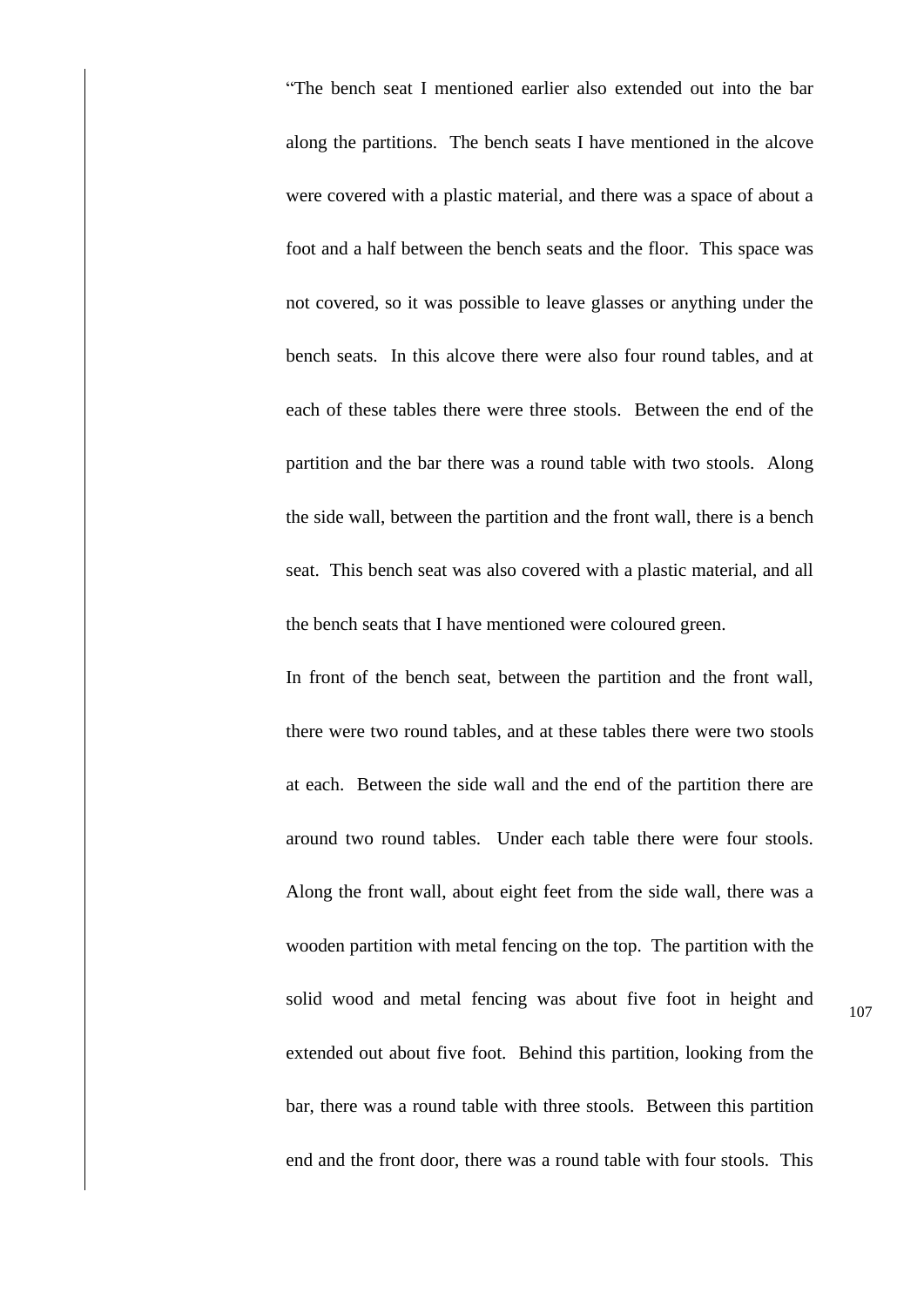"The bench seat I mentioned earlier also extended out into the bar along the partitions. The bench seats I have mentioned in the alcove were covered with a plastic material, and there was a space of about a foot and a half between the bench seats and the floor. This space was not covered, so it was possible to leave glasses or anything under the bench seats. In this alcove there were also four round tables, and at each of these tables there were three stools. Between the end of the partition and the bar there was a round table with two stools. Along the side wall, between the partition and the front wall, there is a bench seat. This bench seat was also covered with a plastic material, and all the bench seats that I have mentioned were coloured green.

In front of the bench seat, between the partition and the front wall, there were two round tables, and at these tables there were two stools at each. Between the side wall and the end of the partition there are around two round tables. Under each table there were four stools. Along the front wall, about eight feet from the side wall, there was a wooden partition with metal fencing on the top. The partition with the solid wood and metal fencing was about five foot in height and extended out about five foot. Behind this partition, looking from the bar, there was a round table with three stools. Between this partition end and the front door, there was a round table with four stools. This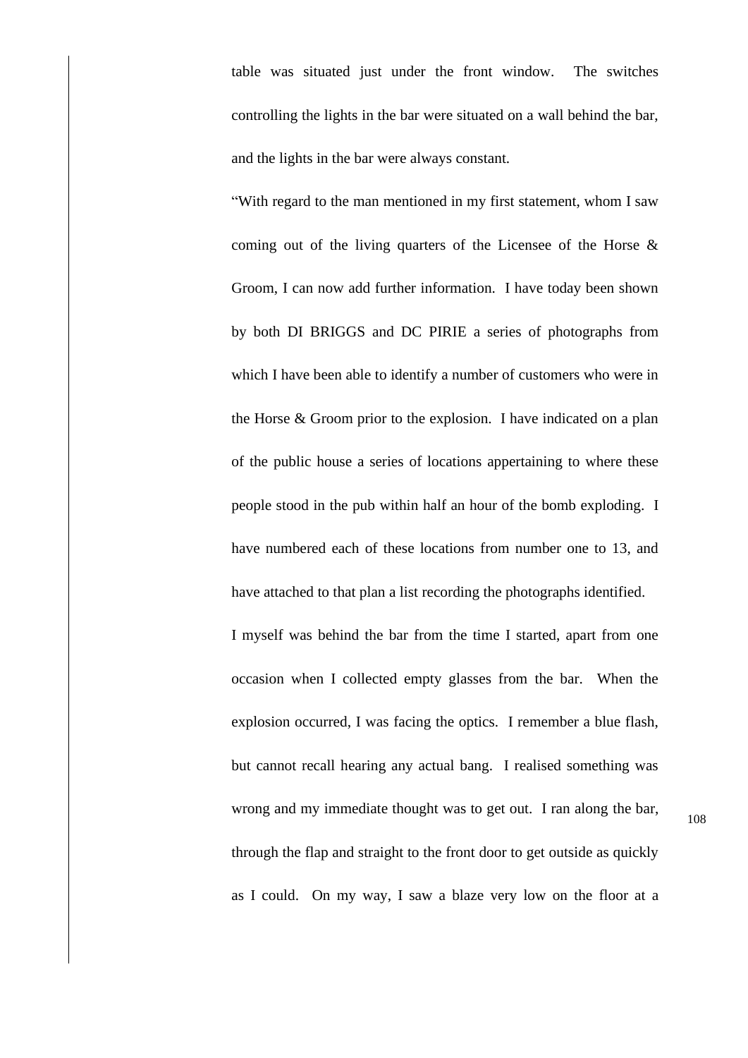table was situated just under the front window. The switches controlling the lights in the bar were situated on a wall behind the bar, and the lights in the bar were always constant.

"With regard to the man mentioned in my first statement, whom I saw coming out of the living quarters of the Licensee of the Horse & Groom, I can now add further information. I have today been shown by both DI BRIGGS and DC PIRIE a series of photographs from which I have been able to identify a number of customers who were in the Horse & Groom prior to the explosion. I have indicated on a plan of the public house a series of locations appertaining to where these people stood in the pub within half an hour of the bomb exploding. I have numbered each of these locations from number one to 13, and have attached to that plan a list recording the photographs identified.

I myself was behind the bar from the time I started, apart from one occasion when I collected empty glasses from the bar. When the explosion occurred, I was facing the optics. I remember a blue flash, but cannot recall hearing any actual bang. I realised something was wrong and my immediate thought was to get out. I ran along the bar, through the flap and straight to the front door to get outside as quickly as I could. On my way, I saw a blaze very low on the floor at a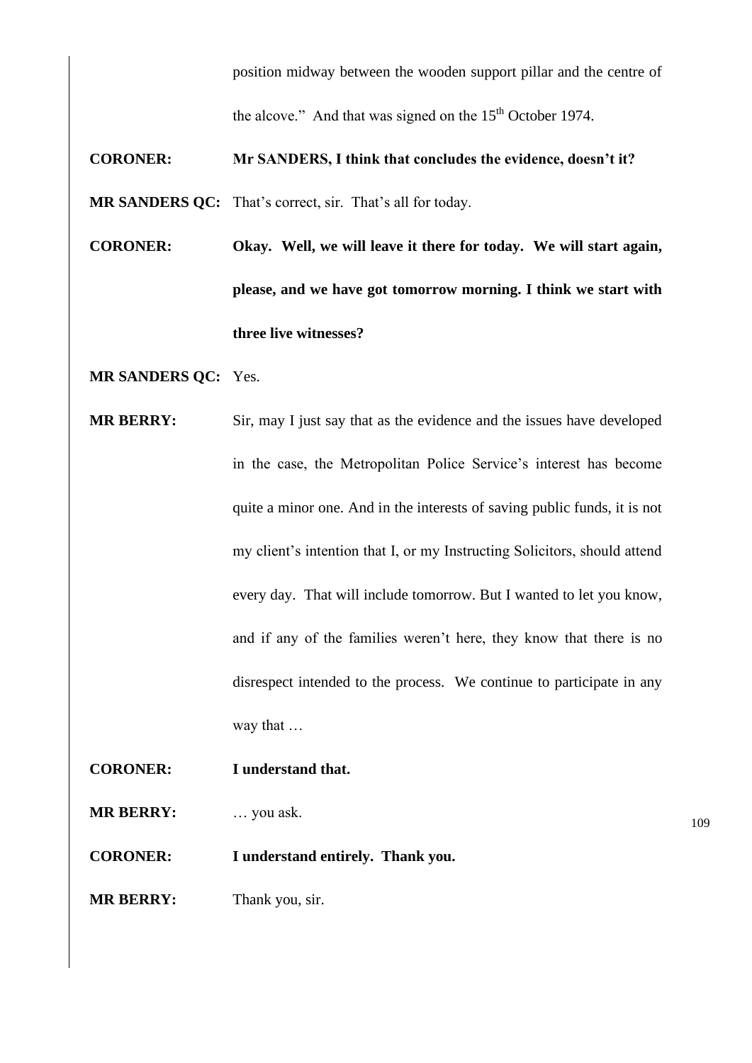position midway between the wooden support pillar and the centre of the alcove." And that was signed on the 15th October 1974.

**CORONER:** **Mr SANDERS, I think that concludes the evidence, doesn't it?**

**MR SANDERS QC:** That's correct, sir. That's all for today.

**CORONER:** **Okay. Well, we will leave it there for today. We will start again, please, and we have got tomorrow morning. I think we start with three live witnesses?**

**MR SANDERS QC:** Yes.

**MR BERRY:** Sir, may I just say that as the evidence and the issues have developed in the case, the Metropolitan Police Service's interest has become quite a minor one. And in the interests of saving public funds, it is not my client's intention that I, or my Instructing Solicitors, should attend every day. That will include tomorrow. But I wanted to let you know, and if any of the families weren't here, they know that there is no disrespect intended to the process. We continue to participate in any way that …

**CORONER:** **I understand that.**

**MR BERRY:** … you ask.

**CORONER:** **I understand entirely. Thank you.**

**MR BERRY:** Thank you, sir.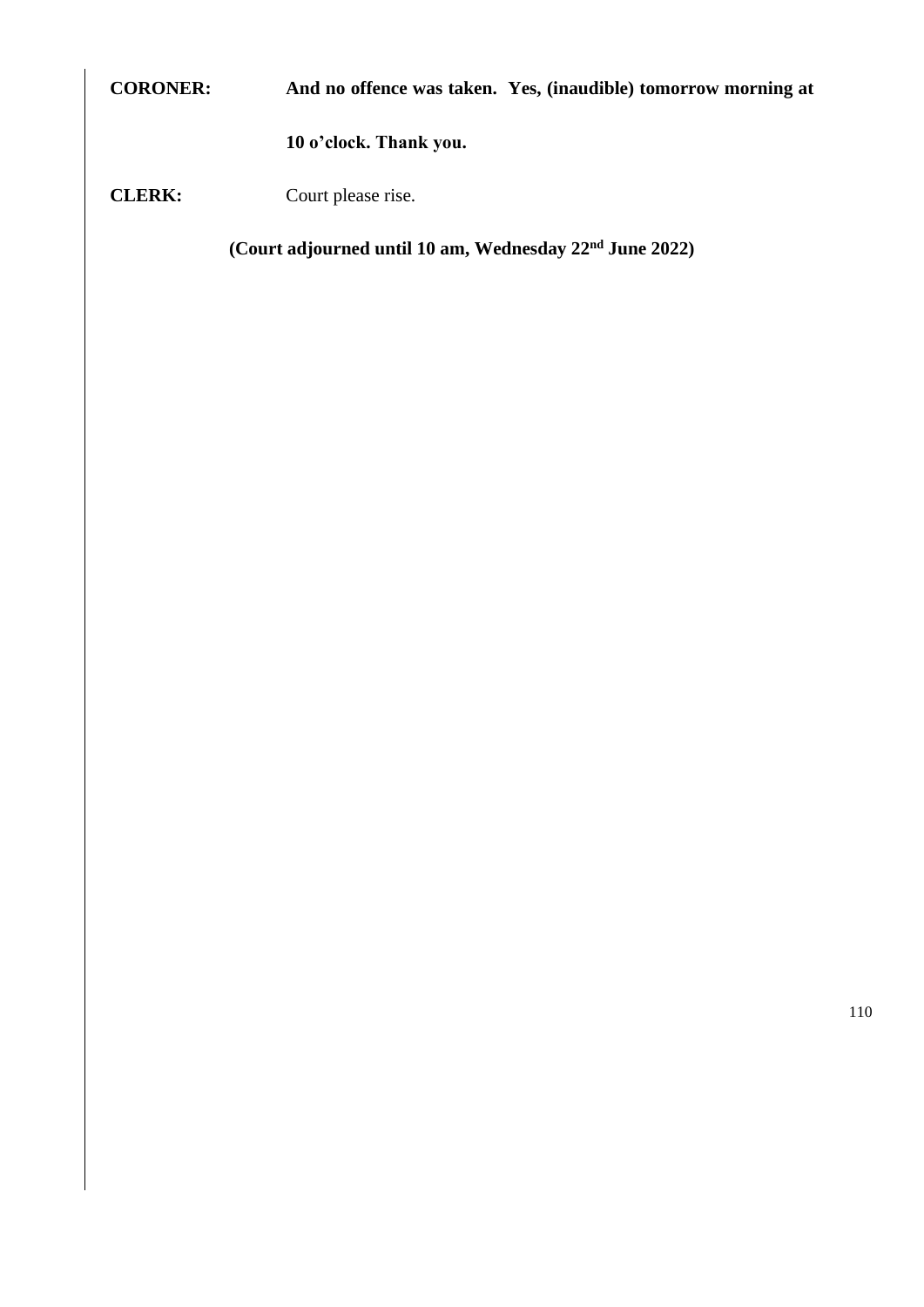**CORONER:** **And no offence was taken. Yes, (inaudible) tomorrow morning at 10 o'clock. Thank you.**

**CLERK:** Court please rise.

**(Court adjourned until 10 am, Wednesday 22nd June 2022)**